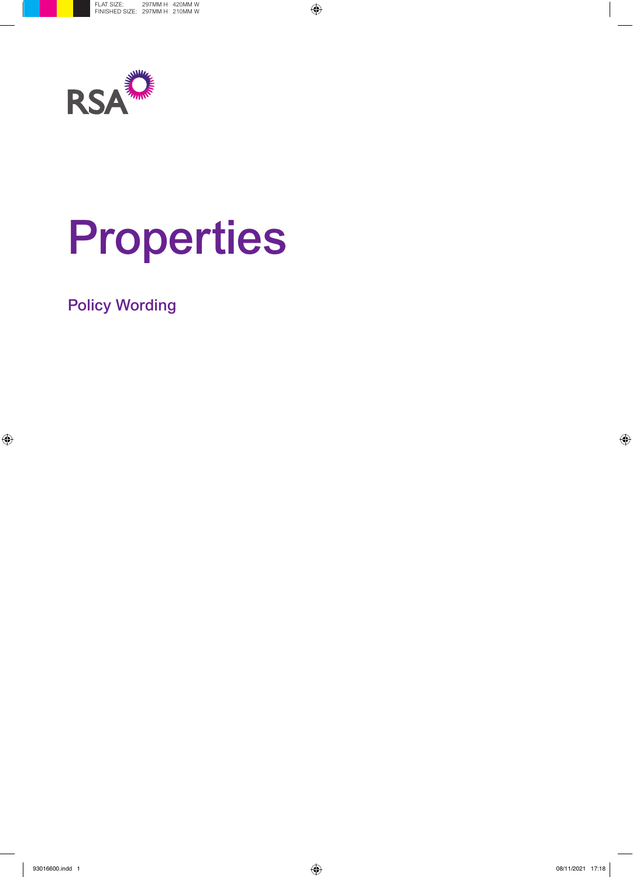RSA

# Properties

## Policy Wording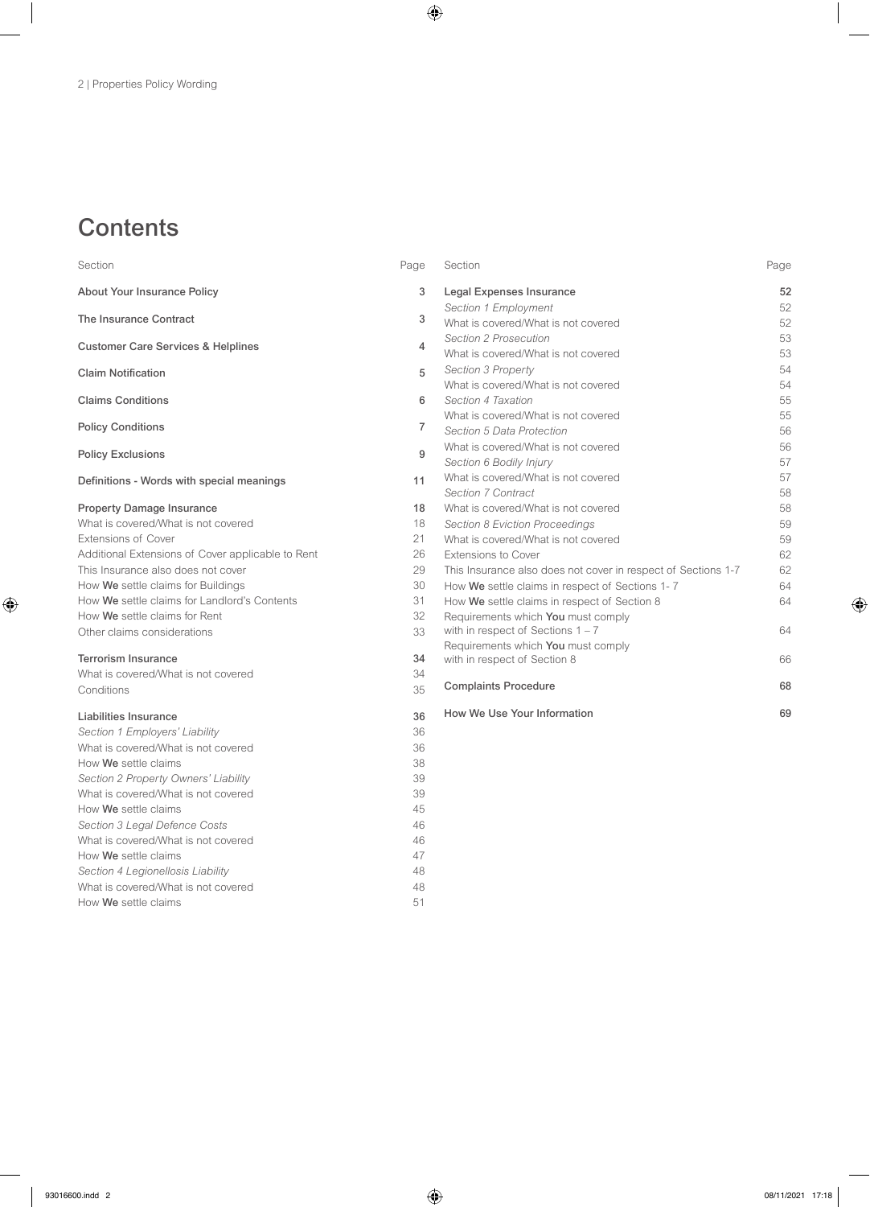# Contents

| Section | Page |
|---|---|
| **About Your Insurance Policy** | **3** |
| **The Insurance Contract** | **3** |
| **Customer Care Services & Helplines** | **4** |
| **Claim Notification** | **5** |
| **Claims Conditions** | **6** |
| **Policy Conditions** | **7** |
| **Policy Exclusions** | **9** |
| **Definitions - Words with special meanings** | **11** |
| **Property Damage Insurance** | **18** |
| What is covered/What is not covered | 18 |
| Extensions of Cover | 21 |
| Additional Extensions of Cover applicable to Rent | 26 |
| This Insurance also does not cover | 29 |
| How **We** settle claims for Buildings | 30 |
| How **We** settle claims for Landlord's Contents | 31 |
| How **We** settle claims for Rent | 32 |
| Other claims considerations | 33 |
| **Terrorism Insurance** | **34** |
| What is covered/What is not covered | 34 |
| Conditions | 35 |
| **Liabilities Insurance** | **36** |
| *Section 1 Employers' Liability* | 36 |
| What is covered/What is not covered | 36 |
| How **We** settle claims | 38 |
| *Section 2 Property Owners' Liability* | 39 |
| What is covered/What is not covered | 39 |
| How **We** settle claims | 45 |
| *Section 3 Legal Defence Costs* | 46 |
| What is covered/What is not covered | 46 |
| How **We** settle claims | 47 |
| *Section 4 Legionellosis Liability* | 48 |
| What is covered/What is not covered | 48 |
| How **We** settle claims | 51 |
| **Legal Expenses Insurance** | **52** |
| *Section 1 Employment* | 52 |
| What is covered/What is not covered | 52 |
| *Section 2 Prosecution* | 53 |
| What is covered/What is not covered | 53 |
| *Section 3 Property* | 54 |
| What is covered/What is not covered | 54 |
| *Section 4 Taxation* | 55 |
| What is covered/What is not covered | 55 |
| *Section 5 Data Protection* | 56 |
| What is covered/What is not covered | 56 |
| *Section 6 Bodily Injury* | 57 |
| What is covered/What is not covered | 57 |
| *Section 7 Contract* | 58 |
| What is covered/What is not covered | 58 |
| *Section 8 Eviction Proceedings* | 59 |
| What is covered/What is not covered | 59 |
| Extensions to Cover | 62 |
| This Insurance also does not cover in respect of Sections 1-7 | 62 |
| How **We** settle claims in respect of Sections 1- 7 | 64 |
| How **We** settle claims in respect of Section 8 | 64 |
| Requirements which **You** must comply with in respect of Sections 1 – 7 | 64 |
| Requirements which **You** must comply with in respect of Section 8 | 66 |
| **Complaints Procedure** | **68** |
| **How We Use Your Information** | **69** |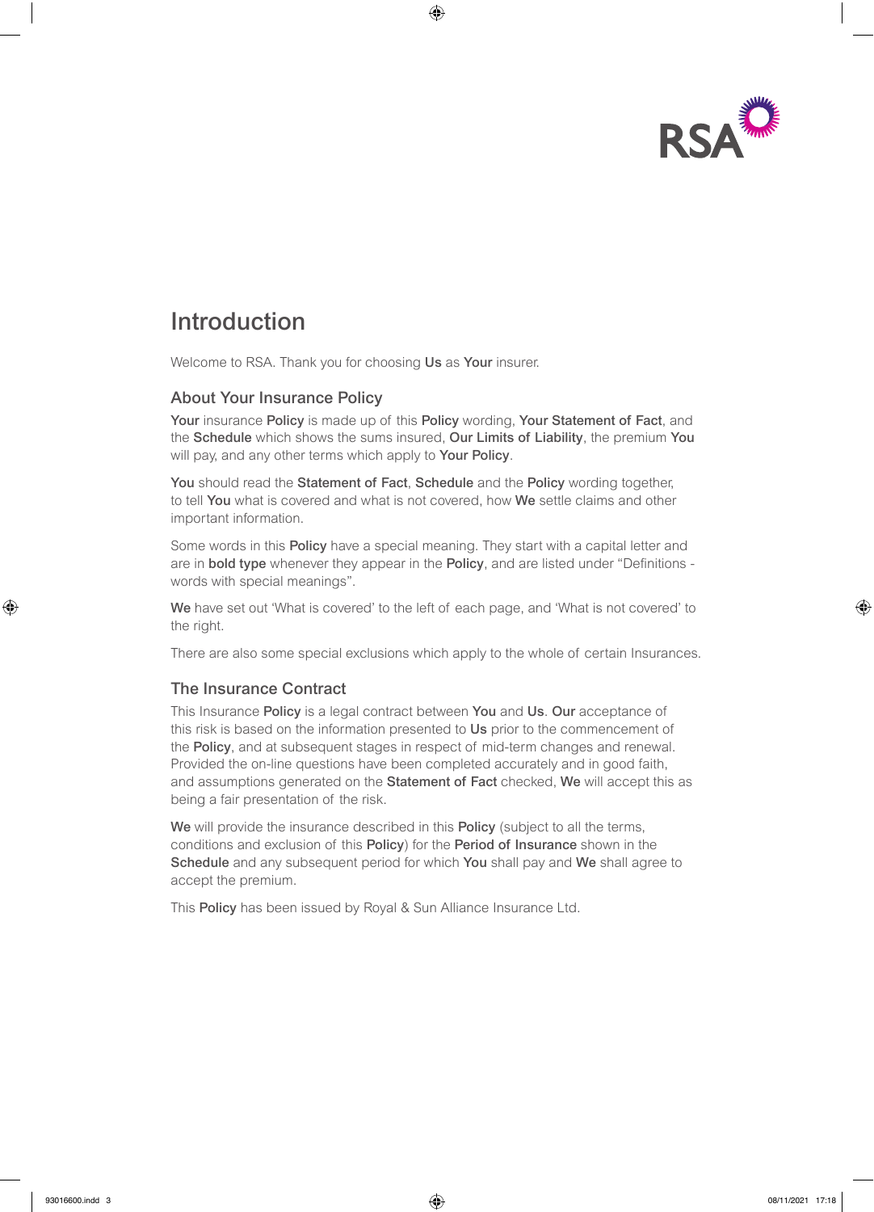# Introduction

Welcome to RSA. Thank you for choosing **Us** as **Your** insurer.

## About Your Insurance Policy

**Your** insurance **Policy** is made up of this **Policy** wording, **Your Statement of Fact**, and the **Schedule** which shows the sums insured, **Our Limits of Liability**, the premium **You** will pay, and any other terms which apply to **Your Policy**.

**You** should read the **Statement of Fact**, **Schedule** and the **Policy** wording together, to tell **You** what is covered and what is not covered, how **We** settle claims and other important information.

Some words in this **Policy** have a special meaning. They start with a capital letter and are in **bold type** whenever they appear in the **Policy**, and are listed under "Definitions - words with special meanings".

**We** have set out 'What is covered' to the left of each page, and 'What is not covered' to the right.

There are also some special exclusions which apply to the whole of certain Insurances.

## The Insurance Contract

This Insurance **Policy** is a legal contract between **You** and **Us**. **Our** acceptance of this risk is based on the information presented to **Us** prior to the commencement of the **Policy**, and at subsequent stages in respect of mid-term changes and renewal. Provided the on-line questions have been completed accurately and in good faith, and assumptions generated on the **Statement of Fact** checked, **We** will accept this as being a fair presentation of the risk.

**We** will provide the insurance described in this **Policy** (subject to all the terms, conditions and exclusion of this **Policy**) for the **Period of Insurance** shown in the **Schedule** and any subsequent period for which **You** shall pay and **We** shall agree to accept the premium.

This **Policy** has been issued by Royal & Sun Alliance Insurance Ltd.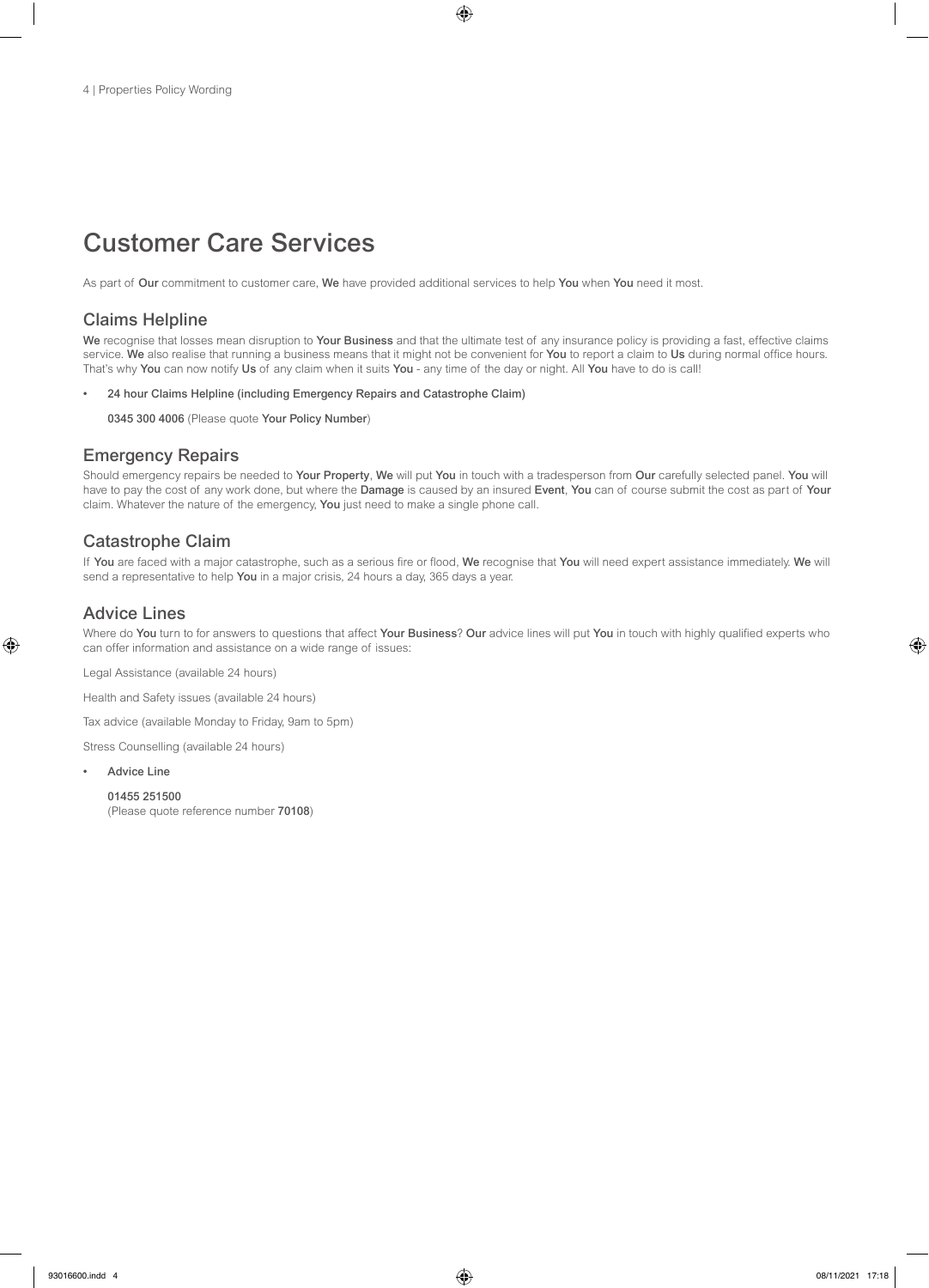# Customer Care Services

As part of **Our** commitment to customer care, **We** have provided additional services to help **You** when **You** need it most.

## Claims Helpline

**We** recognise that losses mean disruption to **Your Business** and that the ultimate test of any insurance policy is providing a fast, effective claims service. **We** also realise that running a business means that it might not be convenient for **You** to report a claim to **Us** during normal office hours. That's why **You** can now notify **Us** of any claim when it suits **You** - any time of the day or night. All **You** have to do is call!

- **24 hour Claims Helpline (including Emergency Repairs and Catastrophe Claim)**

  **0345 300 4006** (Please quote **Your Policy Number**)

## Emergency Repairs

Should emergency repairs be needed to **Your Property**, **We** will put **You** in touch with a tradesperson from **Our** carefully selected panel. **You** will have to pay the cost of any work done, but where the **Damage** is caused by an insured **Event**, **You** can of course submit the cost as part of **Your** claim. Whatever the nature of the emergency, **You** just need to make a single phone call.

## Catastrophe Claim

If **You** are faced with a major catastrophe, such as a serious fire or flood, **We** recognise that **You** will need expert assistance immediately. **We** will send a representative to help **You** in a major crisis, 24 hours a day, 365 days a year.

## Advice Lines

Where do **You** turn to for answers to questions that affect **Your Business**? **Our** advice lines will put **You** in touch with highly qualified experts who can offer information and assistance on a wide range of issues:

Legal Assistance (available 24 hours)

Health and Safety issues (available 24 hours)

Tax advice (available Monday to Friday, 9am to 5pm)

Stress Counselling (available 24 hours)

- **Advice Line**

  **01455 251500**
  (Please quote reference number **70108**)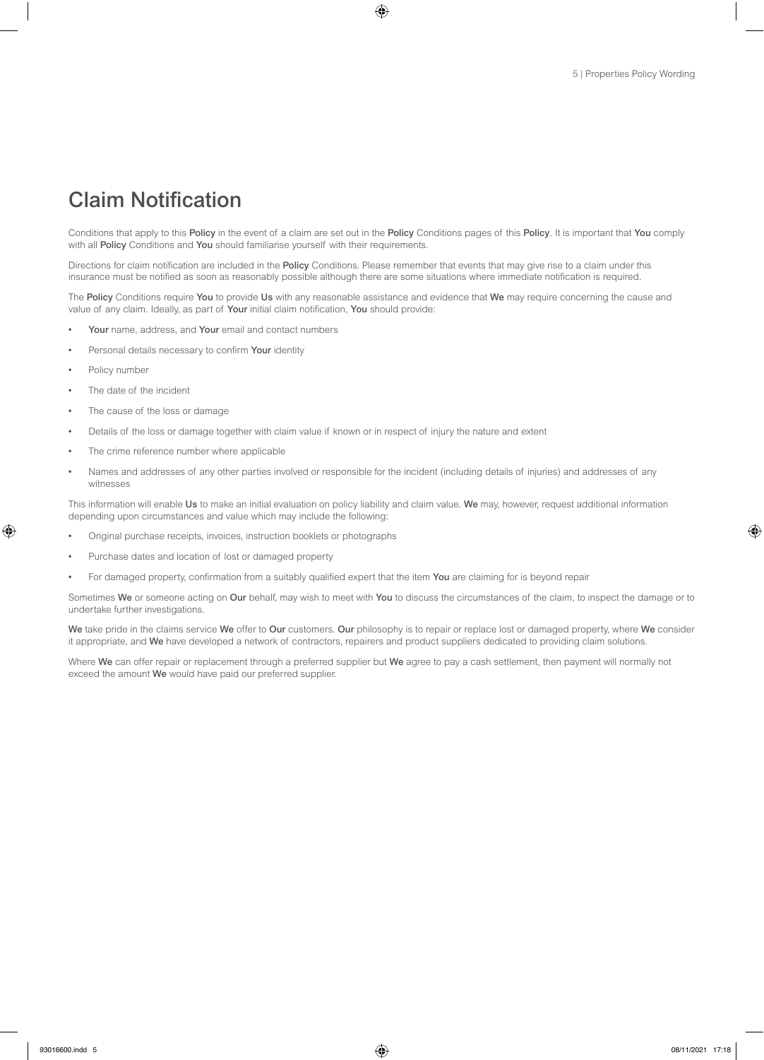# Claim Notification

Conditions that apply to this **Policy** in the event of a claim are set out in the **Policy** Conditions pages of this **Policy**. It is important that **You** comply with all **Policy** Conditions and **You** should familiarise yourself with their requirements.

Directions for claim notification are included in the **Policy** Conditions. Please remember that events that may give rise to a claim under this insurance must be notified as soon as reasonably possible although there are some situations where immediate notification is required.

The **Policy** Conditions require **You** to provide **Us** with any reasonable assistance and evidence that **We** may require concerning the cause and value of any claim. Ideally, as part of **Your** initial claim notification, **You** should provide:

- **Your** name, address, and **Your** email and contact numbers
- Personal details necessary to confirm **Your** identity
- Policy number
- The date of the incident
- The cause of the loss or damage
- Details of the loss or damage together with claim value if known or in respect of injury the nature and extent
- The crime reference number where applicable
- Names and addresses of any other parties involved or responsible for the incident (including details of injuries) and addresses of any witnesses

This information will enable **Us** to make an initial evaluation on policy liability and claim value. **We** may, however, request additional information depending upon circumstances and value which may include the following:

- Original purchase receipts, invoices, instruction booklets or photographs
- Purchase dates and location of lost or damaged property
- For damaged property, confirmation from a suitably qualified expert that the item **You** are claiming for is beyond repair

Sometimes **We** or someone acting on **Our** behalf, may wish to meet with **You** to discuss the circumstances of the claim, to inspect the damage or to undertake further investigations.

**We** take pride in the claims service **We** offer to **Our** customers. **Our** philosophy is to repair or replace lost or damaged property, where **We** consider it appropriate, and **We** have developed a network of contractors, repairers and product suppliers dedicated to providing claim solutions.

Where **We** can offer repair or replacement through a preferred supplier but **We** agree to pay a cash settlement, then payment will normally not exceed the amount **We** would have paid our preferred supplier.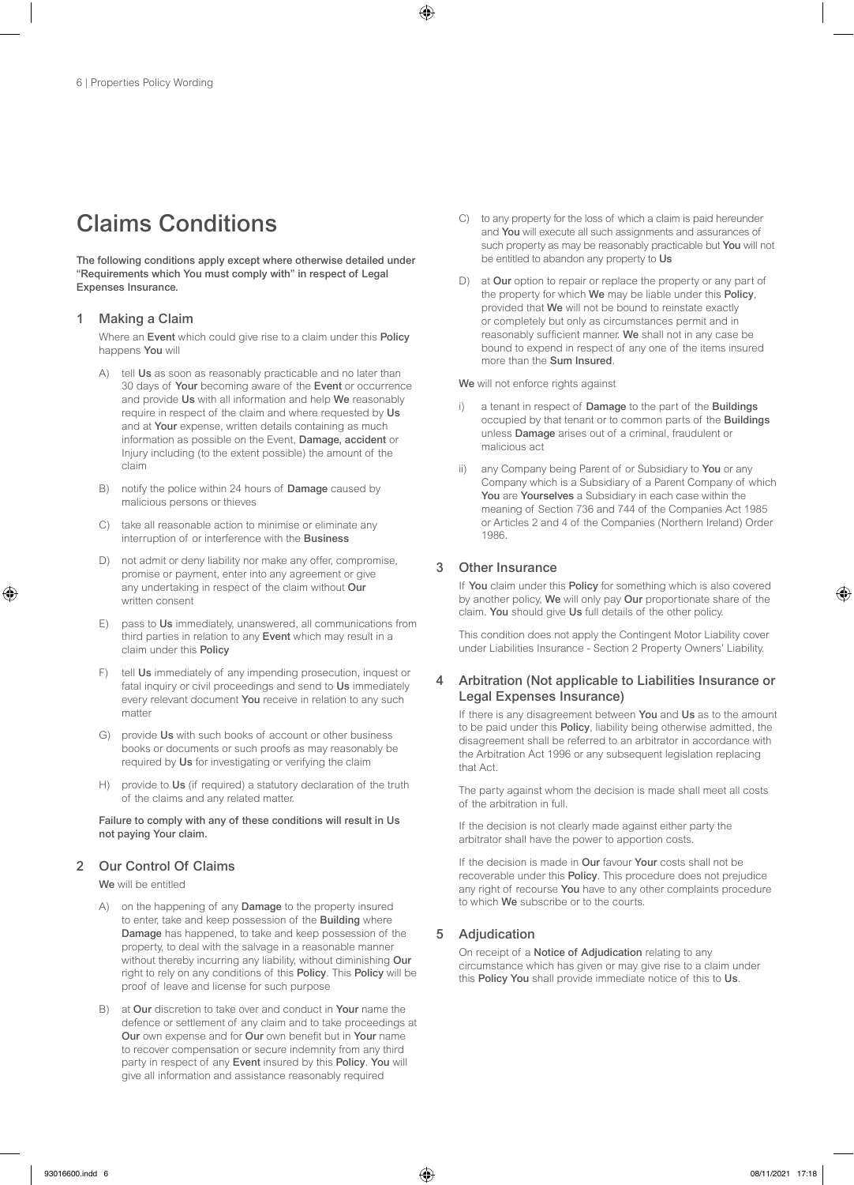# Claims Conditions

**The following conditions apply except where otherwise detailed under "Requirements which You must comply with" in respect of Legal Expenses Insurance.**

## 1 Making a Claim

Where an **Event** which could give rise to a claim under this **Policy** happens **You** will

A) tell **Us** as soon as reasonably practicable and no later than 30 days of **Your** becoming aware of the **Event** or occurrence and provide **Us** with all information and help **We** reasonably require in respect of the claim and where requested by **Us** and at **Your** expense, written details containing as much information as possible on the Event, **Damage, accident** or Injury including (to the extent possible) the amount of the claim

B) notify the police within 24 hours of **Damage** caused by malicious persons or thieves

C) take all reasonable action to minimise or eliminate any interruption of or interference with the **Business**

D) not admit or deny liability nor make any offer, compromise, promise or payment, enter into any agreement or give any undertaking in respect of the claim without **Our** written consent

E) pass to **Us** immediately, unanswered, all communications from third parties in relation to any **Event** which may result in a claim under this **Policy**

F) tell **Us** immediately of any impending prosecution, inquest or fatal inquiry or civil proceedings and send to **Us** immediately every relevant document **You** receive in relation to any such matter

G) provide **Us** with such books of account or other business books or documents or such proofs as may reasonably be required by **Us** for investigating or verifying the claim

H) provide to **Us** (if required) a statutory declaration of the truth of the claims and any related matter.

**Failure to comply with any of these conditions will result in Us not paying Your claim.**

## 2 Our Control Of Claims

**We** will be entitled

A) on the happening of any **Damage** to the property insured to enter, take and keep possession of the **Building** where **Damage** has happened, to take and keep possession of the property, to deal with the salvage in a reasonable manner without thereby incurring any liability, without diminishing **Our** right to rely on any conditions of this **Policy**. This **Policy** will be proof of leave and license for such purpose

B) at **Our** discretion to take over and conduct in **Your** name the defence or settlement of any claim and to take proceedings at **Our** own expense and for **Our** own benefit but in **Your** name to recover compensation or secure indemnity from any third party in respect of any **Event** insured by this **Policy**. **You** will give all information and assistance reasonably required

C) to any property for the loss of which a claim is paid hereunder and **You** will execute all such assignments and assurances of such property as may be reasonably practicable but **You** will not be entitled to abandon any property to **Us**

D) at **Our** option to repair or replace the property or any part of the property for which **We** may be liable under this **Policy**, provided that **We** will not be bound to reinstate exactly or completely but only as circumstances permit and in reasonably sufficient manner. **We** shall not in any case be bound to expend in respect of any one of the items insured more than the **Sum Insured**.

**We** will not enforce rights against

i) a tenant in respect of **Damage** to the part of the **Buildings** occupied by that tenant or to common parts of the **Buildings** unless **Damage** arises out of a criminal, fraudulent or malicious act

ii) any Company being Parent of or Subsidiary to **You** or any Company which is a Subsidiary of a Parent Company of which **You** are **Yourselves** a Subsidiary in each case within the meaning of Section 736 and 744 of the Companies Act 1985 or Articles 2 and 4 of the Companies (Northern Ireland) Order 1986.

## 3 Other Insurance

If **You** claim under this **Policy** for something which is also covered by another policy, **We** will only pay **Our** proportionate share of the claim. **You** should give **Us** full details of the other policy.

This condition does not apply the Contingent Motor Liability cover under Liabilities Insurance - Section 2 Property Owners' Liability.

## 4 Arbitration (Not applicable to Liabilities Insurance or Legal Expenses Insurance)

If there is any disagreement between **You** and **Us** as to the amount to be paid under this **Policy**, liability being otherwise admitted, the disagreement shall be referred to an arbitrator in accordance with the Arbitration Act 1996 or any subsequent legislation replacing that Act.

The party against whom the decision is made shall meet all costs of the arbitration in full.

If the decision is not clearly made against either party the arbitrator shall have the power to apportion costs.

If the decision is made in **Our** favour **Your** costs shall not be recoverable under this **Policy**. This procedure does not prejudice any right of recourse **You** have to any other complaints procedure to which **We** subscribe or to the courts.

## 5 Adjudication

On receipt of a **Notice of Adjudication** relating to any circumstance which has given or may give rise to a claim under this **Policy You** shall provide immediate notice of this to **Us**.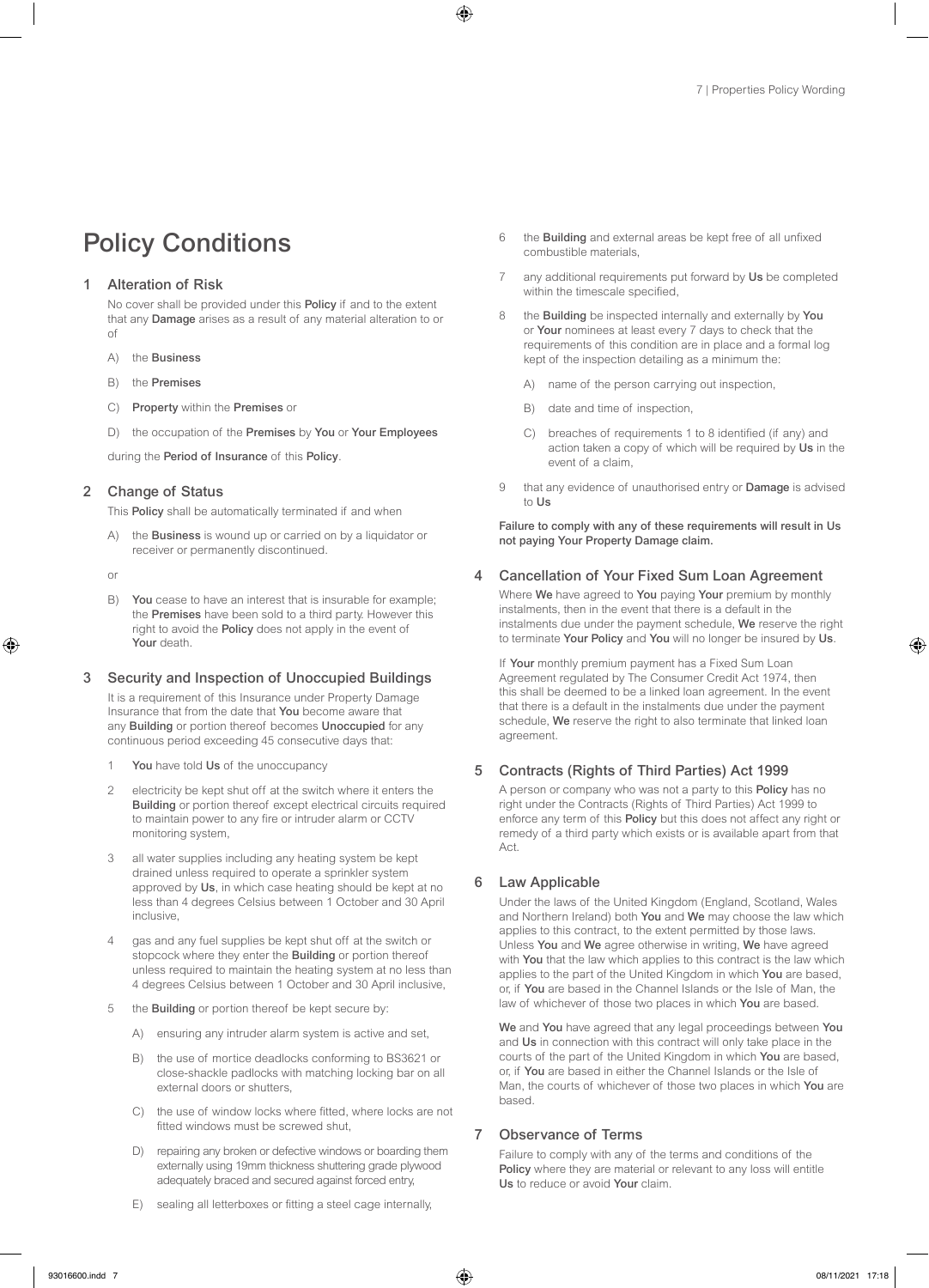# Policy Conditions

## 1 Alteration of Risk

No cover shall be provided under this **Policy** if and to the extent that any **Damage** arises as a result of any material alteration to or of

A) the **Business**

B) the **Premises**

C) **Property** within the **Premises** or

D) the occupation of the **Premises** by **You** or **Your Employees**

during the **Period of Insurance** of this **Policy**.

## 2 Change of Status

This **Policy** shall be automatically terminated if and when

A) the **Business** is wound up or carried on by a liquidator or receiver or permanently discontinued.

or

B) **You** cease to have an interest that is insurable for example; the **Premises** have been sold to a third party. However this right to avoid the **Policy** does not apply in the event of **Your** death.

## 3 Security and Inspection of Unoccupied Buildings

It is a requirement of this Insurance under Property Damage Insurance that from the date that **You** become aware that any **Building** or portion thereof becomes **Unoccupied** for any continuous period exceeding 45 consecutive days that:

1 **You** have told **Us** of the unoccupancy

2 electricity be kept shut off at the switch where it enters the **Building** or portion thereof except electrical circuits required to maintain power to any fire or intruder alarm or CCTV monitoring system,

3 all water supplies including any heating system be kept drained unless required to operate a sprinkler system approved by **Us**, in which case heating should be kept at no less than 4 degrees Celsius between 1 October and 30 April inclusive,

4 gas and any fuel supplies be kept shut off at the switch or stopcock where they enter the **Building** or portion thereof unless required to maintain the heating system at no less than 4 degrees Celsius between 1 October and 30 April inclusive,

5 the **Building** or portion thereof be kept secure by:

A) ensuring any intruder alarm system is active and set,

B) the use of mortice deadlocks conforming to BS3621 or close-shackle padlocks with matching locking bar on all external doors or shutters,

C) the use of window locks where fitted, where locks are not fitted windows must be screwed shut,

D) repairing any broken or defective windows or boarding them externally using 19mm thickness shuttering grade plywood adequately braced and secured against forced entry,

E) sealing all letterboxes or fitting a steel cage internally,

6 the **Building** and external areas be kept free of all unfixed combustible materials,

7 any additional requirements put forward by **Us** be completed within the timescale specified,

8 the **Building** be inspected internally and externally by **You** or **Your** nominees at least every 7 days to check that the requirements of this condition are in place and a formal log kept of the inspection detailing as a minimum the:

A) name of the person carrying out inspection,

B) date and time of inspection,

C) breaches of requirements 1 to 8 identified (if any) and action taken a copy of which will be required by **Us** in the event of a claim,

9 that any evidence of unauthorised entry or **Damage** is advised to **Us**

**Failure to comply with any of these requirements will result in Us not paying Your Property Damage claim.**

## 4 Cancellation of Your Fixed Sum Loan Agreement

Where **We** have agreed to **You** paying **Your** premium by monthly instalments, then in the event that there is a default in the instalments due under the payment schedule, **We** reserve the right to terminate **Your Policy** and **You** will no longer be insured by **Us**.

If **Your** monthly premium payment has a Fixed Sum Loan Agreement regulated by The Consumer Credit Act 1974, then this shall be deemed to be a linked loan agreement. In the event that there is a default in the instalments due under the payment schedule, **We** reserve the right to also terminate that linked loan agreement.

## 5 Contracts (Rights of Third Parties) Act 1999

A person or company who was not a party to this **Policy** has no right under the Contracts (Rights of Third Parties) Act 1999 to enforce any term of this **Policy** but this does not affect any right or remedy of a third party which exists or is available apart from that Act.

## 6 Law Applicable

Under the laws of the United Kingdom (England, Scotland, Wales and Northern Ireland) both **You** and **We** may choose the law which applies to this contract, to the extent permitted by those laws. Unless **You** and **We** agree otherwise in writing, **We** have agreed with **You** that the law which applies to this contract is the law which applies to the part of the United Kingdom in which **You** are based, or, if **You** are based in the Channel Islands or the Isle of Man, the law of whichever of those two places in which **You** are based.

**We** and **You** have agreed that any legal proceedings between **You** and **Us** in connection with this contract will only take place in the courts of the part of the United Kingdom in which **You** are based, or, if **You** are based in either the Channel Islands or the Isle of Man, the courts of whichever of those two places in which **You** are based.

## 7 Observance of Terms

Failure to comply with any of the terms and conditions of the **Policy** where they are material or relevant to any loss will entitle **Us** to reduce or avoid **Your** claim.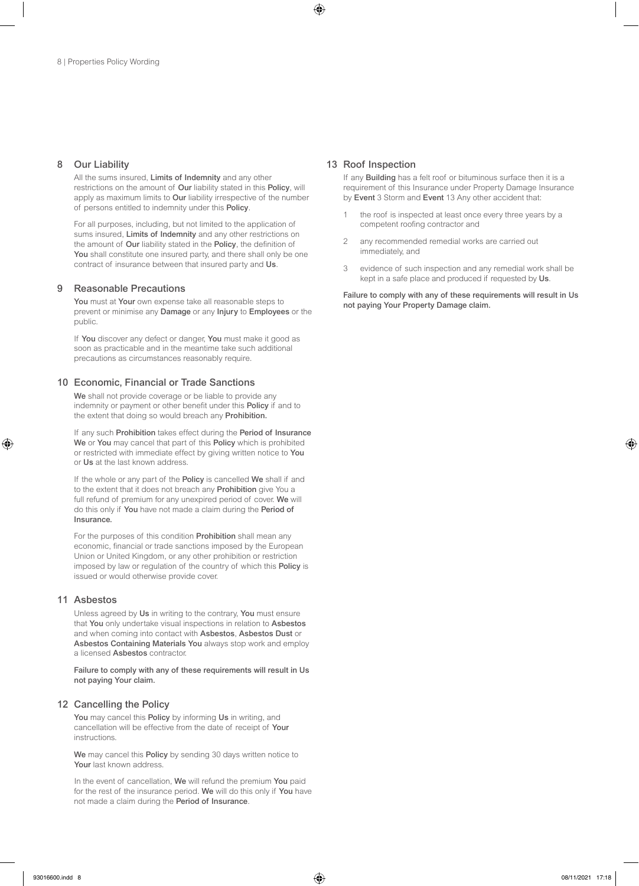## 8 Our Liability

All the sums insured, **Limits of Indemnity** and any other restrictions on the amount of **Our** liability stated in this **Policy**, will apply as maximum limits to **Our** liability irrespective of the number of persons entitled to indemnity under this **Policy**.

For all purposes, including, but not limited to the application of sums insured, **Limits of Indemnity** and any other restrictions on the amount of **Our** liability stated in the **Policy**, the definition of **You** shall constitute one insured party, and there shall only be one contract of insurance between that insured party and **Us**.

## 9 Reasonable Precautions

**You** must at **Your** own expense take all reasonable steps to prevent or minimise any **Damage** or any **Injury** to **Employees** or the public.

If **You** discover any defect or danger, **You** must make it good as soon as practicable and in the meantime take such additional precautions as circumstances reasonably require.

## 10 Economic, Financial or Trade Sanctions

**We** shall not provide coverage or be liable to provide any indemnity or payment or other benefit under this **Policy** if and to the extent that doing so would breach any **Prohibition.**

If any such **Prohibition** takes effect during the **Period of Insurance** **We** or **You** may cancel that part of this **Policy** which is prohibited or restricted with immediate effect by giving written notice to **You** or **Us** at the last known address.

If the whole or any part of the **Policy** is cancelled **We** shall if and to the extent that it does not breach any **Prohibition** give You a full refund of premium for any unexpired period of cover. **We** will do this only if **You** have not made a claim during the **Period of Insurance.**

For the purposes of this condition **Prohibition** shall mean any economic, financial or trade sanctions imposed by the European Union or United Kingdom, or any other prohibition or restriction imposed by law or regulation of the country of which this **Policy** is issued or would otherwise provide cover.

## 11 Asbestos

Unless agreed by **Us** in writing to the contrary, **You** must ensure that **You** only undertake visual inspections in relation to **Asbestos** and when coming into contact with **Asbestos**, **Asbestos Dust** or **Asbestos Containing Materials You** always stop work and employ a licensed **Asbestos** contractor.

**Failure to comply with any of these requirements will result in Us not paying Your claim.**

## 12 Cancelling the Policy

**You** may cancel this **Policy** by informing **Us** in writing, and cancellation will be effective from the date of receipt of **Your** instructions.

**We** may cancel this **Policy** by sending 30 days written notice to **Your** last known address.

In the event of cancellation, **We** will refund the premium **You** paid for the rest of the insurance period. **We** will do this only if **You** have not made a claim during the **Period of Insurance**.

## 13 Roof Inspection

If any **Building** has a felt roof or bituminous surface then it is a requirement of this Insurance under Property Damage Insurance by **Event** 3 Storm and **Event** 13 Any other accident that:

1. the roof is inspected at least once every three years by a competent roofing contractor and
2. any recommended remedial works are carried out immediately, and
3. evidence of such inspection and any remedial work shall be kept in a safe place and produced if requested by **Us**.

**Failure to comply with any of these requirements will result in Us not paying Your Property Damage claim.**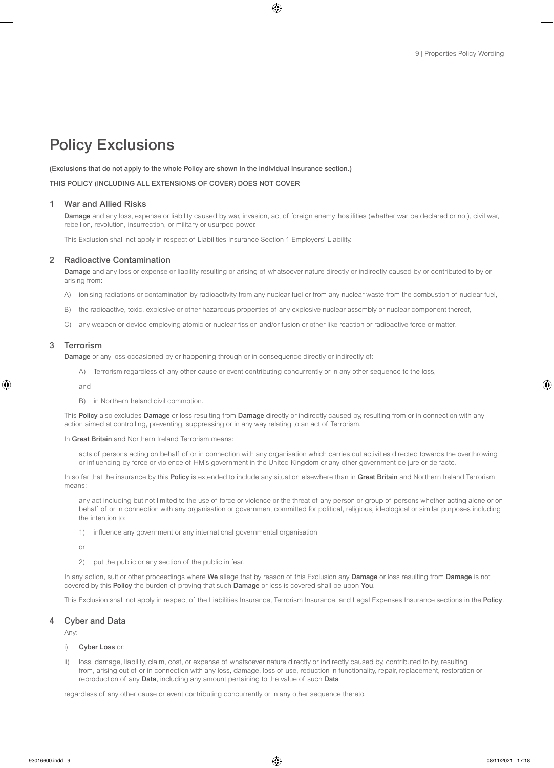# Policy Exclusions

**(Exclusions that do not apply to the whole Policy are shown in the individual Insurance section.)**

**THIS POLICY (INCLUDING ALL EXTENSIONS OF COVER) DOES NOT COVER**

## 1 War and Allied Risks

**Damage** and any loss, expense or liability caused by war, invasion, act of foreign enemy, hostilities (whether war be declared or not), civil war, rebellion, revolution, insurrection, or military or usurped power.

This Exclusion shall not apply in respect of Liabilities Insurance Section 1 Employers' Liability.

## 2 Radioactive Contamination

**Damage** and any loss or expense or liability resulting or arising of whatsoever nature directly or indirectly caused by or contributed to by or arising from:

A) ionising radiations or contamination by radioactivity from any nuclear fuel or from any nuclear waste from the combustion of nuclear fuel,

B) the radioactive, toxic, explosive or other hazardous properties of any explosive nuclear assembly or nuclear component thereof,

C) any weapon or device employing atomic or nuclear fission and/or fusion or other like reaction or radioactive force or matter.

## 3 Terrorism

**Damage** or any loss occasioned by or happening through or in consequence directly or indirectly of:

A) Terrorism regardless of any other cause or event contributing concurrently or in any other sequence to the loss,

and

B) in Northern Ireland civil commotion.

This **Policy** also excludes **Damage** or loss resulting from **Damage** directly or indirectly caused by, resulting from or in connection with any action aimed at controlling, preventing, suppressing or in any way relating to an act of Terrorism.

In **Great Britain** and Northern Ireland Terrorism means:

acts of persons acting on behalf of or in connection with any organisation which carries out activities directed towards the overthrowing or influencing by force or violence of HM's government in the United Kingdom or any other government de jure or de facto.

In so far that the insurance by this **Policy** is extended to include any situation elsewhere than in **Great Britain** and Northern Ireland Terrorism means:

any act including but not limited to the use of force or violence or the threat of any person or group of persons whether acting alone or on behalf of or in connection with any organisation or government committed for political, religious, ideological or similar purposes including the intention to:

1) influence any government or any international governmental organisation

or

2) put the public or any section of the public in fear.

In any action, suit or other proceedings where **We** allege that by reason of this Exclusion any **Damage** or loss resulting from **Damage** is not covered by this **Policy** the burden of proving that such **Damage** or loss is covered shall be upon **You**.

This Exclusion shall not apply in respect of the Liabilities Insurance, Terrorism Insurance, and Legal Expenses Insurance sections in the **Policy**.

## 4 Cyber and Data

Any:

i) **Cyber Loss** or;

ii) loss, damage, liability, claim, cost, or expense of whatsoever nature directly or indirectly caused by, contributed to by, resulting from, arising out of or in connection with any loss, damage, loss of use, reduction in functionality, repair, replacement, restoration or reproduction of any **Data**, including any amount pertaining to the value of such **Data**

regardless of any other cause or event contributing concurrently or in any other sequence thereto.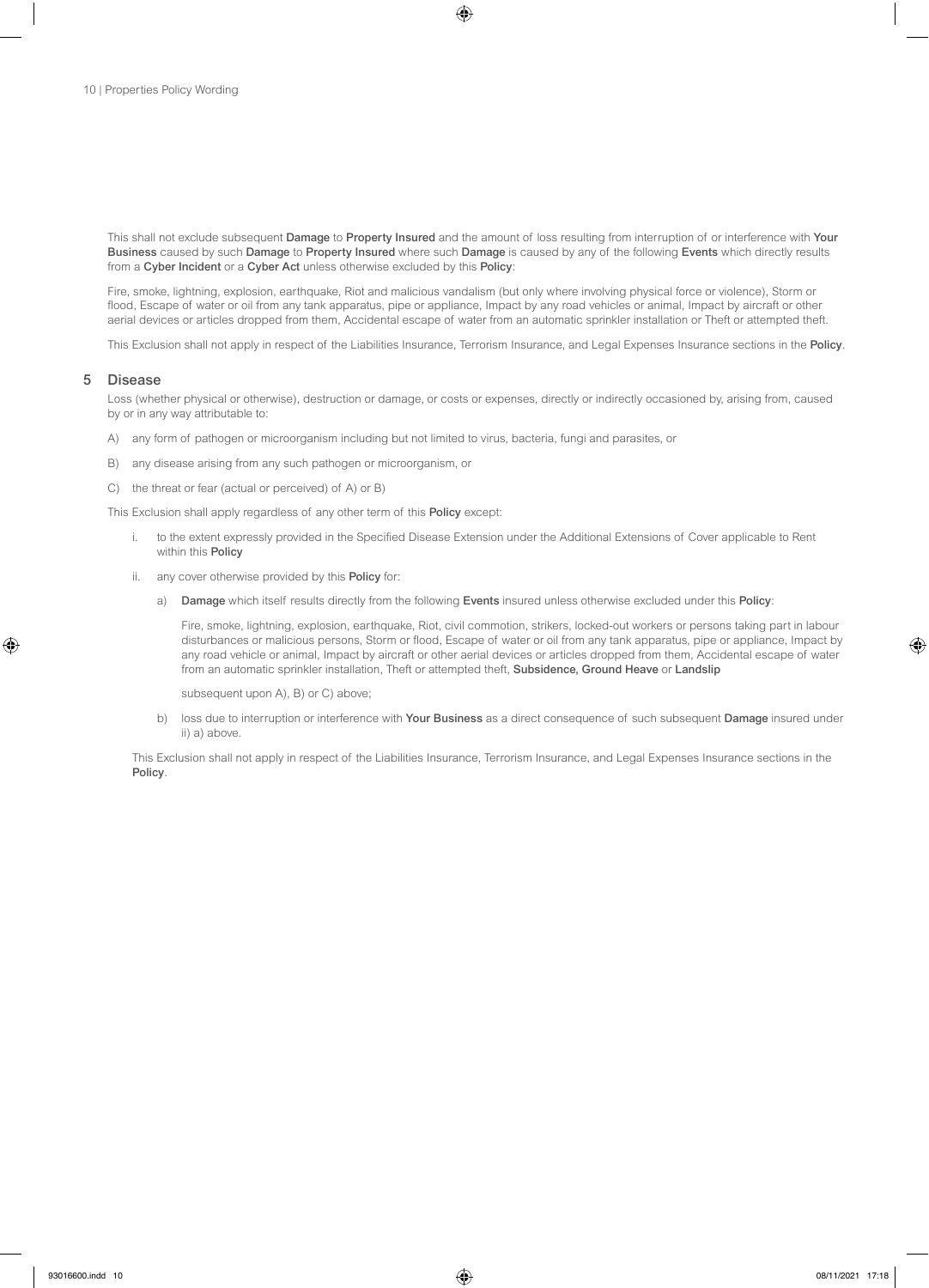This shall not exclude subsequent **Damage** to **Property Insured** and the amount of loss resulting from interruption of or interference with **Your Business** caused by such **Damage** to **Property Insured** where such **Damage** is caused by any of the following **Events** which directly results from a **Cyber Incident** or a **Cyber Act** unless otherwise excluded by this **Policy**:

Fire, smoke, lightning, explosion, earthquake, Riot and malicious vandalism (but only where involving physical force or violence), Storm or flood, Escape of water or oil from any tank apparatus, pipe or appliance, Impact by any road vehicles or animal, Impact by aircraft or other aerial devices or articles dropped from them, Accidental escape of water from an automatic sprinkler installation or Theft or attempted theft.

This Exclusion shall not apply in respect of the Liabilities Insurance, Terrorism Insurance, and Legal Expenses Insurance sections in the **Policy**.

## 5 Disease

Loss (whether physical or otherwise), destruction or damage, or costs or expenses, directly or indirectly occasioned by, arising from, caused by or in any way attributable to:

A) any form of pathogen or microorganism including but not limited to virus, bacteria, fungi and parasites, or

B) any disease arising from any such pathogen or microorganism, or

C) the threat or fear (actual or perceived) of A) or B)

This Exclusion shall apply regardless of any other term of this **Policy** except:

i. to the extent expressly provided in the Specified Disease Extension under the Additional Extensions of Cover applicable to Rent within this **Policy**

ii. any cover otherwise provided by this **Policy** for:

a) **Damage** which itself results directly from the following **Events** insured unless otherwise excluded under this **Policy**:

Fire, smoke, lightning, explosion, earthquake, Riot, civil commotion, strikers, locked-out workers or persons taking part in labour disturbances or malicious persons, Storm or flood, Escape of water or oil from any tank apparatus, pipe or appliance, Impact by any road vehicle or animal, Impact by aircraft or other aerial devices or articles dropped from them, Accidental escape of water from an automatic sprinkler installation, Theft or attempted theft, **Subsidence, Ground Heave** or **Landslip**

subsequent upon A), B) or C) above;

b) loss due to interruption or interference with **Your Business** as a direct consequence of such subsequent **Damage** insured under ii) a) above.

This Exclusion shall not apply in respect of the Liabilities Insurance, Terrorism Insurance, and Legal Expenses Insurance sections in the **Policy**.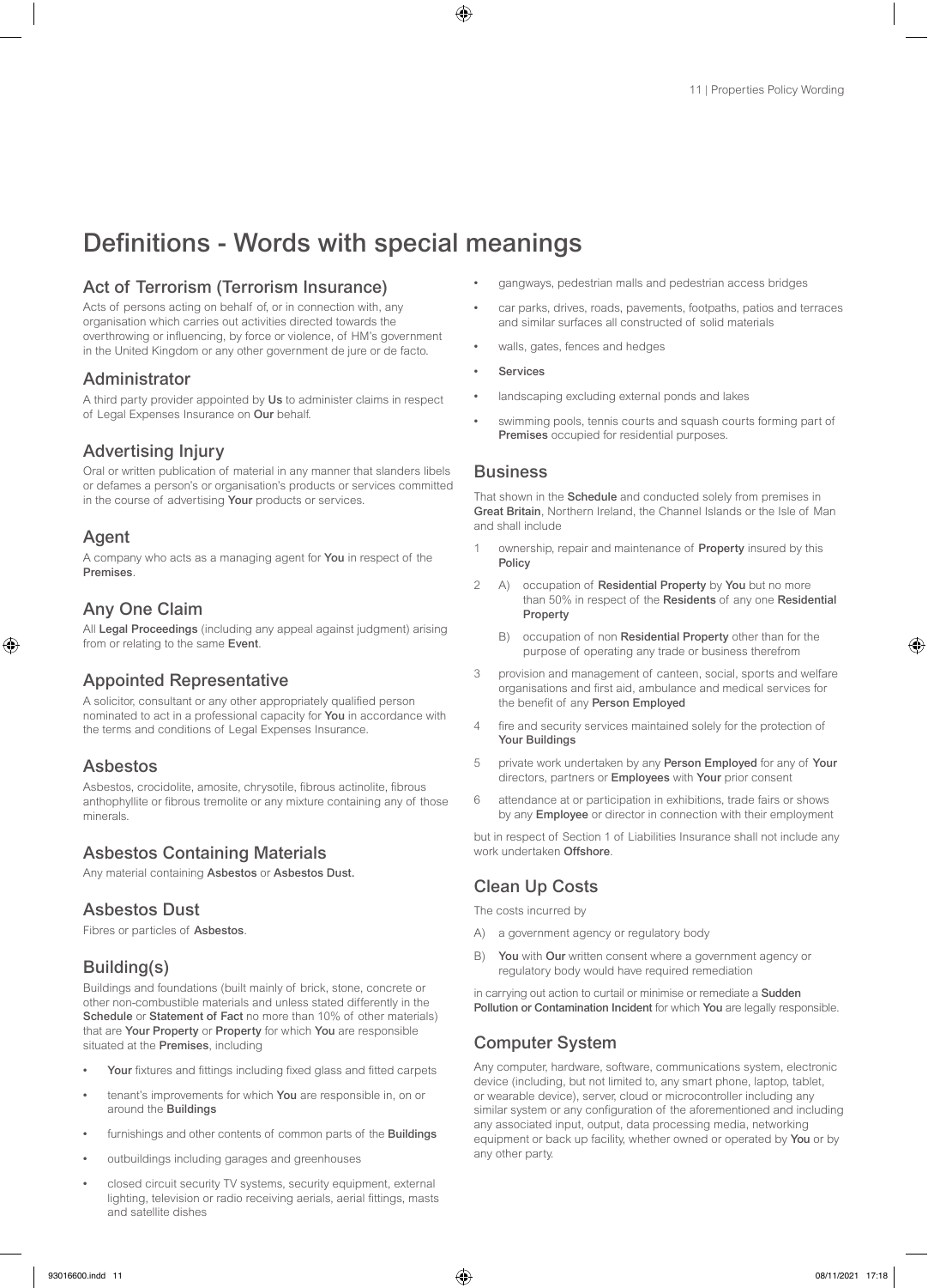# Definitions - Words with special meanings

## Act of Terrorism (Terrorism Insurance)

Acts of persons acting on behalf of, or in connection with, any organisation which carries out activities directed towards the overthrowing or influencing, by force or violence, of HM's government in the United Kingdom or any other government de jure or de facto.

## Administrator

A third party provider appointed by **Us** to administer claims in respect of Legal Expenses Insurance on **Our** behalf.

## Advertising Injury

Oral or written publication of material in any manner that slanders libels or defames a person's or organisation's products or services committed in the course of advertising **Your** products or services.

## Agent

A company who acts as a managing agent for **You** in respect of the **Premises**.

## Any One Claim

All **Legal Proceedings** (including any appeal against judgment) arising from or relating to the same **Event**.

## Appointed Representative

A solicitor, consultant or any other appropriately qualified person nominated to act in a professional capacity for **You** in accordance with the terms and conditions of Legal Expenses Insurance.

## Asbestos

Asbestos, crocidolite, amosite, chrysotile, fibrous actinolite, fibrous anthophyllite or fibrous tremolite or any mixture containing any of those minerals.

## Asbestos Containing Materials

Any material containing **Asbestos** or **Asbestos Dust.**

## Asbestos Dust

Fibres or particles of **Asbestos**.

## Building(s)

Buildings and foundations (built mainly of brick, stone, concrete or other non-combustible materials and unless stated differently in the **Schedule** or **Statement of Fact** no more than 10% of other materials) that are **Your Property** or **Property** for which **You** are responsible situated at the **Premises**, including

- **Your** fixtures and fittings including fixed glass and fitted carpets
- tenant's improvements for which **You** are responsible in, on or around the **Buildings**
- furnishings and other contents of common parts of the **Buildings**
- outbuildings including garages and greenhouses
- closed circuit security TV systems, security equipment, external lighting, television or radio receiving aerials, aerial fittings, masts and satellite dishes
- gangways, pedestrian malls and pedestrian access bridges
- car parks, drives, roads, pavements, footpaths, patios and terraces and similar surfaces all constructed of solid materials
- walls, gates, fences and hedges
- **Services**
- landscaping excluding external ponds and lakes
- swimming pools, tennis courts and squash courts forming part of **Premises** occupied for residential purposes.

## Business

That shown in the **Schedule** and conducted solely from premises in **Great Britain**, Northern Ireland, the Channel Islands or the Isle of Man and shall include

1. ownership, repair and maintenance of **Property** insured by this **Policy**
2. A) occupation of **Residential Property** by **You** but no more than 50% in respect of the **Residents** of any one **Residential Property**

   B) occupation of non **Residential Property** other than for the purpose of operating any trade or business therefrom
3. provision and management of canteen, social, sports and welfare organisations and first aid, ambulance and medical services for the benefit of any **Person Employed**
4. fire and security services maintained solely for the protection of **Your Buildings**
5. private work undertaken by any **Person Employed** for any of **Your** directors, partners or **Employees** with **Your** prior consent
6. attendance at or participation in exhibitions, trade fairs or shows by any **Employee** or director in connection with their employment

but in respect of Section 1 of Liabilities Insurance shall not include any work undertaken **Offshore**.

## Clean Up Costs

The costs incurred by

A) a government agency or regulatory body

B) **You** with **Our** written consent where a government agency or regulatory body would have required remediation

in carrying out action to curtail or minimise or remediate a **Sudden Pollution or Contamination Incident** for which **You** are legally responsible.

## Computer System

Any computer, hardware, software, communications system, electronic device (including, but not limited to, any smart phone, laptop, tablet, or wearable device), server, cloud or microcontroller including any similar system or any configuration of the aforementioned and including any associated input, output, data processing media, networking equipment or back up facility, whether owned or operated by **You** or by any other party.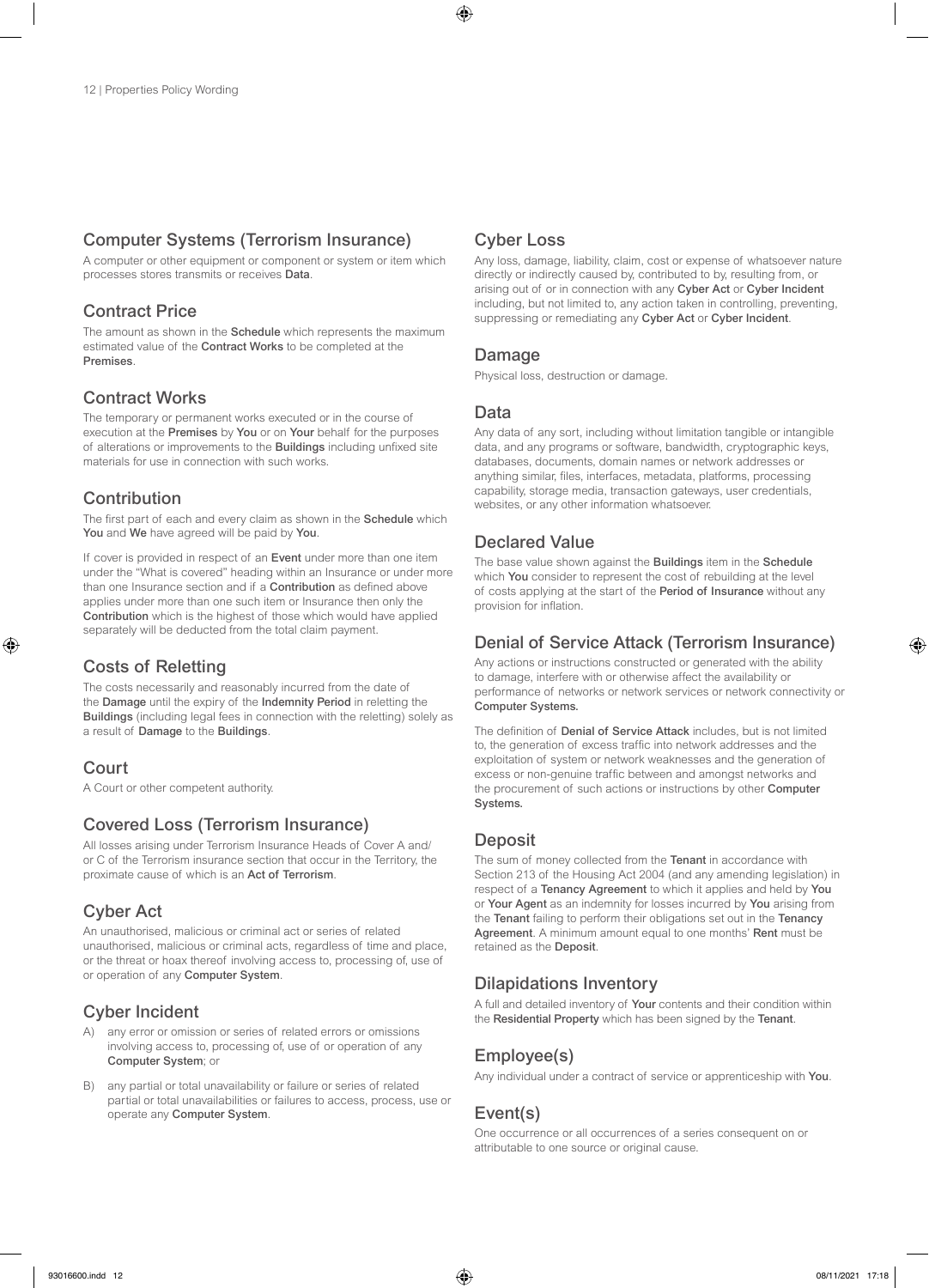## Computer Systems (Terrorism Insurance)

A computer or other equipment or component or system or item which processes stores transmits or receives **Data**.

## Contract Price

The amount as shown in the **Schedule** which represents the maximum estimated value of the **Contract Works** to be completed at the **Premises**.

## Contract Works

The temporary or permanent works executed or in the course of execution at the **Premises** by **You** or on **Your** behalf for the purposes of alterations or improvements to the **Buildings** including unfixed site materials for use in connection with such works.

## Contribution

The first part of each and every claim as shown in the **Schedule** which **You** and **We** have agreed will be paid by **You**.

If cover is provided in respect of an **Event** under more than one item under the "What is covered" heading within an Insurance or under more than one Insurance section and if a **Contribution** as defined above applies under more than one such item or Insurance then only the **Contribution** which is the highest of those which would have applied separately will be deducted from the total claim payment.

## Costs of Reletting

The costs necessarily and reasonably incurred from the date of the **Damage** until the expiry of the **Indemnity Period** in reletting the **Buildings** (including legal fees in connection with the reletting) solely as a result of **Damage** to the **Buildings**.

## Court

A Court or other competent authority.

## Covered Loss (Terrorism Insurance)

All losses arising under Terrorism Insurance Heads of Cover A and/or C of the Terrorism insurance section that occur in the Territory, the proximate cause of which is an **Act of Terrorism**.

## Cyber Act

An unauthorised, malicious or criminal act or series of related unauthorised, malicious or criminal acts, regardless of time and place, or the threat or hoax thereof involving access to, processing of, use of or operation of any **Computer System**.

## Cyber Incident

A) any error or omission or series of related errors or omissions involving access to, processing of, use of or operation of any **Computer System**; or

B) any partial or total unavailability or failure or series of related partial or total unavailabilities or failures to access, process, use or operate any **Computer System**.

## Cyber Loss

Any loss, damage, liability, claim, cost or expense of whatsoever nature directly or indirectly caused by, contributed to by, resulting from, or arising out of or in connection with any **Cyber Act** or **Cyber Incident** including, but not limited to, any action taken in controlling, preventing, suppressing or remediating any **Cyber Act** or **Cyber Incident**.

## Damage

Physical loss, destruction or damage.

## Data

Any data of any sort, including without limitation tangible or intangible data, and any programs or software, bandwidth, cryptographic keys, databases, documents, domain names or network addresses or anything similar, files, interfaces, metadata, platforms, processing capability, storage media, transaction gateways, user credentials, websites, or any other information whatsoever.

## Declared Value

The base value shown against the **Buildings** item in the **Schedule** which **You** consider to represent the cost of rebuilding at the level of costs applying at the start of the **Period of Insurance** without any provision for inflation.

## Denial of Service Attack (Terrorism Insurance)

Any actions or instructions constructed or generated with the ability to damage, interfere with or otherwise affect the availability or performance of networks or network services or network connectivity or **Computer Systems.**

The definition of **Denial of Service Attack** includes, but is not limited to, the generation of excess traffic into network addresses and the exploitation of system or network weaknesses and the generation of excess or non-genuine traffic between and amongst networks and the procurement of such actions or instructions by other **Computer Systems.**

## Deposit

The sum of money collected from the **Tenant** in accordance with Section 213 of the Housing Act 2004 (and any amending legislation) in respect of a **Tenancy Agreement** to which it applies and held by **You** or **Your Agent** as an indemnity for losses incurred by **You** arising from the **Tenant** failing to perform their obligations set out in the **Tenancy Agreement**. A minimum amount equal to one months' **Rent** must be retained as the **Deposit**.

## Dilapidations Inventory

A full and detailed inventory of **Your** contents and their condition within the **Residential Property** which has been signed by the **Tenant**.

## Employee(s)

Any individual under a contract of service or apprenticeship with **You**.

## Event(s)

One occurrence or all occurrences of a series consequent on or attributable to one source or original cause.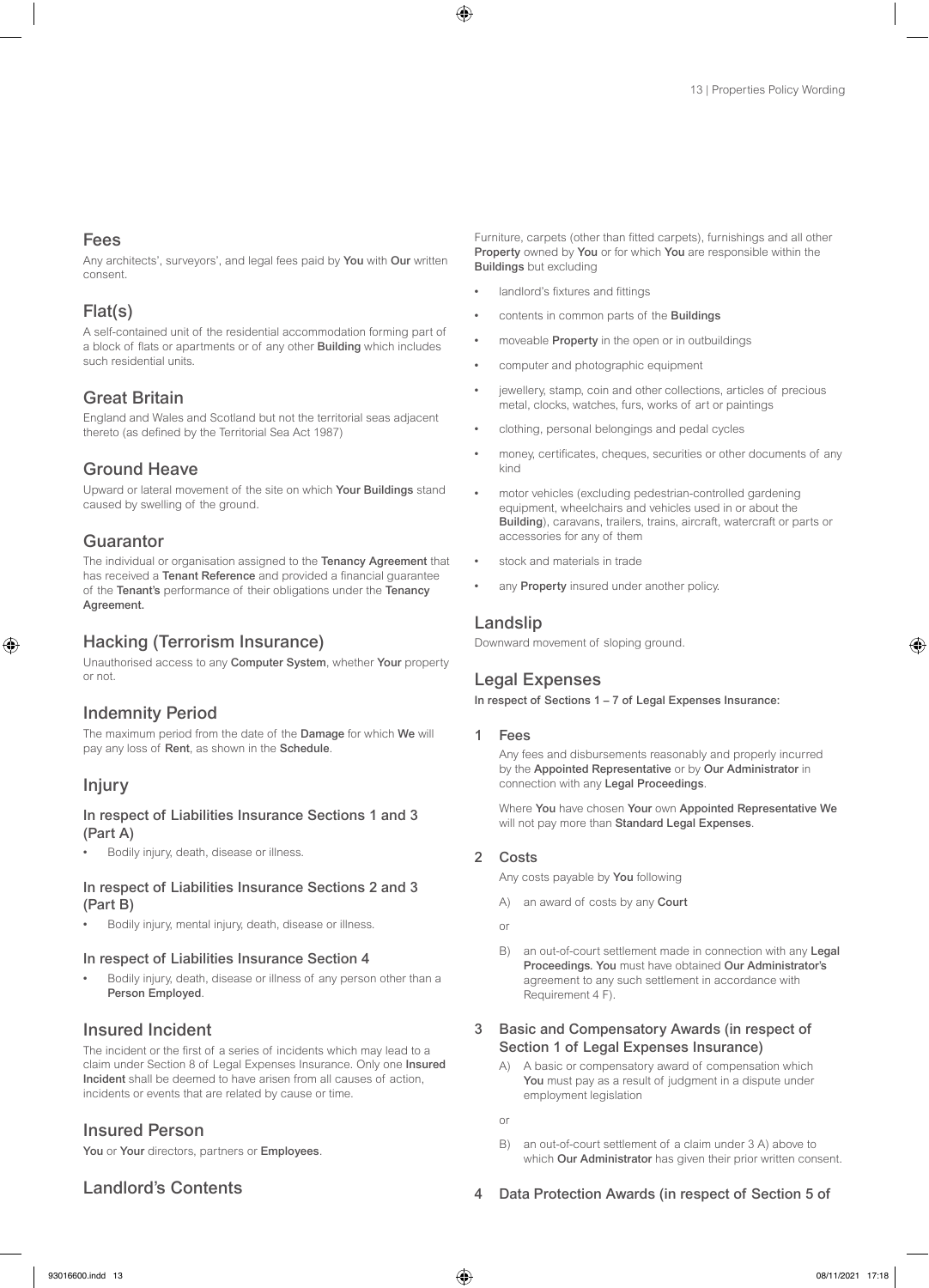## Fees

Any architects', surveyors', and legal fees paid by **You** with **Our** written consent.

## Flat(s)

A self-contained unit of the residential accommodation forming part of a block of flats or apartments or of any other **Building** which includes such residential units.

## Great Britain

England and Wales and Scotland but not the territorial seas adjacent thereto (as defined by the Territorial Sea Act 1987)

## Ground Heave

Upward or lateral movement of the site on which **Your Buildings** stand caused by swelling of the ground.

## Guarantor

The individual or organisation assigned to the **Tenancy Agreement** that has received a **Tenant Reference** and provided a financial guarantee of the **Tenant's** performance of their obligations under the **Tenancy Agreement.**

## Hacking (Terrorism Insurance)

Unauthorised access to any **Computer System**, whether **Your** property or not.

## Indemnity Period

The maximum period from the date of the **Damage** for which **We** will pay any loss of **Rent**, as shown in the **Schedule**.

## Injury

### In respect of Liabilities Insurance Sections 1 and 3 (Part A)

- Bodily injury, death, disease or illness.

### In respect of Liabilities Insurance Sections 2 and 3 (Part B)

- Bodily injury, mental injury, death, disease or illness.

### In respect of Liabilities Insurance Section 4

- Bodily injury, death, disease or illness of any person other than a **Person Employed**.

## Insured Incident

The incident or the first of a series of incidents which may lead to a claim under Section 8 of Legal Expenses Insurance. Only one **Insured Incident** shall be deemed to have arisen from all causes of action, incidents or events that are related by cause or time.

## Insured Person

**You** or **Your** directors, partners or **Employees**.

## Landlord's Contents

Furniture, carpets (other than fitted carpets), furnishings and all other **Property** owned by **You** or for which **You** are responsible within the **Buildings** but excluding

- landlord's fixtures and fittings
- contents in common parts of the **Buildings**
- moveable **Property** in the open or in outbuildings
- computer and photographic equipment
- jewellery, stamp, coin and other collections, articles of precious metal, clocks, watches, furs, works of art or paintings
- clothing, personal belongings and pedal cycles
- money, certificates, cheques, securities or other documents of any kind
- motor vehicles (excluding pedestrian-controlled gardening equipment, wheelchairs and vehicles used in or about the **Building**), caravans, trailers, trains, aircraft, watercraft or parts or accessories for any of them
- stock and materials in trade
- any **Property** insured under another policy.

## Landslip

Downward movement of sloping ground.

## Legal Expenses

**In respect of Sections 1 – 7 of Legal Expenses Insurance:**

**1 Fees**

Any fees and disbursements reasonably and properly incurred by the **Appointed Representative** or by **Our Administrator** in connection with any **Legal Proceedings**.

Where **You** have chosen **Your** own **Appointed Representative We** will not pay more than **Standard Legal Expenses**.

**2 Costs**

Any costs payable by **You** following

A) an award of costs by any **Court**

or

B) an out-of-court settlement made in connection with any **Legal Proceedings. You** must have obtained **Our Administrator's** agreement to any such settlement in accordance with Requirement 4 F).

**3 Basic and Compensatory Awards (in respect of Section 1 of Legal Expenses Insurance)**

A) A basic or compensatory award of compensation which **You** must pay as a result of judgment in a dispute under employment legislation

or

B) an out-of-court settlement of a claim under 3 A) above to which **Our Administrator** has given their prior written consent.

**4 Data Protection Awards (in respect of Section 5 of**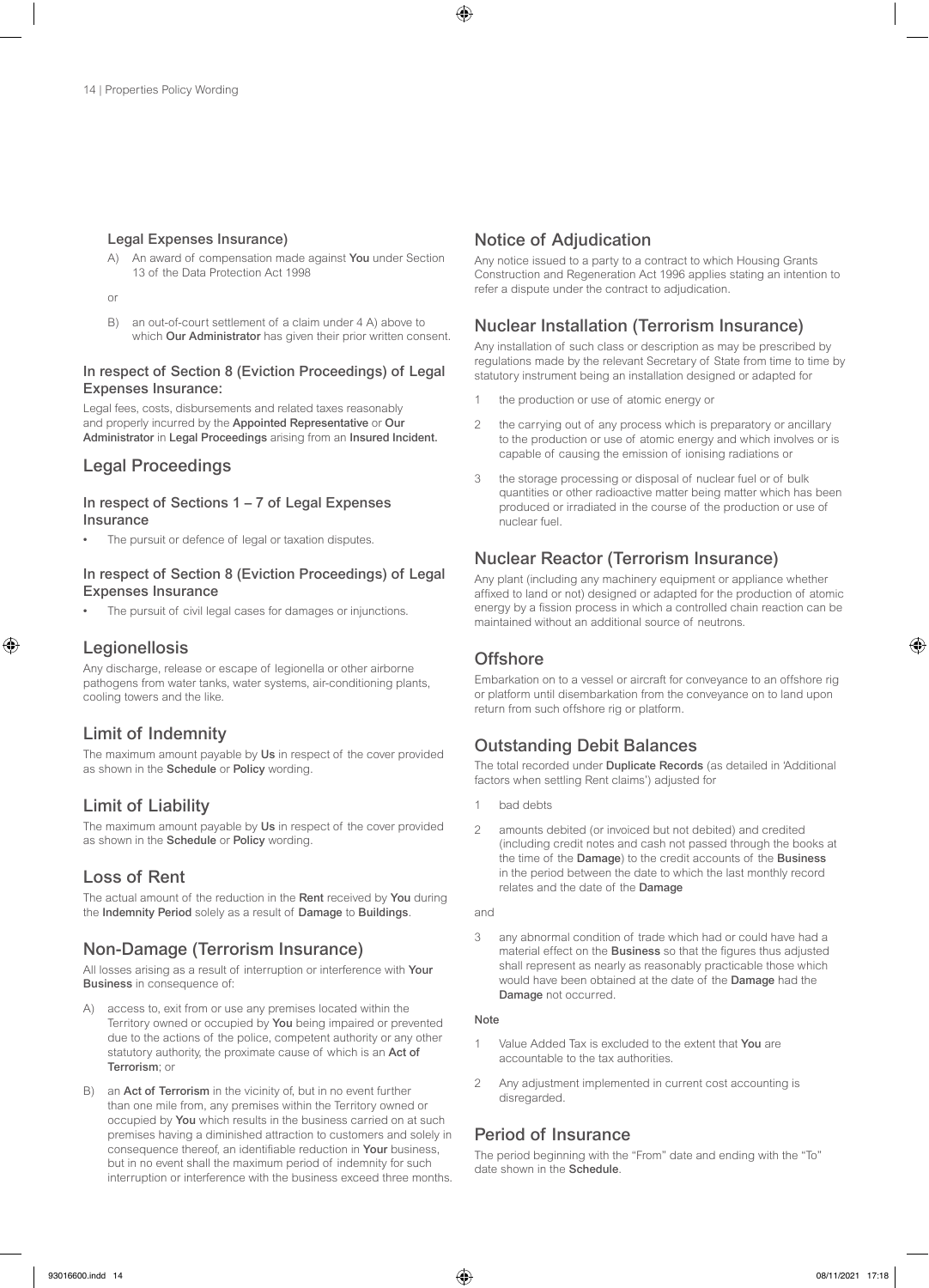#### Legal Expenses Insurance)

A) An award of compensation made against **You** under Section 13 of the Data Protection Act 1998

or

B) an out-of-court settlement of a claim under 4 A) above to which **Our Administrator** has given their prior written consent.

### In respect of Section 8 (Eviction Proceedings) of Legal Expenses Insurance:

Legal fees, costs, disbursements and related taxes reasonably and properly incurred by the **Appointed Representative** or **Our Administrator** in **Legal Proceedings** arising from an **Insured Incident.**

## Legal Proceedings

### In respect of Sections 1 – 7 of Legal Expenses Insurance

- The pursuit or defence of legal or taxation disputes.

### In respect of Section 8 (Eviction Proceedings) of Legal Expenses Insurance

- The pursuit of civil legal cases for damages or injunctions.

## Legionellosis

Any discharge, release or escape of legionella or other airborne pathogens from water tanks, water systems, air-conditioning plants, cooling towers and the like.

## Limit of Indemnity

The maximum amount payable by **Us** in respect of the cover provided as shown in the **Schedule** or **Policy** wording.

## Limit of Liability

The maximum amount payable by **Us** in respect of the cover provided as shown in the **Schedule** or **Policy** wording.

## Loss of Rent

The actual amount of the reduction in the **Rent** received by **You** during the **Indemnity Period** solely as a result of **Damage** to **Buildings**.

## Non-Damage (Terrorism Insurance)

All losses arising as a result of interruption or interference with **Your Business** in consequence of:

A) access to, exit from or use any premises located within the Territory owned or occupied by **You** being impaired or prevented due to the actions of the police, competent authority or any other statutory authority, the proximate cause of which is an **Act of Terrorism**; or

B) an **Act of Terrorism** in the vicinity of, but in no event further than one mile from, any premises within the Territory owned or occupied by **You** which results in the business carried on at such premises having a diminished attraction to customers and solely in consequence thereof, an identifiable reduction in **Your** business, but in no event shall the maximum period of indemnity for such interruption or interference with the business exceed three months.

## Notice of Adjudication

Any notice issued to a party to a contract to which Housing Grants Construction and Regeneration Act 1996 applies stating an intention to refer a dispute under the contract to adjudication.

## Nuclear Installation (Terrorism Insurance)

Any installation of such class or description as may be prescribed by regulations made by the relevant Secretary of State from time to time by statutory instrument being an installation designed or adapted for

1. the production or use of atomic energy or
2. the carrying out of any process which is preparatory or ancillary to the production or use of atomic energy and which involves or is capable of causing the emission of ionising radiations or
3. the storage processing or disposal of nuclear fuel or of bulk quantities or other radioactive matter being matter which has been produced or irradiated in the course of the production or use of nuclear fuel.

## Nuclear Reactor (Terrorism Insurance)

Any plant (including any machinery equipment or appliance whether affixed to land or not) designed or adapted for the production of atomic energy by a fission process in which a controlled chain reaction can be maintained without an additional source of neutrons.

## Offshore

Embarkation on to a vessel or aircraft for conveyance to an offshore rig or platform until disembarkation from the conveyance on to land upon return from such offshore rig or platform.

## Outstanding Debit Balances

The total recorded under **Duplicate Records** (as detailed in 'Additional factors when settling Rent claims') adjusted for

1. bad debts
2. amounts debited (or invoiced but not debited) and credited (including credit notes and cash not passed through the books at the time of the **Damage**) to the credit accounts of the **Business** in the period between the date to which the last monthly record relates and the date of the **Damage**

and

3. any abnormal condition of trade which had or could have had a material effect on the **Business** so that the figures thus adjusted shall represent as nearly as reasonably practicable those which would have been obtained at the date of the **Damage** had the **Damage** not occurred.

**Note**

1. Value Added Tax is excluded to the extent that **You** are accountable to the tax authorities.
2. Any adjustment implemented in current cost accounting is disregarded.

## Period of Insurance

The period beginning with the "From" date and ending with the "To" date shown in the **Schedule**.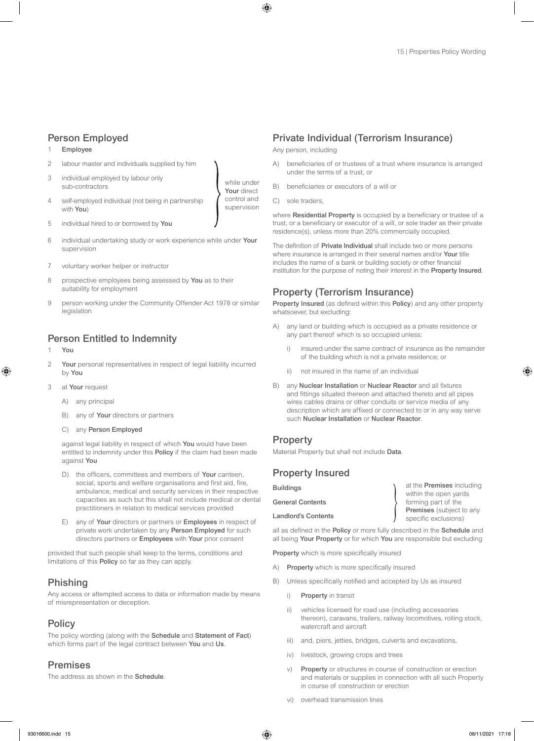## Person Employed

1. **Employee**
2. labour master and individuals supplied by him
3. individual employed by labour only sub-contractors
4. self-employed individual (not being in partnership with **You**)
5. individual hired to or borrowed by **You**

(items 2–5: while under **Your** direct control and supervision)

6. individual undertaking study or work experience while under **Your** supervision
7. voluntary worker helper or instructor
8. prospective employees being assessed by **You** as to their suitability for employment
9. person working under the Community Offender Act 1978 or similar legislation

## Person Entitled to Indemnity

1. **You**
2. **Your** personal representatives in respect of legal liability incurred by **You**
3. at **Your** request
   - A) any principal
   - B) any of **Your** directors or partners
   - C) any **Person Employed**

   against legal liability in respect of which **You** would have been entitled to indemnity under this **Policy** if the claim had been made against **You**

   - D) the officers, committees and members of **Your** canteen, social, sports and welfare organisations and first aid, fire, ambulance, medical and security services in their respective capacities as such but this shall not include medical or dental practitioners in relation to medical services provided
   - E) any of **Your** directors or partners or **Employees** in respect of private work undertaken by any **Person Employed** for such directors partners or **Employees** with **Your** prior consent

provided that such people shall keep to the terms, conditions and limitations of this **Policy** so far as they can apply.

## Phishing

Any access or attempted access to data or information made by means of misrepresentation or deception.

## Policy

The policy wording (along with the **Schedule** and **Statement of Fact**) which forms part of the legal contract between **You** and **Us**.

## Premises

The address as shown in the **Schedule**.

## Private Individual (Terrorism Insurance)

Any person, including

- A) beneficiaries of or trustees of a trust where insurance is arranged under the terms of a trust, or
- B) beneficiaries or executors of a will or
- C) sole traders,

where **Residential Property** is occupied by a beneficiary or trustee of a trust, or a beneficiary or executor of a will, or sole trader as their private residence(s), unless more than 20% commercially occupied.

The definition of **Private Individual** shall include two or more persons where insurance is arranged in their several names and/or **Your** title includes the name of a bank or building society or other financial institution for the purpose of noting their interest in the **Property Insured**.

## Property (Terrorism Insurance)

**Property Insured** (as defined within this **Policy**) and any other property whatsoever, but excluding:

- A) any land or building which is occupied as a private residence or any part thereof which is so occupied unless:
  - i) insured under the same contract of insurance as the remainder of the building which is not a private residence; or
  - ii) not insured in the name of an individual
- B) any **Nuclear Installation** or **Nuclear Reactor** and all fixtures and fittings situated thereon and attached thereto and all pipes wires cables drains or other conduits or service media of any description which are affixed or connected to or in any way serve such **Nuclear Installation** or **Nuclear Reactor**.

## Property

Material Property but shall not include **Data**.

## Property Insured

**Buildings**

**General Contents**

**Landlord's Contents**

at the **Premises** including within the open yards forming part of the **Premises** (subject to any specific exclusions)

all as defined in the **Policy** or more fully described in the **Schedule** and all being **Your Property** or for which **You** are responsible but excluding

**Property** which is more specifically insured

- A) **Property** which is more specifically insured
- B) Unless specifically notified and accepted by Us as insured
  - i) **Property** in transit
  - ii) vehicles licensed for road use (including accessories thereon), caravans, trailers, railway locomotives, rolling stock, watercraft and aircraft
  - iii) and, piers, jetties, bridges, culverts and excavations,
  - iv) livestock, growing crops and trees
  - v) **Property** or structures in course of construction or erection and materials or supplies in connection with all such Property in course of construction or erection
  - vi) overhead transmission lines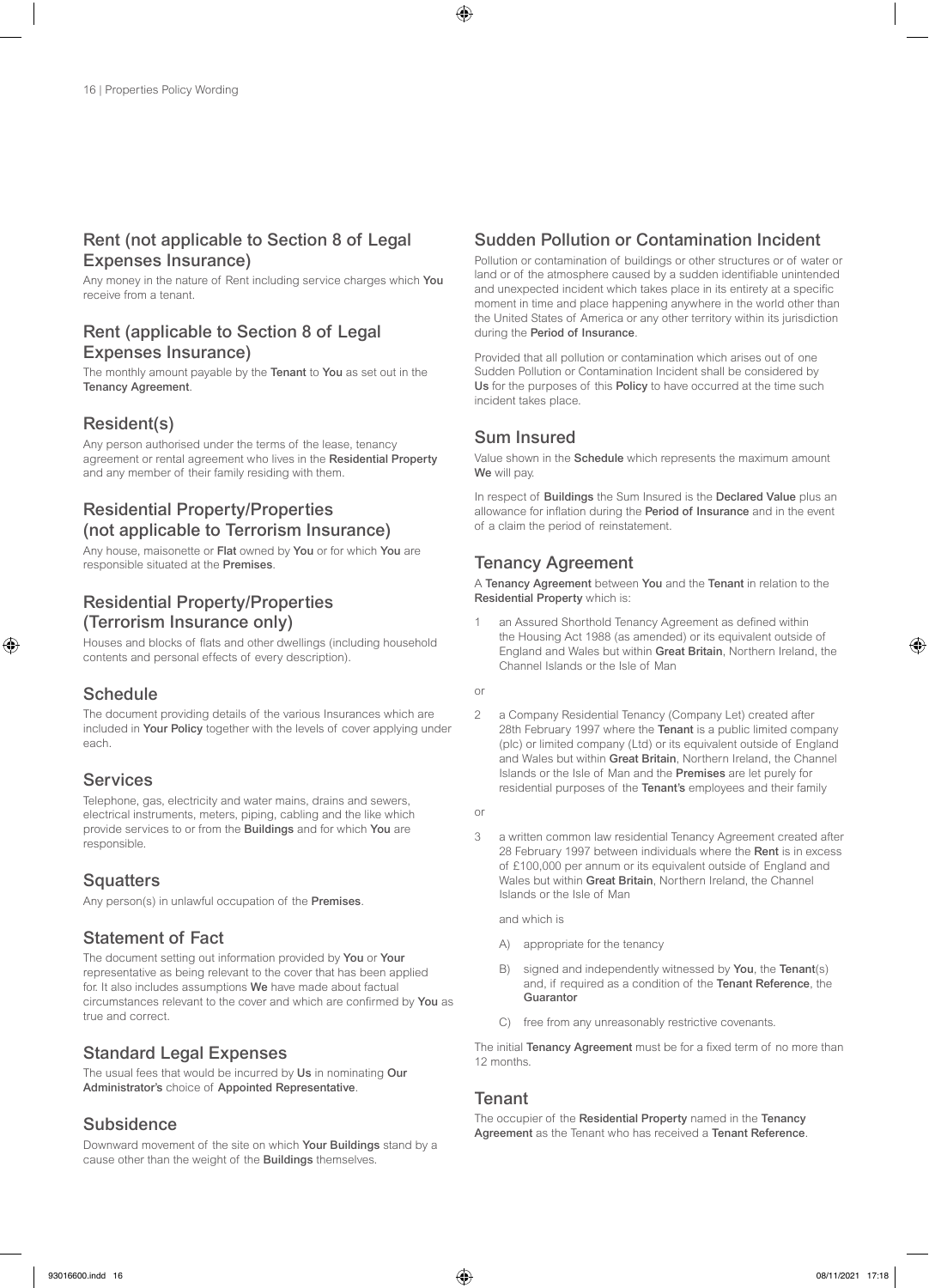## Rent (not applicable to Section 8 of Legal Expenses Insurance)

Any money in the nature of Rent including service charges which **You** receive from a tenant.

## Rent (applicable to Section 8 of Legal Expenses Insurance)

The monthly amount payable by the **Tenant** to **You** as set out in the **Tenancy Agreement**.

## Resident(s)

Any person authorised under the terms of the lease, tenancy agreement or rental agreement who lives in the **Residential Property** and any member of their family residing with them.

## Residential Property/Properties (not applicable to Terrorism Insurance)

Any house, maisonette or **Flat** owned by **You** or for which **You** are responsible situated at the **Premises**.

## Residential Property/Properties (Terrorism Insurance only)

Houses and blocks of flats and other dwellings (including household contents and personal effects of every description).

## Schedule

The document providing details of the various Insurances which are included in **Your Policy** together with the levels of cover applying under each.

## Services

Telephone, gas, electricity and water mains, drains and sewers, electrical instruments, meters, piping, cabling and the like which provide services to or from the **Buildings** and for which **You** are responsible.

## Squatters

Any person(s) in unlawful occupation of the **Premises**.

## Statement of Fact

The document setting out information provided by **You** or **Your** representative as being relevant to the cover that has been applied for. It also includes assumptions **We** have made about factual circumstances relevant to the cover and which are confirmed by **You** as true and correct.

## Standard Legal Expenses

The usual fees that would be incurred by **Us** in nominating **Our Administrator's** choice of **Appointed Representative**.

## Subsidence

Downward movement of the site on which **Your Buildings** stand by a cause other than the weight of the **Buildings** themselves.

## Sudden Pollution or Contamination Incident

Pollution or contamination of buildings or other structures or of water or land or of the atmosphere caused by a sudden identifiable unintended and unexpected incident which takes place in its entirety at a specific moment in time and place happening anywhere in the world other than the United States of America or any other territory within its jurisdiction during the **Period of Insurance**.

Provided that all pollution or contamination which arises out of one Sudden Pollution or Contamination Incident shall be considered by **Us** for the purposes of this **Policy** to have occurred at the time such incident takes place.

## Sum Insured

Value shown in the **Schedule** which represents the maximum amount **We** will pay.

In respect of **Buildings** the Sum Insured is the **Declared Value** plus an allowance for inflation during the **Period of Insurance** and in the event of a claim the period of reinstatement.

## Tenancy Agreement

A **Tenancy Agreement** between **You** and the **Tenant** in relation to the **Residential Property** which is:

1. an Assured Shorthold Tenancy Agreement as defined within the Housing Act 1988 (as amended) or its equivalent outside of England and Wales but within **Great Britain**, Northern Ireland, the Channel Islands or the Isle of Man

or

2. a Company Residential Tenancy (Company Let) created after 28th February 1997 where the **Tenant** is a public limited company (plc) or limited company (Ltd) or its equivalent outside of England and Wales but within **Great Britain**, Northern Ireland, the Channel Islands or the Isle of Man and the **Premises** are let purely for residential purposes of the **Tenant's** employees and their family

or

3. a written common law residential Tenancy Agreement created after 28 February 1997 between individuals where the **Rent** is in excess of £100,000 per annum or its equivalent outside of England and Wales but within **Great Britain**, Northern Ireland, the Channel Islands or the Isle of Man

   and which is

   A) appropriate for the tenancy

   B) signed and independently witnessed by **You**, the **Tenant**(s) and, if required as a condition of the **Tenant Reference**, the **Guarantor**

   C) free from any unreasonably restrictive covenants.

The initial **Tenancy Agreement** must be for a fixed term of no more than 12 months.

## Tenant

The occupier of the **Residential Property** named in the **Tenancy Agreement** as the Tenant who has received a **Tenant Reference**.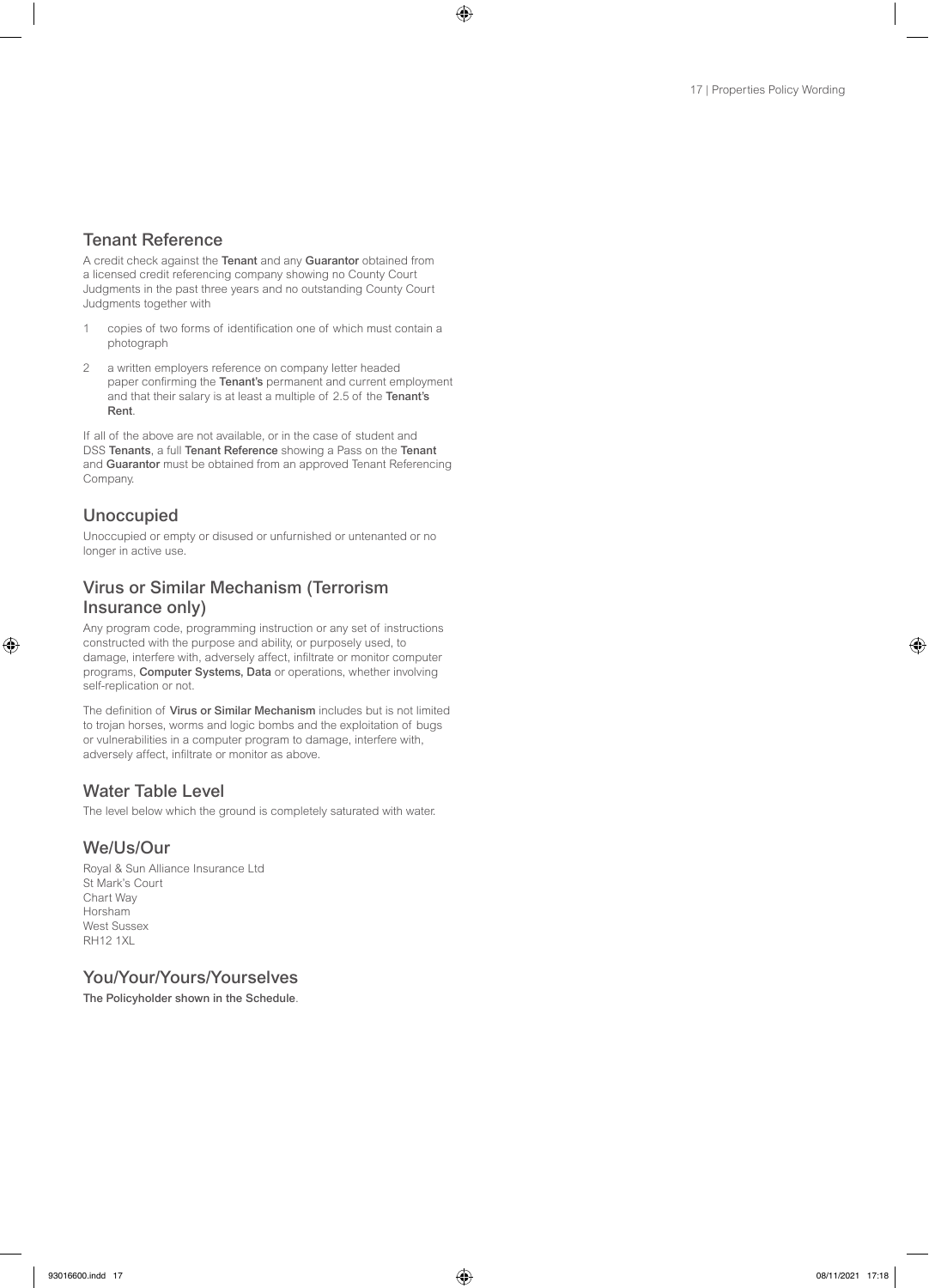## Tenant Reference

A credit check against the **Tenant** and any **Guarantor** obtained from a licensed credit referencing company showing no County Court Judgments in the past three years and no outstanding County Court Judgments together with

1. copies of two forms of identification one of which must contain a photograph
2. a written employers reference on company letter headed paper confirming the **Tenant's** permanent and current employment and that their salary is at least a multiple of 2.5 of the **Tenant's Rent**.

If all of the above are not available, or in the case of student and DSS **Tenants**, a full **Tenant Reference** showing a Pass on the **Tenant** and **Guarantor** must be obtained from an approved Tenant Referencing Company.

## Unoccupied

Unoccupied or empty or disused or unfurnished or untenanted or no longer in active use.

## Virus or Similar Mechanism (Terrorism Insurance only)

Any program code, programming instruction or any set of instructions constructed with the purpose and ability, or purposely used, to damage, interfere with, adversely affect, infiltrate or monitor computer programs, **Computer Systems, Data** or operations, whether involving self-replication or not.

The definition of **Virus or Similar Mechanism** includes but is not limited to trojan horses, worms and logic bombs and the exploitation of bugs or vulnerabilities in a computer program to damage, interfere with, adversely affect, infiltrate or monitor as above.

## Water Table Level

The level below which the ground is completely saturated with water.

## We/Us/Our

Royal & Sun Alliance Insurance Ltd
St Mark's Court
Chart Way
Horsham
West Sussex
RH12 1XL

## You/Your/Yours/Yourselves

**The Policyholder shown in the Schedule**.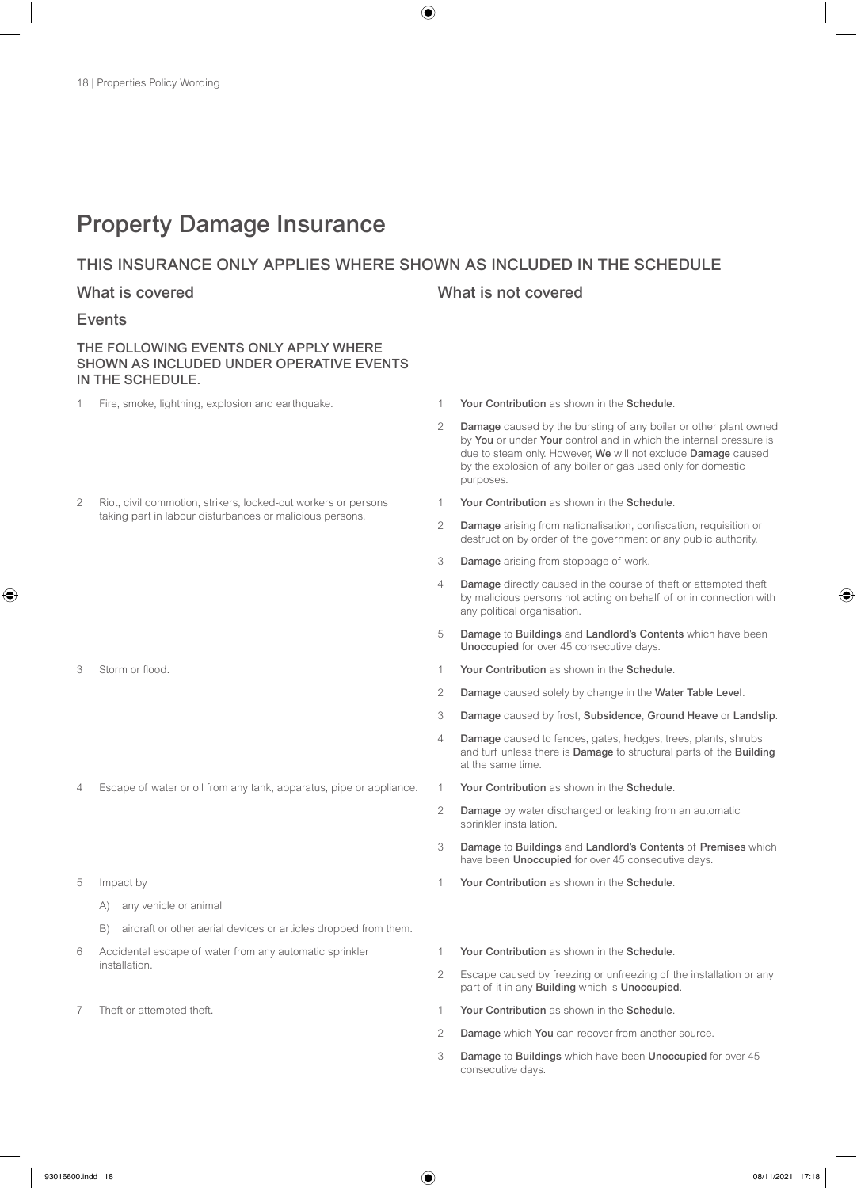# Property Damage Insurance

## THIS INSURANCE ONLY APPLIES WHERE SHOWN AS INCLUDED IN THE SCHEDULE

### Events

THE FOLLOWING EVENTS ONLY APPLY WHERE SHOWN AS INCLUDED UNDER OPERATIVE EVENTS IN THE SCHEDULE.

| What is covered | What is not covered |
| --- | --- |
| 1 Fire, smoke, lightning, explosion and earthquake. | 1 **Your Contribution** as shown in the **Schedule**.<br>2 **Damage** caused by the bursting of any boiler or other plant owned by **You** or under **Your** control and in which the internal pressure is due to steam only. However, **We** will not exclude **Damage** caused by the explosion of any boiler or gas used only for domestic purposes. |
| 2 Riot, civil commotion, strikers, locked-out workers or persons taking part in labour disturbances or malicious persons. | 1 **Your Contribution** as shown in the **Schedule**.<br>2 **Damage** arising from nationalisation, confiscation, requisition or destruction by order of the government or any public authority.<br>3 **Damage** arising from stoppage of work.<br>4 **Damage** directly caused in the course of theft or attempted theft by malicious persons not acting on behalf of or in connection with any political organisation.<br>5 **Damage** to **Buildings** and **Landlord's Contents** which have been **Unoccupied** for over 45 consecutive days. |
| 3 Storm or flood. | 1 **Your Contribution** as shown in the **Schedule**.<br>2 **Damage** caused solely by change in the **Water Table Level**.<br>3 **Damage** caused by frost, **Subsidence**, **Ground Heave** or **Landslip**.<br>4 **Damage** caused to fences, gates, hedges, trees, plants, shrubs and turf unless there is **Damage** to structural parts of the **Building** at the same time. |
| 4 Escape of water or oil from any tank, apparatus, pipe or appliance. | 1 **Your Contribution** as shown in the **Schedule**.<br>2 **Damage** by water discharged or leaking from an automatic sprinkler installation.<br>3 **Damage** to **Buildings** and **Landlord's Contents** of **Premises** which have been **Unoccupied** for over 45 consecutive days. |
| 5 Impact by<br>A) any vehicle or animal<br>B) aircraft or other aerial devices or articles dropped from them. | 1 **Your Contribution** as shown in the **Schedule**. |
| 6 Accidental escape of water from any automatic sprinkler installation. | 1 **Your Contribution** as shown in the **Schedule**.<br>2 Escape caused by freezing or unfreezing of the installation or any part of it in any **Building** which is **Unoccupied**. |
| 7 Theft or attempted theft. | 1 **Your Contribution** as shown in the **Schedule**.<br>2 **Damage** which **You** can recover from another source.<br>3 **Damage** to **Buildings** which have been **Unoccupied** for over 45 consecutive days. |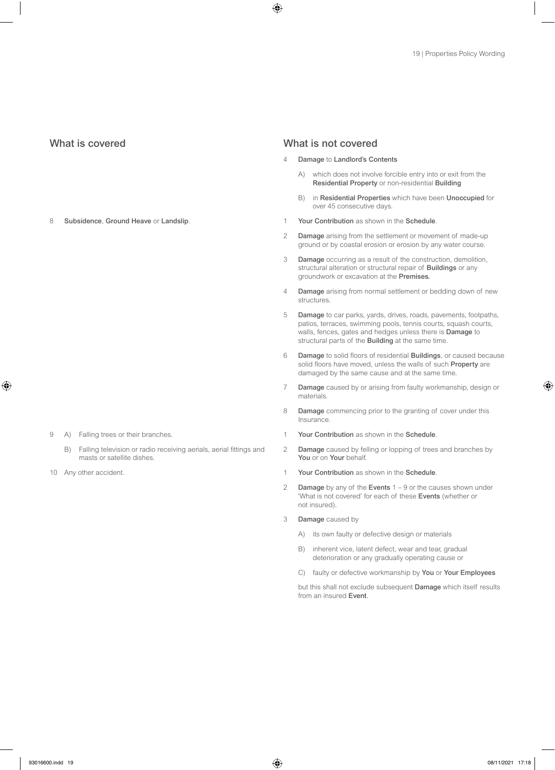| What is covered | What is not covered |
| --- | --- |
| | 4 **Damage** to **Landlord's Contents**<br>A) which does not involve forcible entry into or exit from the **Residential Property** or non-residential **Building**<br>B) in **Residential Properties** which have been **Unoccupied** for over 45 consecutive days. |
| 8 **Subsidence**, **Ground Heave** or **Landslip**. | 1 **Your Contribution** as shown in the **Schedule**.<br>2 **Damage** arising from the settlement or movement of made-up ground or by coastal erosion or erosion by any water course.<br>3 **Damage** occurring as a result of the construction, demolition, structural alteration or structural repair of **Buildings** or any groundwork or excavation at the **Premises.**<br>4 **Damage** arising from normal settlement or bedding down of new structures.<br>5 **Damage** to car parks, yards, drives, roads, pavements, footpaths, patios, terraces, swimming pools, tennis courts, squash courts, walls, fences, gates and hedges unless there is **Damage** to structural parts of the **Building** at the same time.<br>6 **Damage** to solid floors of residential **Buildings**, or caused because solid floors have moved, unless the walls of such **Property** are damaged by the same cause and at the same time.<br>7 **Damage** caused by or arising from faulty workmanship, design or materials.<br>8 **Damage** commencing prior to the granting of cover under this Insurance. |
| 9 A) Falling trees or their branches.<br>B) Falling television or radio receiving aerials, aerial fittings and masts or satellite dishes. | 1 **Your Contribution** as shown in the **Schedule**.<br>2 **Damage** caused by felling or lopping of trees and branches by **You** or on **Your** behalf. |
| 10 Any other accident. | 1 **Your Contribution** as shown in the **Schedule**.<br>2 **Damage** by any of the **Events** 1 – 9 or the causes shown under 'What is not covered' for each of these **Events** (whether or not insured).<br>3 **Damage** caused by<br>A) its own faulty or defective design or materials<br>B) inherent vice, latent defect, wear and tear, gradual deterioration or any gradually operating cause or<br>C) faulty or defective workmanship by **You** or **Your Employees**<br>but this shall not exclude subsequent **Damage** which itself results from an insured **Event**. |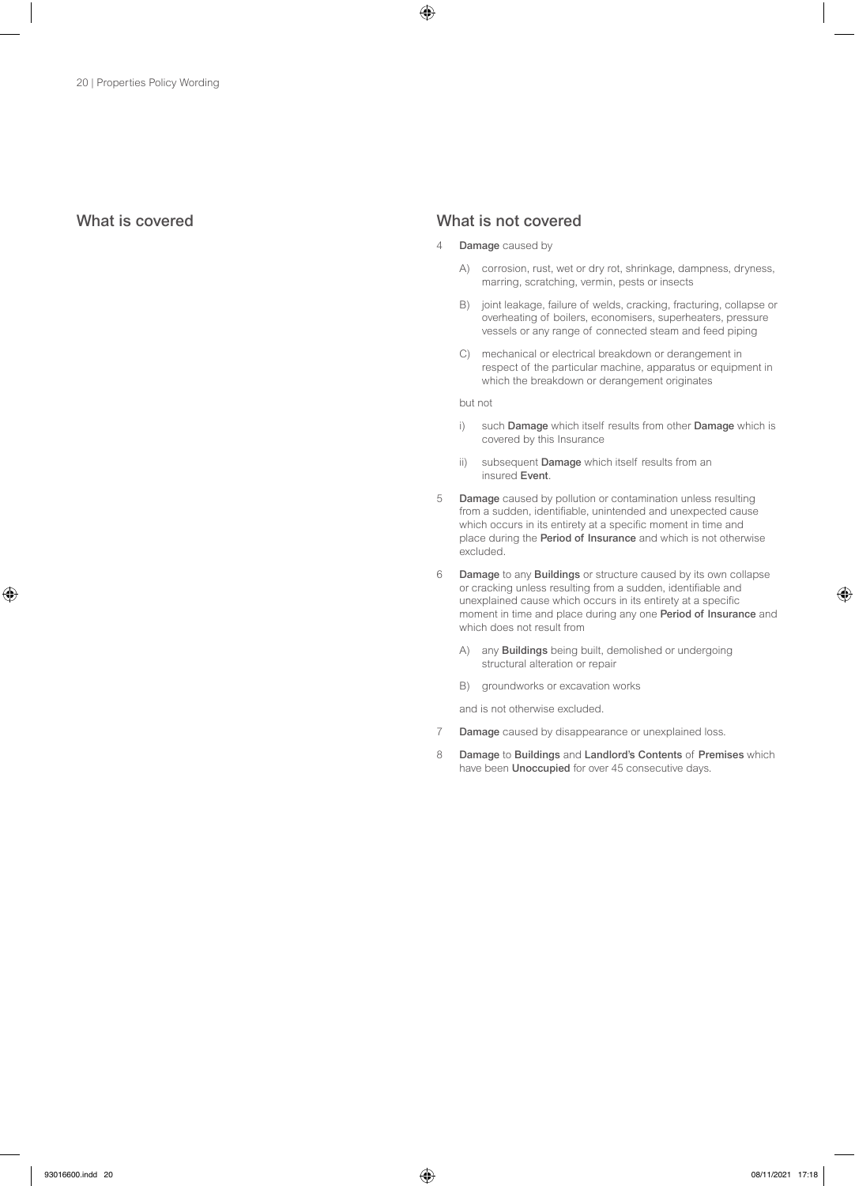## What is covered

## What is not covered

4 **Damage** caused by

   A) corrosion, rust, wet or dry rot, shrinkage, dampness, dryness, marring, scratching, vermin, pests or insects

   B) joint leakage, failure of welds, cracking, fracturing, collapse or overheating of boilers, economisers, superheaters, pressure vessels or any range of connected steam and feed piping

   C) mechanical or electrical breakdown or derangement in respect of the particular machine, apparatus or equipment in which the breakdown or derangement originates

   but not

   i) such **Damage** which itself results from other **Damage** which is covered by this Insurance

   ii) subsequent **Damage** which itself results from an insured **Event**.

5 **Damage** caused by pollution or contamination unless resulting from a sudden, identifiable, unintended and unexpected cause which occurs in its entirety at a specific moment in time and place during the **Period of Insurance** and which is not otherwise excluded.

6 **Damage** to any **Buildings** or structure caused by its own collapse or cracking unless resulting from a sudden, identifiable and unexplained cause which occurs in its entirety at a specific moment in time and place during any one **Period of Insurance** and which does not result from

   A) any **Buildings** being built, demolished or undergoing structural alteration or repair

   B) groundworks or excavation works

   and is not otherwise excluded.

7 **Damage** caused by disappearance or unexplained loss.

8 **Damage** to **Buildings** and **Landlord's Contents** of **Premises** which have been **Unoccupied** for over 45 consecutive days.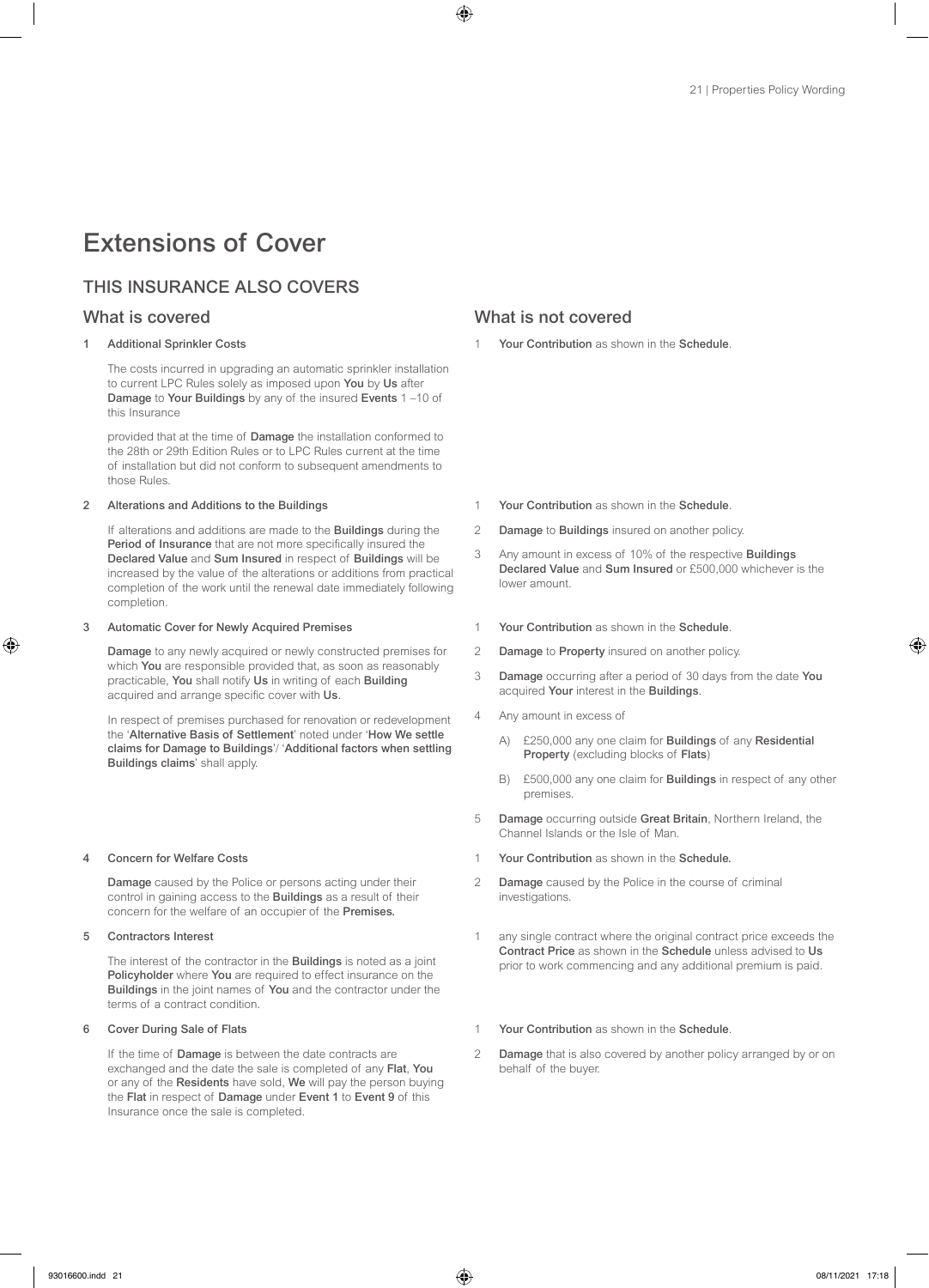# Extensions of Cover

## THIS INSURANCE ALSO COVERS

### 1 Additional Sprinkler Costs

**What is covered**

The costs incurred in upgrading an automatic sprinkler installation to current LPC Rules solely as imposed upon **You** by **Us** after **Damage** to **Your Buildings** by any of the insured **Events** 1 –10 of this Insurance

provided that at the time of **Damage** the installation conformed to the 28th or 29th Edition Rules or to LPC Rules current at the time of installation but did not conform to subsequent amendments to those Rules.

**What is not covered**

1. **Your Contribution** as shown in the **Schedule**.

### 2 Alterations and Additions to the Buildings

**What is covered**

If alterations and additions are made to the **Buildings** during the **Period of Insurance** that are not more specifically insured the **Declared Value** and **Sum Insured** in respect of **Buildings** will be increased by the value of the alterations or additions from practical completion of the work until the renewal date immediately following completion.

**What is not covered**

1. **Your Contribution** as shown in the **Schedule**.
2. **Damage** to **Buildings** insured on another policy.
3. Any amount in excess of 10% of the respective **Buildings Declared Value** and **Sum Insured** or £500,000 whichever is the lower amount.

### 3 Automatic Cover for Newly Acquired Premises

**What is covered**

**Damage** to any newly acquired or newly constructed premises for which **You** are responsible provided that, as soon as reasonably practicable, **You** shall notify **Us** in writing of each **Building** acquired and arrange specific cover with **Us**.

In respect of premises purchased for renovation or redevelopment the '**Alternative Basis of Settlement**' noted under '**How We settle claims for Damage to Buildings**'/ '**Additional factors when settling Buildings claims**' shall apply.

**What is not covered**

1. **Your Contribution** as shown in the **Schedule**.
2. **Damage** to **Property** insured on another policy.
3. **Damage** occurring after a period of 30 days from the date **You** acquired **Your** interest in the **Buildings**.
4. Any amount in excess of
   - A) £250,000 any one claim for **Buildings** of any **Residential Property** (excluding blocks of **Flats**)
   - B) £500,000 any one claim for **Buildings** in respect of any other premises.
5. **Damage** occurring outside **Great Britain**, Northern Ireland, the Channel Islands or the Isle of Man.

### 4 Concern for Welfare Costs

**What is covered**

**Damage** caused by the Police or persons acting under their control in gaining access to the **Buildings** as a result of their concern for the welfare of an occupier of the **Premises.**

**What is not covered**

1. **Your Contribution** as shown in the **Schedule.**
2. **Damage** caused by the Police in the course of criminal investigations.

### 5 Contractors Interest

**What is covered**

The interest of the contractor in the **Buildings** is noted as a joint **Policyholder** where **You** are required to effect insurance on the **Buildings** in the joint names of **You** and the contractor under the terms of a contract condition.

**What is not covered**

1. any single contract where the original contract price exceeds the **Contract Price** as shown in the **Schedule** unless advised to **Us** prior to work commencing and any additional premium is paid.

### 6 Cover During Sale of Flats

**What is covered**

If the time of **Damage** is between the date contracts are exchanged and the date the sale is completed of any **Flat**, **You** or any of the **Residents** have sold, **We** will pay the person buying the **Flat** in respect of **Damage** under **Event 1** to **Event 9** of this Insurance once the sale is completed.

**What is not covered**

1. **Your Contribution** as shown in the **Schedule**.
2. **Damage** that is also covered by another policy arranged by or on behalf of the buyer.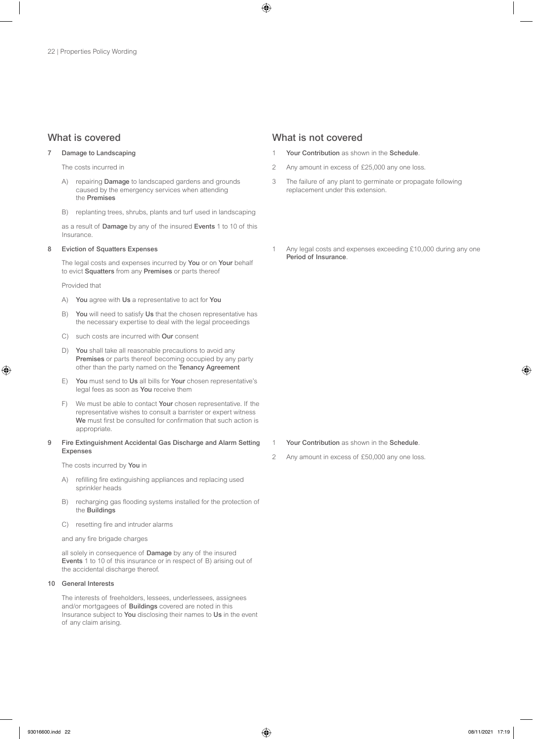## What is covered

**7 Damage to Landscaping**

The costs incurred in

A) repairing **Damage** to landscaped gardens and grounds caused by the emergency services when attending the **Premises**

B) replanting trees, shrubs, plants and turf used in landscaping

as a result of **Damage** by any of the insured **Events** 1 to 10 of this Insurance.

**What is not covered**

1. **Your Contribution** as shown in the **Schedule**.
2. Any amount in excess of £25,000 any one loss.
3. The failure of any plant to germinate or propagate following replacement under this extension.

**8 Eviction of Squatters Expenses**

The legal costs and expenses incurred by **You** or on **Your** behalf to evict **Squatters** from any **Premises** or parts thereof

Provided that

A) **You** agree with **Us** a representative to act for **You**

B) **You** will need to satisfy **Us** that the chosen representative has the necessary expertise to deal with the legal proceedings

C) such costs are incurred with **Our** consent

D) **You** shall take all reasonable precautions to avoid any **Premises** or parts thereof becoming occupied by any party other than the party named on the **Tenancy Agreement**

E) **You** must send to **Us** all bills for **Your** chosen representative's legal fees as soon as **You** receive them

F) We must be able to contact **Your** chosen representative. If the representative wishes to consult a barrister or expert witness **We** must first be consulted for confirmation that such action is appropriate.

**What is not covered**

1. Any legal costs and expenses exceeding £10,000 during any one **Period of Insurance**.

**9 Fire Extinguishment Accidental Gas Discharge and Alarm Setting Expenses**

The costs incurred by **You** in

A) refilling fire extinguishing appliances and replacing used sprinkler heads

B) recharging gas flooding systems installed for the protection of the **Buildings**

C) resetting fire and intruder alarms

and any fire brigade charges

all solely in consequence of **Damage** by any of the insured **Events** 1 to 10 of this insurance or in respect of B) arising out of the accidental discharge thereof.

**What is not covered**

1. **Your Contribution** as shown in the **Schedule**.
2. Any amount in excess of £50,000 any one loss.

**10 General Interests**

The interests of freeholders, lessees, underlessees, assignees and/or mortgagees of **Buildings** covered are noted in this Insurance subject to **You** disclosing their names to **Us** in the event of any claim arising.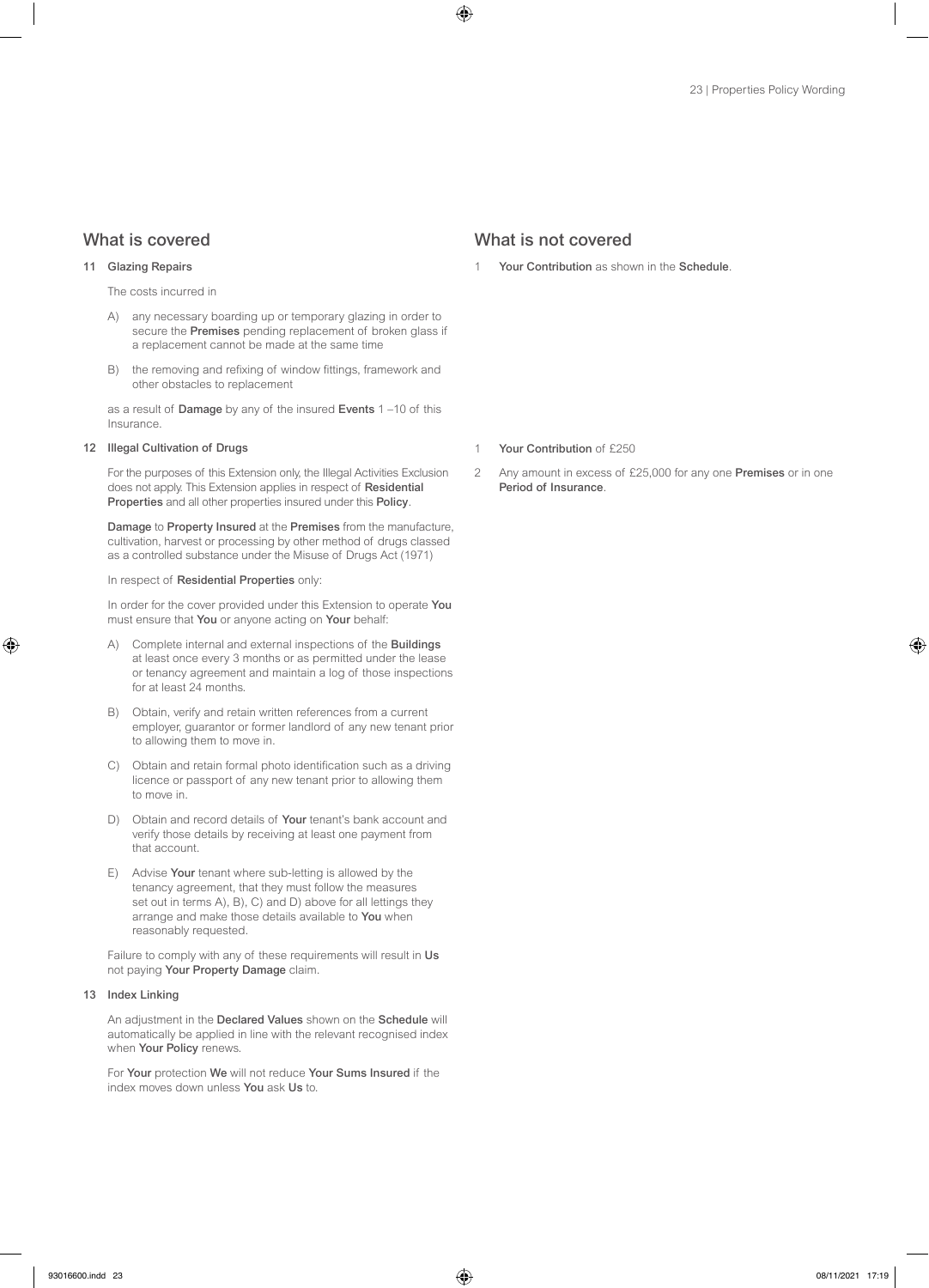## What is covered

### 11 Glazing Repairs

The costs incurred in

A) any necessary boarding up or temporary glazing in order to secure the **Premises** pending replacement of broken glass if a replacement cannot be made at the same time

B) the removing and refixing of window fittings, framework and other obstacles to replacement

as a result of **Damage** by any of the insured **Events** 1 –10 of this Insurance.

## What is not covered

1 **Your Contribution** as shown in the **Schedule**.

## What is covered

### 12 Illegal Cultivation of Drugs

For the purposes of this Extension only, the Illegal Activities Exclusion does not apply. This Extension applies in respect of **Residential Properties** and all other properties insured under this **Policy**.

**Damage** to **Property Insured** at the **Premises** from the manufacture, cultivation, harvest or processing by other method of drugs classed as a controlled substance under the Misuse of Drugs Act (1971)

In respect of **Residential Properties** only:

In order for the cover provided under this Extension to operate **You** must ensure that **You** or anyone acting on **Your** behalf:

A) Complete internal and external inspections of the **Buildings** at least once every 3 months or as permitted under the lease or tenancy agreement and maintain a log of those inspections for at least 24 months.

B) Obtain, verify and retain written references from a current employer, guarantor or former landlord of any new tenant prior to allowing them to move in.

C) Obtain and retain formal photo identification such as a driving licence or passport of any new tenant prior to allowing them to move in.

D) Obtain and record details of **Your** tenant's bank account and verify those details by receiving at least one payment from that account.

E) Advise **Your** tenant where sub-letting is allowed by the tenancy agreement, that they must follow the measures set out in terms A), B), C) and D) above for all lettings they arrange and make those details available to **You** when reasonably requested.

Failure to comply with any of these requirements will result in **Us** not paying **Your Property Damage** claim.

## What is not covered

1 **Your Contribution** of £250

2 Any amount in excess of £25,000 for any one **Premises** or in one **Period of Insurance**.

## What is covered

### 13 Index Linking

An adjustment in the **Declared Values** shown on the **Schedule** will automatically be applied in line with the relevant recognised index when **Your Policy** renews.

For **Your** protection **We** will not reduce **Your Sums Insured** if the index moves down unless **You** ask **Us** to.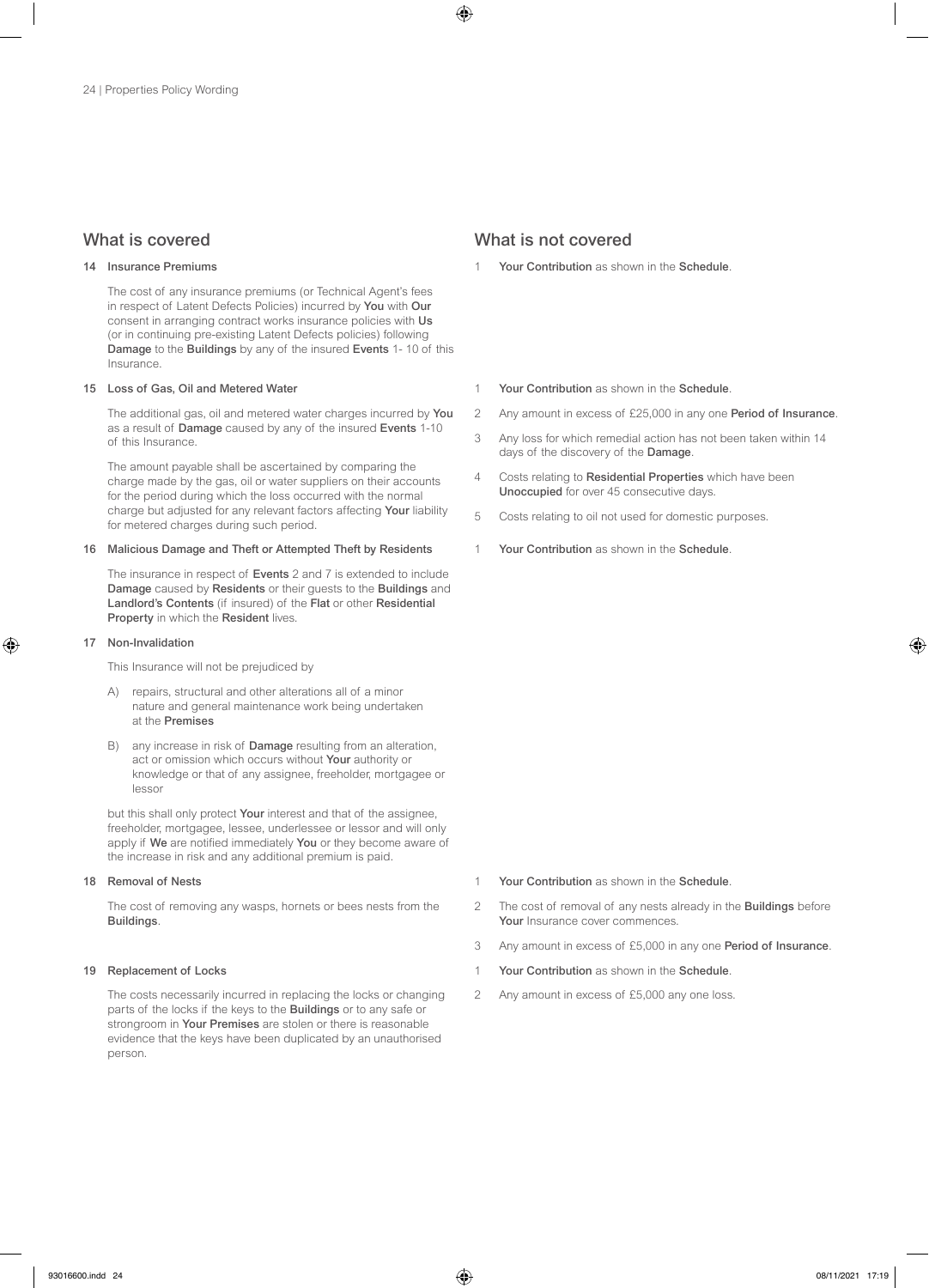## What is covered

### 14 Insurance Premiums

The cost of any insurance premiums (or Technical Agent's fees in respect of Latent Defects Policies) incurred by **You** with **Our** consent in arranging contract works insurance policies with **Us** (or in continuing pre-existing Latent Defects policies) following **Damage** to the **Buildings** by any of the insured **Events** 1- 10 of this Insurance.

**What is not covered**

1 **Your Contribution** as shown in the **Schedule**.

### 15 Loss of Gas, Oil and Metered Water

The additional gas, oil and metered water charges incurred by **You** as a result of **Damage** caused by any of the insured **Events** 1-10 of this Insurance.

The amount payable shall be ascertained by comparing the charge made by the gas, oil or water suppliers on their accounts for the period during which the loss occurred with the normal charge but adjusted for any relevant factors affecting **Your** liability for metered charges during such period.

**What is not covered**

1 **Your Contribution** as shown in the **Schedule**.

2 Any amount in excess of £25,000 in any one **Period of Insurance**.

3 Any loss for which remedial action has not been taken within 14 days of the discovery of the **Damage**.

4 Costs relating to **Residential Properties** which have been **Unoccupied** for over 45 consecutive days.

5 Costs relating to oil not used for domestic purposes.

### 16 Malicious Damage and Theft or Attempted Theft by Residents

The insurance in respect of **Events** 2 and 7 is extended to include **Damage** caused by **Residents** or their guests to the **Buildings** and **Landlord's Contents** (if insured) of the **Flat** or other **Residential Property** in which the **Resident** lives.

**What is not covered**

1 **Your Contribution** as shown in the **Schedule**.

### 17 Non-Invalidation

This Insurance will not be prejudiced by

A) repairs, structural and other alterations all of a minor nature and general maintenance work being undertaken at the **Premises**

B) any increase in risk of **Damage** resulting from an alteration, act or omission which occurs without **Your** authority or knowledge or that of any assignee, freeholder, mortgagee or lessor

but this shall only protect **Your** interest and that of the assignee, freeholder, mortgagee, lessee, underlessee or lessor and will only apply if **We** are notified immediately **You** or they become aware of the increase in risk and any additional premium is paid.

### 18 Removal of Nests

The cost of removing any wasps, hornets or bees nests from the **Buildings**.

**What is not covered**

1 **Your Contribution** as shown in the **Schedule**.

2 The cost of removal of any nests already in the **Buildings** before **Your** Insurance cover commences.

3 Any amount in excess of £5,000 in any one **Period of Insurance**.

### 19 Replacement of Locks

The costs necessarily incurred in replacing the locks or changing parts of the locks if the keys to the **Buildings** or to any safe or strongroom in **Your Premises** are stolen or there is reasonable evidence that the keys have been duplicated by an unauthorised person.

**What is not covered**

1 **Your Contribution** as shown in the **Schedule**.

2 Any amount in excess of £5,000 any one loss.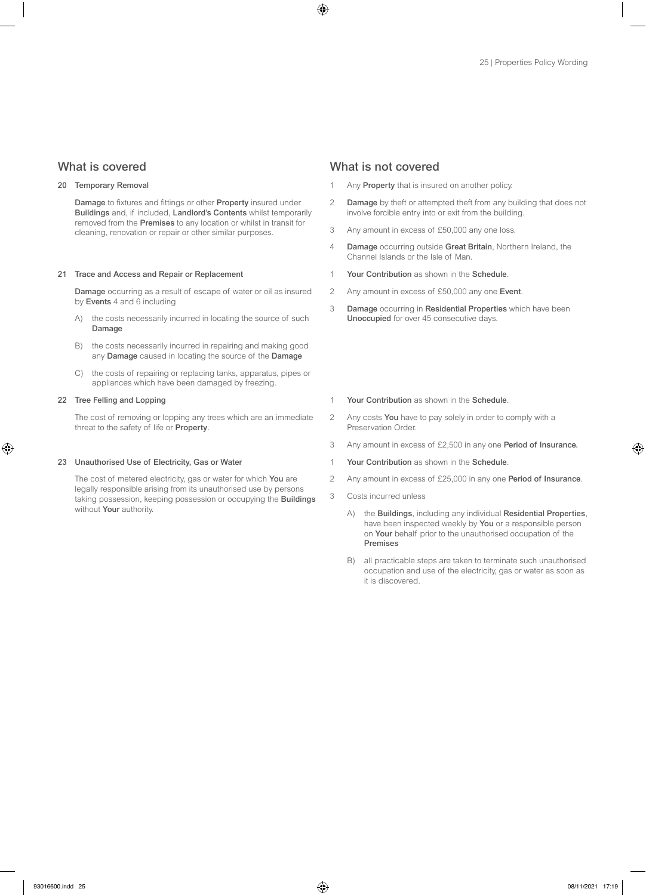## What is covered

**20 Temporary Removal**

**Damage** to fixtures and fittings or other **Property** insured under **Buildings** and, if included, **Landlord's Contents** whilst temporarily removed from the **Premises** to any location or whilst in transit for cleaning, renovation or repair or other similar purposes.

## What is not covered

1. Any **Property** that is insured on another policy.
2. **Damage** by theft or attempted theft from any building that does not involve forcible entry into or exit from the building.
3. Any amount in excess of £50,000 any one loss.
4. **Damage** occurring outside **Great Britain**, Northern Ireland, the Channel Islands or the Isle of Man.

## What is covered

**21 Trace and Access and Repair or Replacement**

**Damage** occurring as a result of escape of water or oil as insured by **Events** 4 and 6 including

- A) the costs necessarily incurred in locating the source of such **Damage**
- B) the costs necessarily incurred in repairing and making good any **Damage** caused in locating the source of the **Damage**
- C) the costs of repairing or replacing tanks, apparatus, pipes or appliances which have been damaged by freezing.

## What is not covered

1. **Your Contribution** as shown in the **Schedule**.
2. Any amount in excess of £50,000 any one **Event**.
3. **Damage** occurring in **Residential Properties** which have been **Unoccupied** for over 45 consecutive days.

## What is covered

**22 Tree Felling and Lopping**

The cost of removing or lopping any trees which are an immediate threat to the safety of life or **Property**.

## What is not covered

1. **Your Contribution** as shown in the **Schedule**.
2. Any costs **You** have to pay solely in order to comply with a Preservation Order.
3. Any amount in excess of £2,500 in any one **Period of Insurance.**

## What is covered

**23 Unauthorised Use of Electricity, Gas or Water**

The cost of metered electricity, gas or water for which **You** are legally responsible arising from its unauthorised use by persons taking possession, keeping possession or occupying the **Buildings** without **Your** authority.

## What is not covered

1. **Your Contribution** as shown in the **Schedule**.
2. Any amount in excess of £25,000 in any one **Period of Insurance**.
3. Costs incurred unless
   - A) the **Buildings**, including any individual **Residential Properties**, have been inspected weekly by **You** or a responsible person on **Your** behalf prior to the unauthorised occupation of the **Premises**
   - B) all practicable steps are taken to terminate such unauthorised occupation and use of the electricity, gas or water as soon as it is discovered.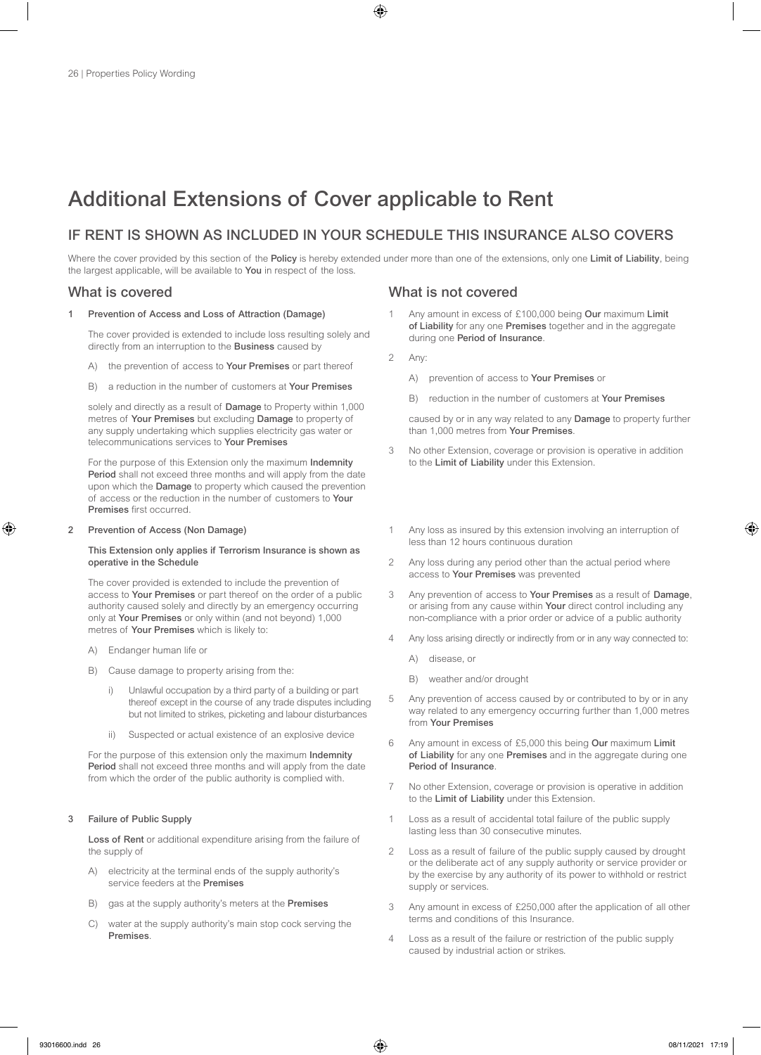# Additional Extensions of Cover applicable to Rent

## IF RENT IS SHOWN AS INCLUDED IN YOUR SCHEDULE THIS INSURANCE ALSO COVERS

Where the cover provided by this section of the **Policy** is hereby extended under more than one of the extensions, only one **Limit of Liability**, being the largest applicable, will be available to **You** in respect of the loss.

### What is covered

**1 Prevention of Access and Loss of Attraction (Damage)**

The cover provided is extended to include loss resulting solely and directly from an interruption to the **Business** caused by

A) the prevention of access to **Your Premises** or part thereof

B) a reduction in the number of customers at **Your Premises**

solely and directly as a result of **Damage** to Property within 1,000 metres of **Your Premises** but excluding **Damage** to property of any supply undertaking which supplies electricity gas water or telecommunications services to **Your Premises**

For the purpose of this Extension only the maximum **Indemnity Period** shall not exceed three months and will apply from the date upon which the **Damage** to property which caused the prevention of access or the reduction in the number of customers to **Your Premises** first occurred.

### What is not covered

1 Any amount in excess of £100,000 being **Our** maximum **Limit of Liability** for any one **Premises** together and in the aggregate during one **Period of Insurance**.

2 Any:

A) prevention of access to **Your Premises** or

B) reduction in the number of customers at **Your Premises**

caused by or in any way related to any **Damage** to property further than 1,000 metres from **Your Premises**.

3 No other Extension, coverage or provision is operative in addition to the **Limit of Liability** under this Extension.

### What is covered

**2 Prevention of Access (Non Damage)**

**This Extension only applies if Terrorism Insurance is shown as operative in the Schedule**

The cover provided is extended to include the prevention of access to **Your Premises** or part thereof on the order of a public authority caused solely and directly by an emergency occurring only at **Your Premises** or only within (and not beyond) 1,000 metres of **Your Premises** which is likely to:

A) Endanger human life or

B) Cause damage to property arising from the:

i) Unlawful occupation by a third party of a building or part thereof except in the course of any trade disputes including but not limited to strikes, picketing and labour disturbances

ii) Suspected or actual existence of an explosive device

For the purpose of this extension only the maximum **Indemnity Period** shall not exceed three months and will apply from the date from which the order of the public authority is complied with.

### What is not covered

1 Any loss as insured by this extension involving an interruption of less than 12 hours continuous duration

2 Any loss during any period other than the actual period where access to **Your Premises** was prevented

3 Any prevention of access to **Your Premises** as a result of **Damage**, or arising from any cause within **Your** direct control including any non-compliance with a prior order or advice of a public authority

4 Any loss arising directly or indirectly from or in any way connected to:

A) disease, or

B) weather and/or drought

5 Any prevention of access caused by or contributed to by or in any way related to any emergency occurring further than 1,000 metres from **Your Premises**

6 Any amount in excess of £5,000 this being **Our** maximum **Limit of Liability** for any one **Premises** and in the aggregate during one **Period of Insurance**.

7 No other Extension, coverage or provision is operative in addition to the **Limit of Liability** under this Extension.

### What is covered

**3 Failure of Public Supply**

**Loss of Rent** or additional expenditure arising from the failure of the supply of

A) electricity at the terminal ends of the supply authority's service feeders at the **Premises**

B) gas at the supply authority's meters at the **Premises**

C) water at the supply authority's main stop cock serving the **Premises**.

### What is not covered

1 Loss as a result of accidental total failure of the public supply lasting less than 30 consecutive minutes.

2 Loss as a result of failure of the public supply caused by drought or the deliberate act of any supply authority or service provider or by the exercise by any authority of its power to withhold or restrict supply or services.

3 Any amount in excess of £250,000 after the application of all other terms and conditions of this Insurance.

4 Loss as a result of the failure or restriction of the public supply caused by industrial action or strikes.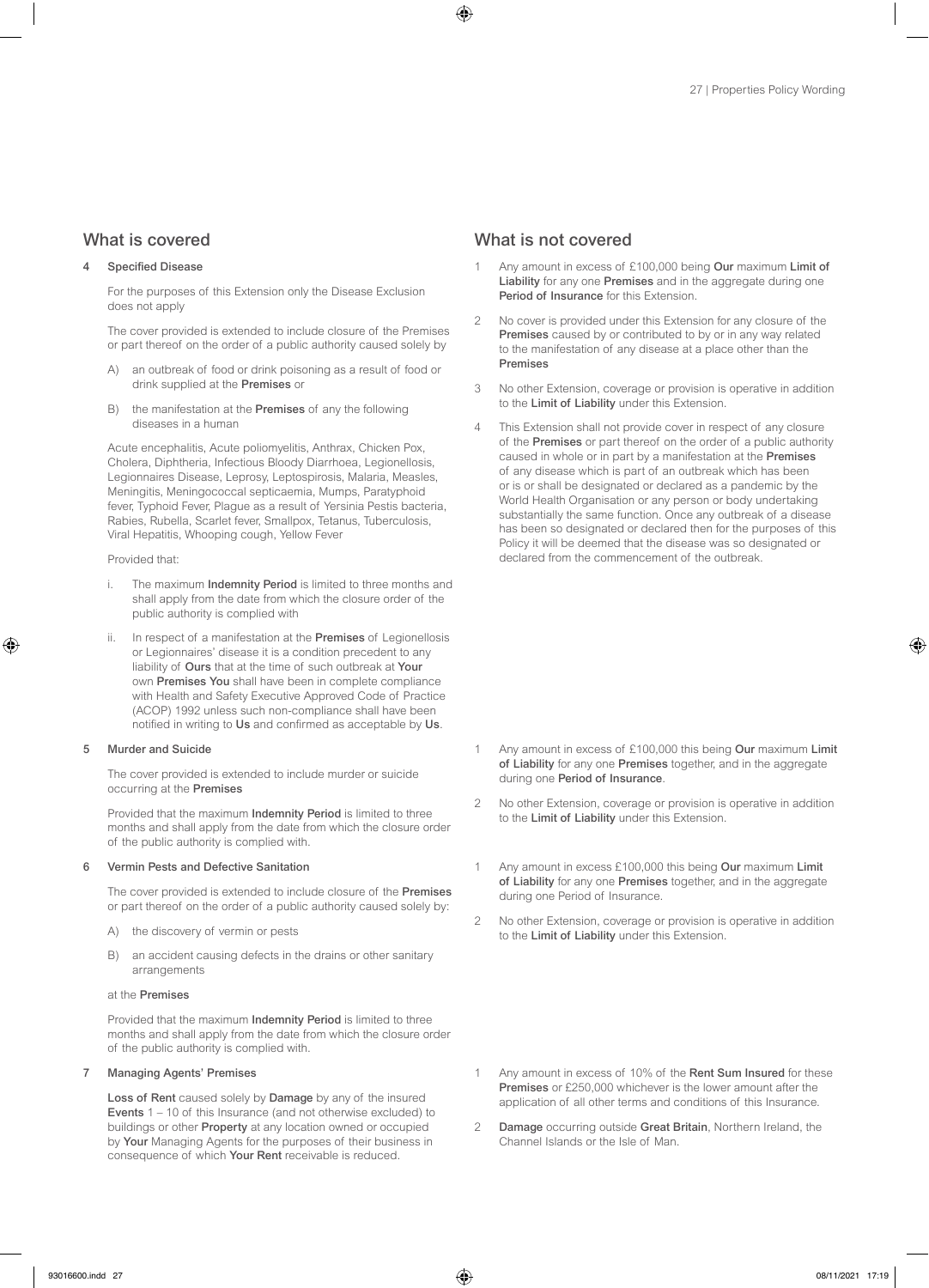## What is covered

### 4 Specified Disease

For the purposes of this Extension only the Disease Exclusion does not apply

The cover provided is extended to include closure of the Premises or part thereof on the order of a public authority caused solely by

A) an outbreak of food or drink poisoning as a result of food or drink supplied at the **Premises** or

B) the manifestation at the **Premises** of any the following diseases in a human

Acute encephalitis, Acute poliomyelitis, Anthrax, Chicken Pox, Cholera, Diphtheria, Infectious Bloody Diarrhoea, Legionellosis, Legionnaires Disease, Leprosy, Leptospirosis, Malaria, Measles, Meningitis, Meningococcal septicaemia, Mumps, Paratyphoid fever, Typhoid Fever, Plague as a result of Yersinia Pestis bacteria, Rabies, Rubella, Scarlet fever, Smallpox, Tetanus, Tuberculosis, Viral Hepatitis, Whooping cough, Yellow Fever

Provided that:

i. The maximum **Indemnity Period** is limited to three months and shall apply from the date from which the closure order of the public authority is complied with

ii. In respect of a manifestation at the **Premises** of Legionellosis or Legionnaires' disease it is a condition precedent to any liability of **Ours** that at the time of such outbreak at **Your** own **Premises You** shall have been in complete compliance with Health and Safety Executive Approved Code of Practice (ACOP) 1992 unless such non-compliance shall have been notified in writing to **Us** and confirmed as acceptable by **Us**.

## What is not covered

1. Any amount in excess of £100,000 being **Our** maximum **Limit of Liability** for any one **Premises** and in the aggregate during one **Period of Insurance** for this Extension.
2. No cover is provided under this Extension for any closure of the **Premises** caused by or contributed to by or in any way related to the manifestation of any disease at a place other than the **Premises**
3. No other Extension, coverage or provision is operative in addition to the **Limit of Liability** under this Extension.
4. This Extension shall not provide cover in respect of any closure of the **Premises** or part thereof on the order of a public authority caused in whole or in part by a manifestation at the **Premises** of any disease which is part of an outbreak which has been or is or shall be designated or declared as a pandemic by the World Health Organisation or any person or body undertaking substantially the same function. Once any outbreak of a disease has been so designated or declared then for the purposes of this Policy it will be deemed that the disease was so designated or declared from the commencement of the outbreak.

## What is covered

### 5 Murder and Suicide

The cover provided is extended to include murder or suicide occurring at the **Premises**

Provided that the maximum **Indemnity Period** is limited to three months and shall apply from the date from which the closure order of the public authority is complied with.

## What is not covered

1. Any amount in excess of £100,000 this being **Our** maximum **Limit of Liability** for any one **Premises** together, and in the aggregate during one **Period of Insurance**.
2. No other Extension, coverage or provision is operative in addition to the **Limit of Liability** under this Extension.

## What is covered

### 6 Vermin Pests and Defective Sanitation

The cover provided is extended to include closure of the **Premises** or part thereof on the order of a public authority caused solely by:

A) the discovery of vermin or pests

B) an accident causing defects in the drains or other sanitary arrangements

at the **Premises**

Provided that the maximum **Indemnity Period** is limited to three months and shall apply from the date from which the closure order of the public authority is complied with.

## What is not covered

1. Any amount in excess £100,000 this being **Our** maximum **Limit of Liability** for any one **Premises** together, and in the aggregate during one Period of Insurance.
2. No other Extension, coverage or provision is operative in addition to the **Limit of Liability** under this Extension.

## What is covered

### 7 Managing Agents' Premises

**Loss of Rent** caused solely by **Damage** by any of the insured **Events** 1 – 10 of this Insurance (and not otherwise excluded) to buildings or other **Property** at any location owned or occupied by **Your** Managing Agents for the purposes of their business in consequence of which **Your Rent** receivable is reduced.

## What is not covered

1. Any amount in excess of 10% of the **Rent Sum Insured** for these **Premises** or £250,000 whichever is the lower amount after the application of all other terms and conditions of this Insurance.
2. **Damage** occurring outside **Great Britain**, Northern Ireland, the Channel Islands or the Isle of Man.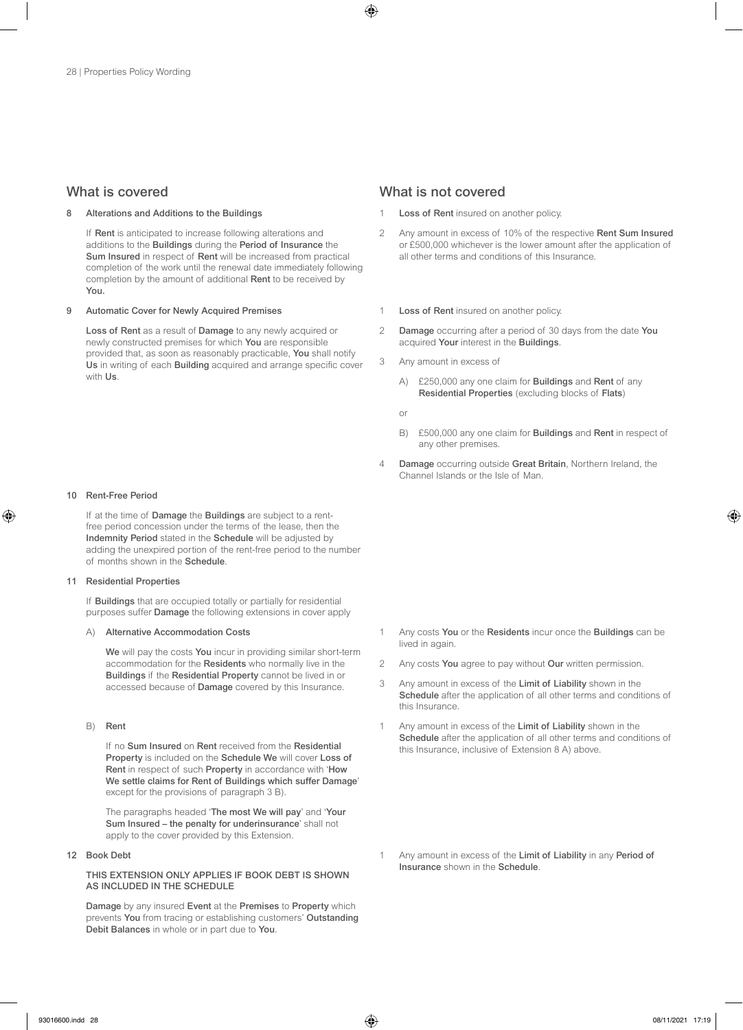## What is covered

### 8 Alterations and Additions to the Buildings

If **Rent** is anticipated to increase following alterations and additions to the **Buildings** during the **Period of Insurance** the **Sum Insured** in respect of **Rent** will be increased from practical completion of the work until the renewal date immediately following completion by the amount of additional **Rent** to be received by **You.**

**What is not covered**

1. **Loss of Rent** insured on another policy.
2. Any amount in excess of 10% of the respective **Rent Sum Insured** or £500,000 whichever is the lower amount after the application of all other terms and conditions of this Insurance.

### 9 Automatic Cover for Newly Acquired Premises

**Loss of Rent** as a result of **Damage** to any newly acquired or newly constructed premises for which **You** are responsible provided that, as soon as reasonably practicable, **You** shall notify **Us** in writing of each **Building** acquired and arrange specific cover with **Us**.

**What is not covered**

1. **Loss of Rent** insured on another policy.
2. **Damage** occurring after a period of 30 days from the date **You** acquired **Your** interest in the **Buildings**.
3. Any amount in excess of
   - A) £250,000 any one claim for **Buildings** and **Rent** of any **Residential Properties** (excluding blocks of **Flats**)

   or

   - B) £500,000 any one claim for **Buildings** and **Rent** in respect of any other premises.
4. **Damage** occurring outside **Great Britain**, Northern Ireland, the Channel Islands or the Isle of Man.

### 10 Rent-Free Period

If at the time of **Damage** the **Buildings** are subject to a rent-free period concession under the terms of the lease, then the **Indemnity Period** stated in the **Schedule** will be adjusted by adding the unexpired portion of the rent-free period to the number of months shown in the **Schedule**.

### 11 Residential Properties

If **Buildings** that are occupied totally or partially for residential purposes suffer **Damage** the following extensions in cover apply

**A) Alternative Accommodation Costs**

**We** will pay the costs **You** incur in providing similar short-term accommodation for the **Residents** who normally live in the **Buildings** if the **Residential Property** cannot be lived in or accessed because of **Damage** covered by this Insurance.

**What is not covered**

1. Any costs **You** or the **Residents** incur once the **Buildings** can be lived in again.
2. Any costs **You** agree to pay without **Our** written permission.
3. Any amount in excess of the **Limit of Liability** shown in the **Schedule** after the application of all other terms and conditions of this Insurance.

**B) Rent**

If no **Sum Insured** on **Rent** received from the **Residential Property** is included on the **Schedule We** will cover **Loss of Rent** in respect of such **Property** in accordance with '**How We settle claims for Rent of Buildings which suffer Damage**' except for the provisions of paragraph 3 B).

The paragraphs headed '**The most We will pay**' and '**Your Sum Insured – the penalty for underinsurance**' shall not apply to the cover provided by this Extension.

**What is not covered**

1. Any amount in excess of the **Limit of Liability** shown in the **Schedule** after the application of all other terms and conditions of this Insurance, inclusive of Extension 8 A) above.

### 12 Book Debt

THIS EXTENSION ONLY APPLIES IF BOOK DEBT IS SHOWN AS INCLUDED IN THE SCHEDULE

**Damage** by any insured **Event** at the **Premises** to **Property** which prevents **You** from tracing or establishing customers' **Outstanding Debit Balances** in whole or in part due to **You**.

**What is not covered**

1. Any amount in excess of the **Limit of Liability** in any **Period of Insurance** shown in the **Schedule**.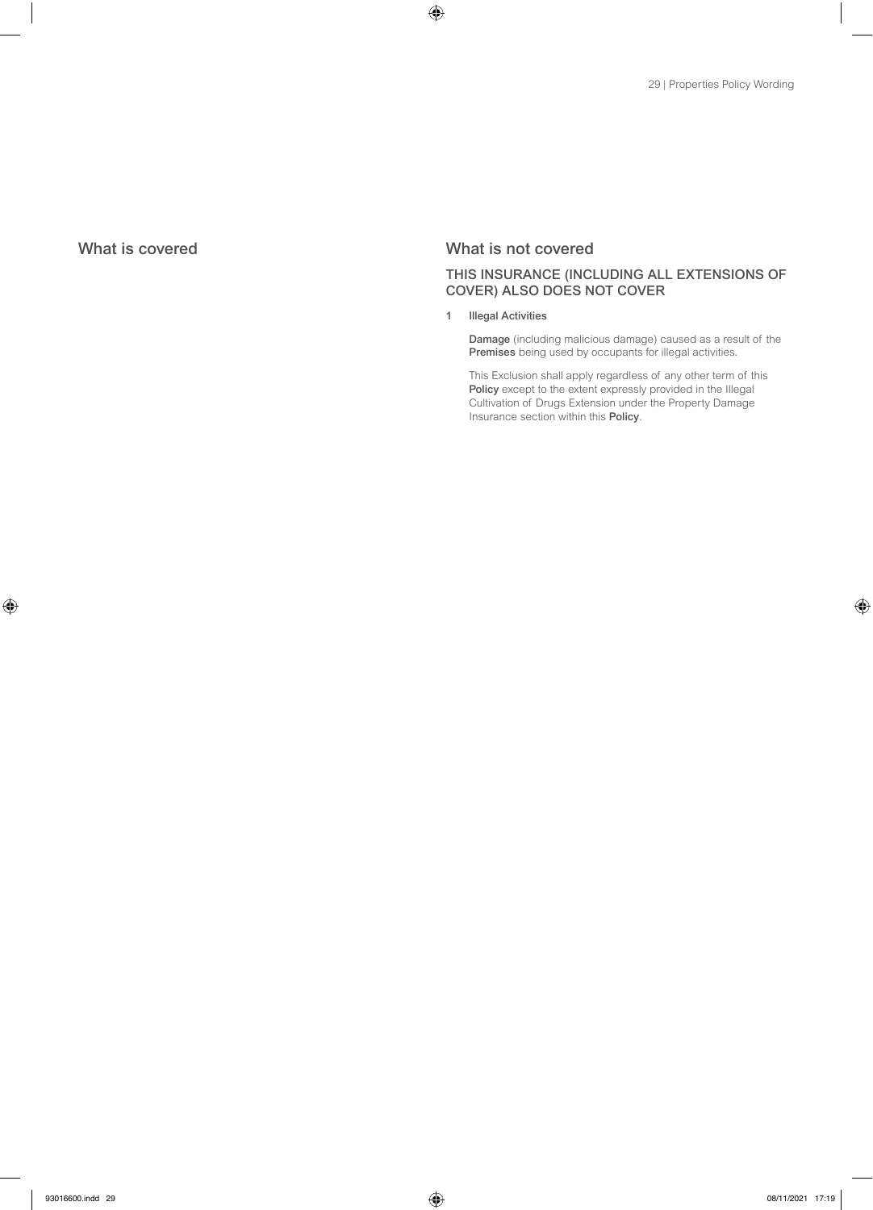## What is covered

## What is not covered

### THIS INSURANCE (INCLUDING ALL EXTENSIONS OF COVER) ALSO DOES NOT COVER

1 **Illegal Activities**

**Damage** (including malicious damage) caused as a result of the **Premises** being used by occupants for illegal activities.

This Exclusion shall apply regardless of any other term of this **Policy** except to the extent expressly provided in the Illegal Cultivation of Drugs Extension under the Property Damage Insurance section within this **Policy**.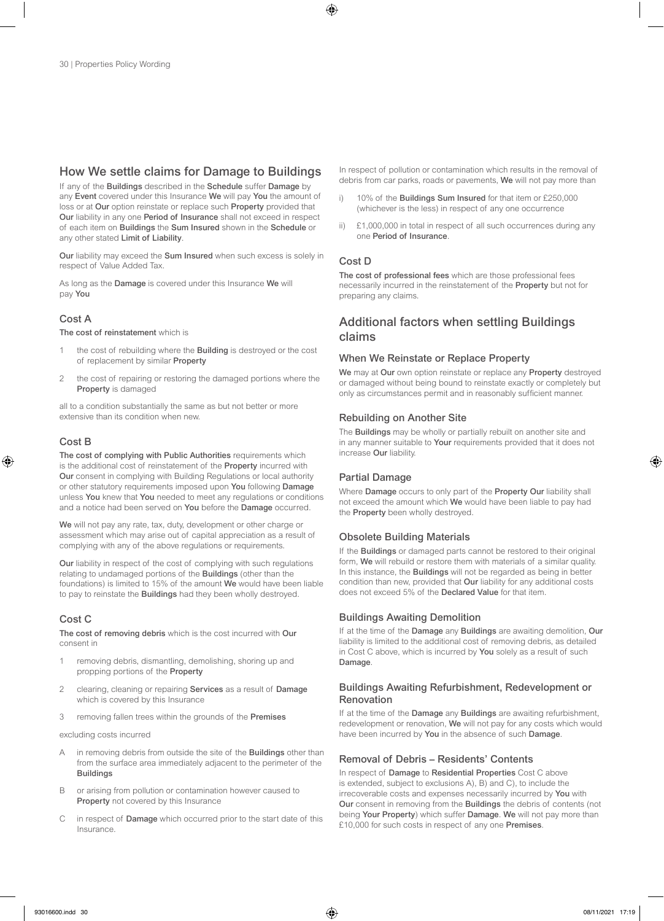## How We settle claims for Damage to Buildings

If any of the **Buildings** described in the **Schedule** suffer **Damage** by any **Event** covered under this Insurance **We** will pay **You** the amount of loss or at **Our** option reinstate or replace such **Property** provided that **Our** liability in any one **Period of Insurance** shall not exceed in respect of each item on **Buildings** the **Sum Insured** shown in the **Schedule** or any other stated **Limit of Liability**.

**Our** liability may exceed the **Sum Insured** when such excess is solely in respect of Value Added Tax.

As long as the **Damage** is covered under this Insurance **We** will pay **You**

### Cost A

**The cost of reinstatement** which is

1. the cost of rebuilding where the **Building** is destroyed or the cost of replacement by similar **Property**
2. the cost of repairing or restoring the damaged portions where the **Property** is damaged

all to a condition substantially the same as but not better or more extensive than its condition when new.

### Cost B

**The cost of complying with Public Authorities** requirements which is the additional cost of reinstatement of the **Property** incurred with **Our** consent in complying with Building Regulations or local authority or other statutory requirements imposed upon **You** following **Damage** unless **You** knew that **You** needed to meet any regulations or conditions and a notice had been served on **You** before the **Damage** occurred.

**We** will not pay any rate, tax, duty, development or other charge or assessment which may arise out of capital appreciation as a result of complying with any of the above regulations or requirements.

**Our** liability in respect of the cost of complying with such regulations relating to undamaged portions of the **Buildings** (other than the foundations) is limited to 15% of the amount **We** would have been liable to pay to reinstate the **Buildings** had they been wholly destroyed.

### Cost C

**The cost of removing debris** which is the cost incurred with **Our** consent in

1. removing debris, dismantling, demolishing, shoring up and propping portions of the **Property**
2. clearing, cleaning or repairing **Services** as a result of **Damage** which is covered by this Insurance
3. removing fallen trees within the grounds of the **Premises**

excluding costs incurred

A. in removing debris from outside the site of the **Buildings** other than from the surface area immediately adjacent to the perimeter of the **Buildings**
B. or arising from pollution or contamination however caused to **Property** not covered by this Insurance
C. in respect of **Damage** which occurred prior to the start date of this Insurance.

In respect of pollution or contamination which results in the removal of debris from car parks, roads or pavements, **We** will not pay more than

i) 10% of the **Buildings Sum Insured** for that item or £250,000 (whichever is the less) in respect of any one occurrence
ii) £1,000,000 in total in respect of all such occurrences during any one **Period of Insurance**.

### Cost D

**The cost of professional fees** which are those professional fees necessarily incurred in the reinstatement of the **Property** but not for preparing any claims.

## Additional factors when settling Buildings claims

### When We Reinstate or Replace Property

**We** may at **Our** own option reinstate or replace any **Property** destroyed or damaged without being bound to reinstate exactly or completely but only as circumstances permit and in reasonably sufficient manner.

### Rebuilding on Another Site

The **Buildings** may be wholly or partially rebuilt on another site and in any manner suitable to **Your** requirements provided that it does not increase **Our** liability.

### Partial Damage

Where **Damage** occurs to only part of the **Property Our** liability shall not exceed the amount which **We** would have been liable to pay had the **Property** been wholly destroyed.

### Obsolete Building Materials

If the **Buildings** or damaged parts cannot be restored to their original form, **We** will rebuild or restore them with materials of a similar quality. In this instance, the **Buildings** will not be regarded as being in better condition than new, provided that **Our** liability for any additional costs does not exceed 5% of the **Declared Value** for that item.

### Buildings Awaiting Demolition

If at the time of the **Damage** any **Buildings** are awaiting demolition, **Our** liability is limited to the additional cost of removing debris, as detailed in Cost C above, which is incurred by **You** solely as a result of such **Damage**.

### Buildings Awaiting Refurbishment, Redevelopment or Renovation

If at the time of the **Damage** any **Buildings** are awaiting refurbishment, redevelopment or renovation, **We** will not pay for any costs which would have been incurred by **You** in the absence of such **Damage**.

### Removal of Debris – Residents' Contents

In respect of **Damage** to **Residential Properties** Cost C above is extended, subject to exclusions A), B) and C), to include the irrecoverable costs and expenses necessarily incurred by **You** with **Our** consent in removing from the **Buildings** the debris of contents (not being **Your Property**) which suffer **Damage**. **We** will not pay more than £10,000 for such costs in respect of any one **Premises**.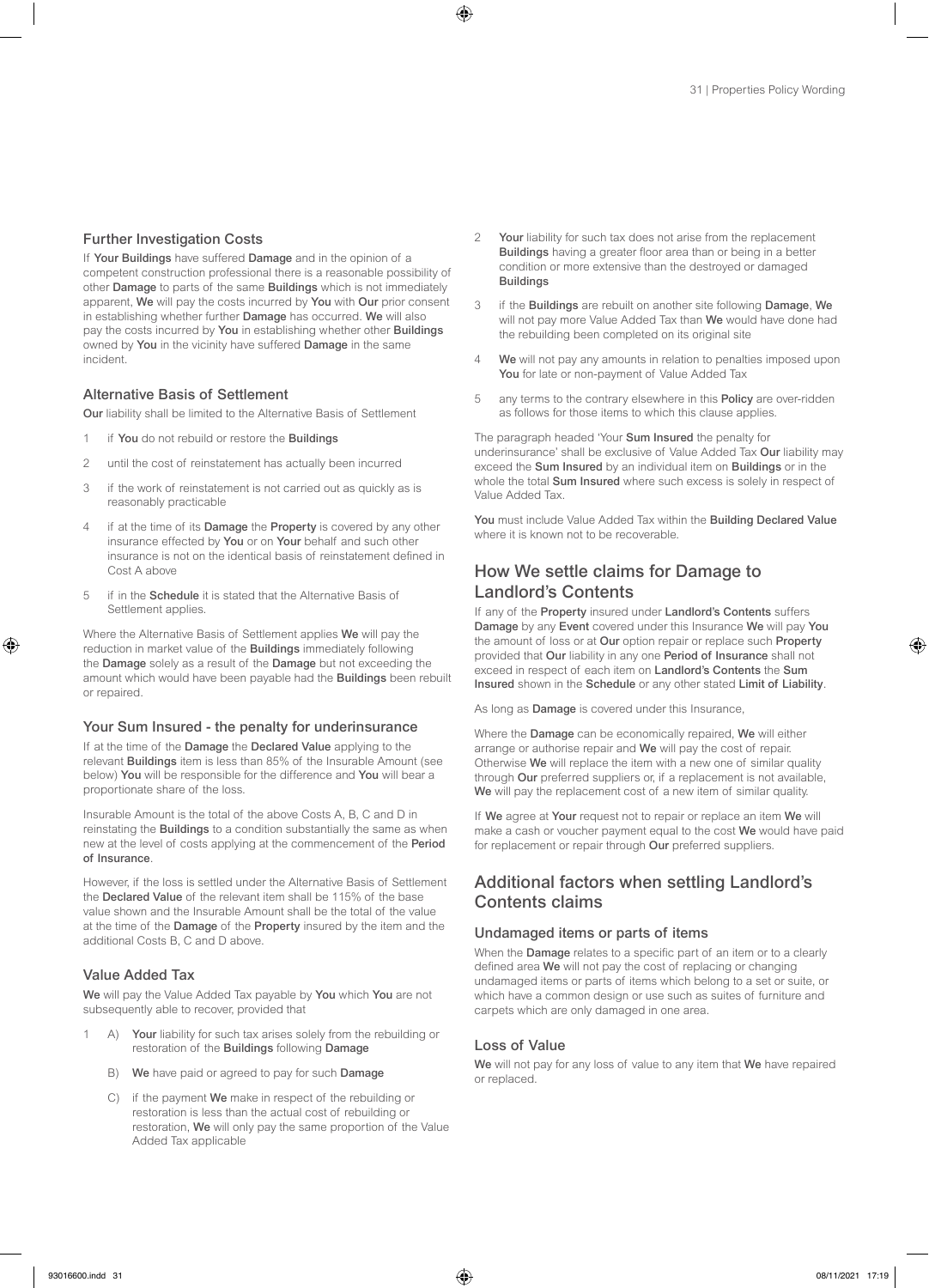### Further Investigation Costs

If **Your Buildings** have suffered **Damage** and in the opinion of a competent construction professional there is a reasonable possibility of other **Damage** to parts of the same **Buildings** which is not immediately apparent, **We** will pay the costs incurred by **You** with **Our** prior consent in establishing whether further **Damage** has occurred. **We** will also pay the costs incurred by **You** in establishing whether other **Buildings** owned by **You** in the vicinity have suffered **Damage** in the same incident.

### Alternative Basis of Settlement

**Our** liability shall be limited to the Alternative Basis of Settlement

1. if **You** do not rebuild or restore the **Buildings**
2. until the cost of reinstatement has actually been incurred
3. if the work of reinstatement is not carried out as quickly as is reasonably practicable
4. if at the time of its **Damage** the **Property** is covered by any other insurance effected by **You** or on **Your** behalf and such other insurance is not on the identical basis of reinstatement defined in Cost A above
5. if in the **Schedule** it is stated that the Alternative Basis of Settlement applies.

Where the Alternative Basis of Settlement applies **We** will pay the reduction in market value of the **Buildings** immediately following the **Damage** solely as a result of the **Damage** but not exceeding the amount which would have been payable had the **Buildings** been rebuilt or repaired.

### Your Sum Insured - the penalty for underinsurance

If at the time of the **Damage** the **Declared Value** applying to the relevant **Buildings** item is less than 85% of the Insurable Amount (see below) **You** will be responsible for the difference and **You** will bear a proportionate share of the loss.

Insurable Amount is the total of the above Costs A, B, C and D in reinstating the **Buildings** to a condition substantially the same as when new at the level of costs applying at the commencement of the **Period of Insurance**.

However, if the loss is settled under the Alternative Basis of Settlement the **Declared Value** of the relevant item shall be 115% of the base value shown and the Insurable Amount shall be the total of the value at the time of the **Damage** of the **Property** insured by the item and the additional Costs B, C and D above.

### Value Added Tax

**We** will pay the Value Added Tax payable by **You** which **You** are not subsequently able to recover, provided that

1. A) **Your** liability for such tax arises solely from the rebuilding or restoration of the **Buildings** following **Damage**

   B) **We** have paid or agreed to pay for such **Damage**

   C) if the payment **We** make in respect of the rebuilding or restoration is less than the actual cost of rebuilding or restoration, **We** will only pay the same proportion of the Value Added Tax applicable
2. **Your** liability for such tax does not arise from the replacement **Buildings** having a greater floor area than or being in a better condition or more extensive than the destroyed or damaged **Buildings**
3. if the **Buildings** are rebuilt on another site following **Damage**, **We** will not pay more Value Added Tax than **We** would have done had the rebuilding been completed on its original site
4. **We** will not pay any amounts in relation to penalties imposed upon **You** for late or non-payment of Value Added Tax
5. any terms to the contrary elsewhere in this **Policy** are over-ridden as follows for those items to which this clause applies.

The paragraph headed 'Your **Sum Insured** the penalty for underinsurance' shall be exclusive of Value Added Tax **Our** liability may exceed the **Sum Insured** by an individual item on **Buildings** or in the whole the total **Sum Insured** where such excess is solely in respect of Value Added Tax.

**You** must include Value Added Tax within the **Building Declared Value** where it is known not to be recoverable.

## How We settle claims for Damage to Landlord's Contents

If any of the **Property** insured under **Landlord's Contents** suffers **Damage** by any **Event** covered under this Insurance **We** will pay **You** the amount of loss or at **Our** option repair or replace such **Property** provided that **Our** liability in any one **Period of Insurance** shall not exceed in respect of each item on **Landlord's Contents** the **Sum Insured** shown in the **Schedule** or any other stated **Limit of Liability**.

As long as **Damage** is covered under this Insurance,

Where the **Damage** can be economically repaired, **We** will either arrange or authorise repair and **We** will pay the cost of repair. Otherwise **We** will replace the item with a new one of similar quality through **Our** preferred suppliers or, if a replacement is not available, **We** will pay the replacement cost of a new item of similar quality.

If **We** agree at **Your** request not to repair or replace an item **We** will make a cash or voucher payment equal to the cost **We** would have paid for replacement or repair through **Our** preferred suppliers.

## Additional factors when settling Landlord's Contents claims

### Undamaged items or parts of items

When the **Damage** relates to a specific part of an item or to a clearly defined area **We** will not pay the cost of replacing or changing undamaged items or parts of items which belong to a set or suite, or which have a common design or use such as suites of furniture and carpets which are only damaged in one area.

### Loss of Value

**We** will not pay for any loss of value to any item that **We** have repaired or replaced.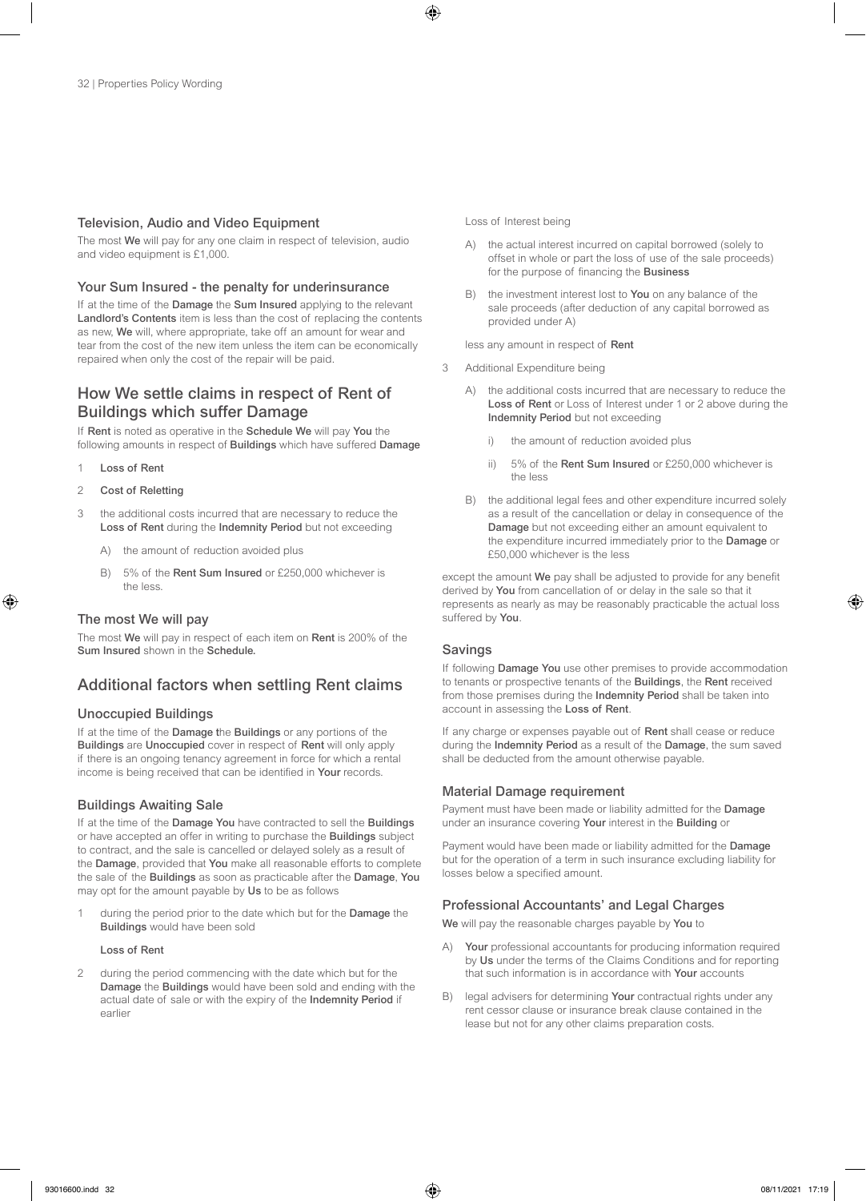### Television, Audio and Video Equipment

The most **We** will pay for any one claim in respect of television, audio and video equipment is £1,000.

### Your Sum Insured - the penalty for underinsurance

If at the time of the **Damage** the **Sum Insured** applying to the relevant **Landlord's Contents** item is less than the cost of replacing the contents as new, **We** will, where appropriate, take off an amount for wear and tear from the cost of the new item unless the item can be economically repaired when only the cost of the repair will be paid.

## How We settle claims in respect of Rent of Buildings which suffer Damage

If **Rent** is noted as operative in the **Schedule We** will pay **You** the following amounts in respect of **Buildings** which have suffered **Damage**

1. **Loss of Rent**
2. **Cost of Reletting**
3. the additional costs incurred that are necessary to reduce the **Loss of Rent** during the **Indemnity Period** but not exceeding
   - A) the amount of reduction avoided plus
   - B) 5% of the **Rent Sum Insured** or £250,000 whichever is the less.

### The most We will pay

The most **We** will pay in respect of each item on **Rent** is 200% of the **Sum Insured** shown in the **Schedule.**

## Additional factors when settling Rent claims

### Unoccupied Buildings

If at the time of the **Damage** the **Buildings** or any portions of the **Buildings** are **Unoccupied** cover in respect of **Rent** will only apply if there is an ongoing tenancy agreement in force for which a rental income is being received that can be identified in **Your** records.

### Buildings Awaiting Sale

If at the time of the **Damage You** have contracted to sell the **Buildings** or have accepted an offer in writing to purchase the **Buildings** subject to contract, and the sale is cancelled or delayed solely as a result of the **Damage**, provided that **You** make all reasonable efforts to complete the sale of the **Buildings** as soon as practicable after the **Damage**, **You** may opt for the amount payable by **Us** to be as follows

1. during the period prior to the date which but for the **Damage** the **Buildings** would have been sold

   **Loss of Rent**

2. during the period commencing with the date which but for the **Damage** the **Buildings** would have been sold and ending with the actual date of sale or with the expiry of the **Indemnity Period** if earlier

   Loss of Interest being

   - A) the actual interest incurred on capital borrowed (solely to offset in whole or part the loss of use of the sale proceeds) for the purpose of financing the **Business**
   - B) the investment interest lost to **You** on any balance of the sale proceeds (after deduction of any capital borrowed as provided under A)

   less any amount in respect of **Rent**

3. Additional Expenditure being
   - A) the additional costs incurred that are necessary to reduce the **Loss of Rent** or Loss of Interest under 1 or 2 above during the **Indemnity Period** but not exceeding
     - i) the amount of reduction avoided plus
     - ii) 5% of the **Rent Sum Insured** or £250,000 whichever is the less
   - B) the additional legal fees and other expenditure incurred solely as a result of the cancellation or delay in consequence of the **Damage** but not exceeding either an amount equivalent to the expenditure incurred immediately prior to the **Damage** or £50,000 whichever is the less

except the amount **We** pay shall be adjusted to provide for any benefit derived by **You** from cancellation of or delay in the sale so that it represents as nearly as may be reasonably practicable the actual loss suffered by **You**.

### Savings

If following **Damage You** use other premises to provide accommodation to tenants or prospective tenants of the **Buildings**, the **Rent** received from those premises during the **Indemnity Period** shall be taken into account in assessing the **Loss of Rent**.

If any charge or expenses payable out of **Rent** shall cease or reduce during the **Indemnity Period** as a result of the **Damage**, the sum saved shall be deducted from the amount otherwise payable.

### Material Damage requirement

Payment must have been made or liability admitted for the **Damage** under an insurance covering **Your** interest in the **Building** or

Payment would have been made or liability admitted for the **Damage** but for the operation of a term in such insurance excluding liability for losses below a specified amount.

### Professional Accountants' and Legal Charges

**We** will pay the reasonable charges payable by **You** to

- A) **Your** professional accountants for producing information required by **Us** under the terms of the Claims Conditions and for reporting that such information is in accordance with **Your** accounts
- B) legal advisers for determining **Your** contractual rights under any rent cessor clause or insurance break clause contained in the lease but not for any other claims preparation costs.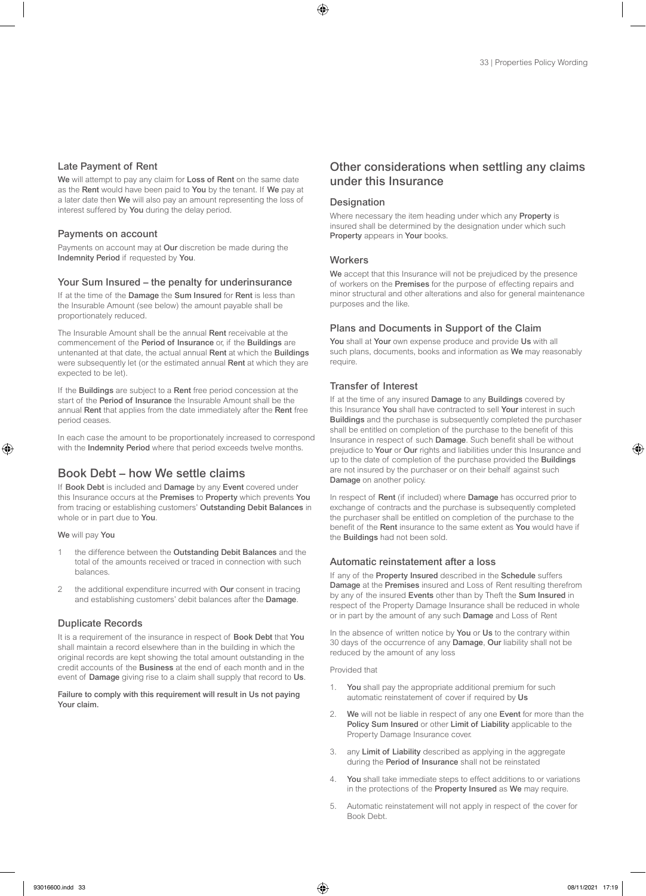### Late Payment of Rent

**We** will attempt to pay any claim for **Loss of Rent** on the same date as the **Rent** would have been paid to **You** by the tenant. If **We** pay at a later date then **We** will also pay an amount representing the loss of interest suffered by **You** during the delay period.

### Payments on account

Payments on account may at **Our** discretion be made during the **Indemnity Period** if requested by **You**.

### Your Sum Insured – the penalty for underinsurance

If at the time of the **Damage** the **Sum Insured** for **Rent** is less than the Insurable Amount (see below) the amount payable shall be proportionately reduced.

The Insurable Amount shall be the annual **Rent** receivable at the commencement of the **Period of Insurance** or, if the **Buildings** are untenanted at that date, the actual annual **Rent** at which the **Buildings** were subsequently let (or the estimated annual **Rent** at which they are expected to be let).

If the **Buildings** are subject to a **Rent** free period concession at the start of the **Period of Insurance** the Insurable Amount shall be the annual **Rent** that applies from the date immediately after the **Rent** free period ceases.

In each case the amount to be proportionately increased to correspond with the **Indemnity Period** where that period exceeds twelve months.

## Book Debt – how We settle claims

If **Book Debt** is included and **Damage** by any **Event** covered under this Insurance occurs at the **Premises** to **Property** which prevents **You** from tracing or establishing customers' **Outstanding Debit Balances** in whole or in part due to **You**.

**We** will pay **You**

1. the difference between the **Outstanding Debit Balances** and the total of the amounts received or traced in connection with such balances.
2. the additional expenditure incurred with **Our** consent in tracing and establishing customers' debit balances after the **Damage**.

### Duplicate Records

It is a requirement of the insurance in respect of **Book Debt** that **You** shall maintain a record elsewhere than in the building in which the original records are kept showing the total amount outstanding in the credit accounts of the **Business** at the end of each month and in the event of **Damage** giving rise to a claim shall supply that record to **Us**.

**Failure to comply with this requirement will result in Us not paying Your claim.**

## Other considerations when settling any claims under this Insurance

### Designation

Where necessary the item heading under which any **Property** is insured shall be determined by the designation under which such **Property** appears in **Your** books.

### Workers

**We** accept that this Insurance will not be prejudiced by the presence of workers on the **Premises** for the purpose of effecting repairs and minor structural and other alterations and also for general maintenance purposes and the like.

### Plans and Documents in Support of the Claim

**You** shall at **Your** own expense produce and provide **Us** with all such plans, documents, books and information as **We** may reasonably require.

### Transfer of Interest

If at the time of any insured **Damage** to any **Buildings** covered by this Insurance **You** shall have contracted to sell **Your** interest in such **Buildings** and the purchase is subsequently completed the purchaser shall be entitled on completion of the purchase to the benefit of this Insurance in respect of such **Damage**. Such benefit shall be without prejudice to **Your** or **Our** rights and liabilities under this Insurance and up to the date of completion of the purchase provided the **Buildings** are not insured by the purchaser or on their behalf against such **Damage** on another policy.

In respect of **Rent** (if included) where **Damage** has occurred prior to exchange of contracts and the purchase is subsequently completed the purchaser shall be entitled on completion of the purchase to the benefit of the **Rent** insurance to the same extent as **You** would have if the **Buildings** had not been sold.

### Automatic reinstatement after a loss

If any of the **Property Insured** described in the **Schedule** suffers **Damage** at the **Premises** insured and Loss of Rent resulting therefrom by any of the insured **Events** other than by Theft the **Sum Insured** in respect of the Property Damage Insurance shall be reduced in whole or in part by the amount of any such **Damage** and Loss of Rent

In the absence of written notice by **You** or **Us** to the contrary within 30 days of the occurrence of any **Damage**, **Our** liability shall not be reduced by the amount of any loss

Provided that

1. **You** shall pay the appropriate additional premium for such automatic reinstatement of cover if required by **Us**
2. **We** will not be liable in respect of any one **Event** for more than the **Policy Sum Insured** or other **Limit of Liability** applicable to the Property Damage Insurance cover.
3. any **Limit of Liability** described as applying in the aggregate during the **Period of Insurance** shall not be reinstated
4. **You** shall take immediate steps to effect additions to or variations in the protections of the **Property Insured** as **We** may require.
5. Automatic reinstatement will not apply in respect of the cover for Book Debt.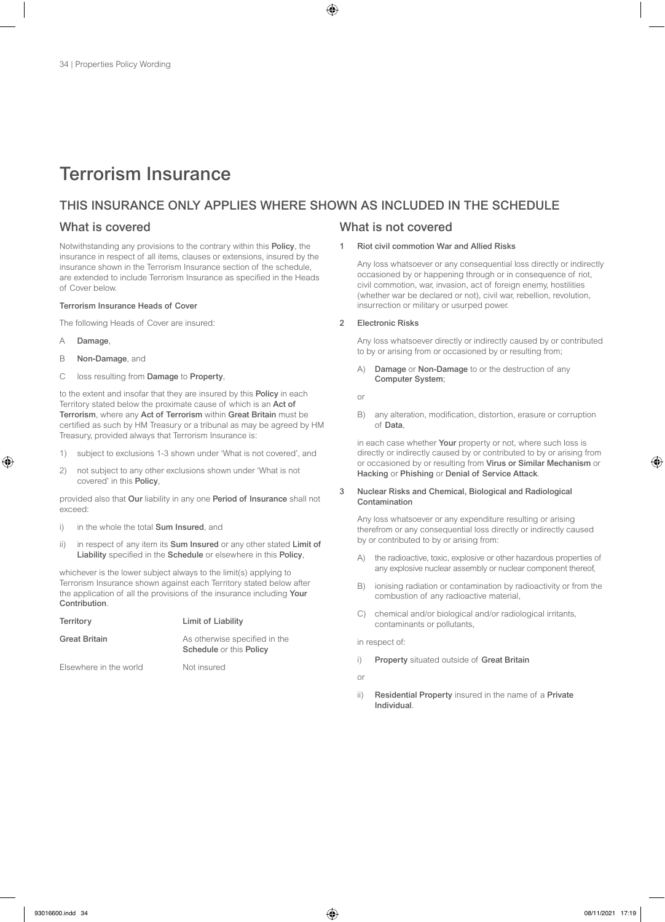# Terrorism Insurance

## THIS INSURANCE ONLY APPLIES WHERE SHOWN AS INCLUDED IN THE SCHEDULE

## What is covered

Notwithstanding any provisions to the contrary within this **Policy**, the insurance in respect of all items, clauses or extensions, insured by the insurance shown in the Terrorism Insurance section of the schedule, are extended to include Terrorism Insurance as specified in the Heads of Cover below.

**Terrorism Insurance Heads of Cover**

The following Heads of Cover are insured:

A **Damage**,

B **Non-Damage**, and

C loss resulting from **Damage** to **Property**,

to the extent and insofar that they are insured by this **Policy** in each Territory stated below the proximate cause of which is an **Act of Terrorism**, where any **Act of Terrorism** within **Great Britain** must be certified as such by HM Treasury or a tribunal as may be agreed by HM Treasury, provided always that Terrorism Insurance is:

1) subject to exclusions 1-3 shown under 'What is not covered', and

2) not subject to any other exclusions shown under 'What is not covered' in this **Policy**,

provided also that **Our** liability in any one **Period of Insurance** shall not exceed:

i) in the whole the total **Sum Insured**, and

ii) in respect of any item its **Sum Insured** or any other stated **Limit of Liability** specified in the **Schedule** or elsewhere in this **Policy**,

whichever is the lower subject always to the limit(s) applying to Terrorism Insurance shown against each Territory stated below after the application of all the provisions of the insurance including **Your Contribution**.

| Territory | Limit of Liability |
|---|---|
| **Great Britain** | As otherwise specified in the **Schedule** or this **Policy** |
| Elsewhere in the world | Not insured |

## What is not covered

**1 Riot civil commotion War and Allied Risks**

Any loss whatsoever or any consequential loss directly or indirectly occasioned by or happening through or in consequence of riot, civil commotion, war, invasion, act of foreign enemy, hostilities (whether war be declared or not), civil war, rebellion, revolution, insurrection or military or usurped power.

**2 Electronic Risks**

Any loss whatsoever directly or indirectly caused by or contributed to by or arising from or occasioned by or resulting from;

A) **Damage** or **Non-Damage** to or the destruction of any **Computer System**;

or

B) any alteration, modification, distortion, erasure or corruption of **Data**,

in each case whether **Your** property or not, where such loss is directly or indirectly caused by or contributed to by or arising from or occasioned by or resulting from **Virus or Similar Mechanism** or **Hacking** or **Phishing** or **Denial of Service Attack**.

**3 Nuclear Risks and Chemical, Biological and Radiological Contamination**

Any loss whatsoever or any expenditure resulting or arising therefrom or any consequential loss directly or indirectly caused by or contributed to by or arising from:

A) the radioactive, toxic, explosive or other hazardous properties of any explosive nuclear assembly or nuclear component thereof,

B) ionising radiation or contamination by radioactivity or from the combustion of any radioactive material,

C) chemical and/or biological and/or radiological irritants, contaminants or pollutants,

in respect of:

i) **Property** situated outside of **Great Britain**

or

ii) **Residential Property** insured in the name of a **Private Individual**.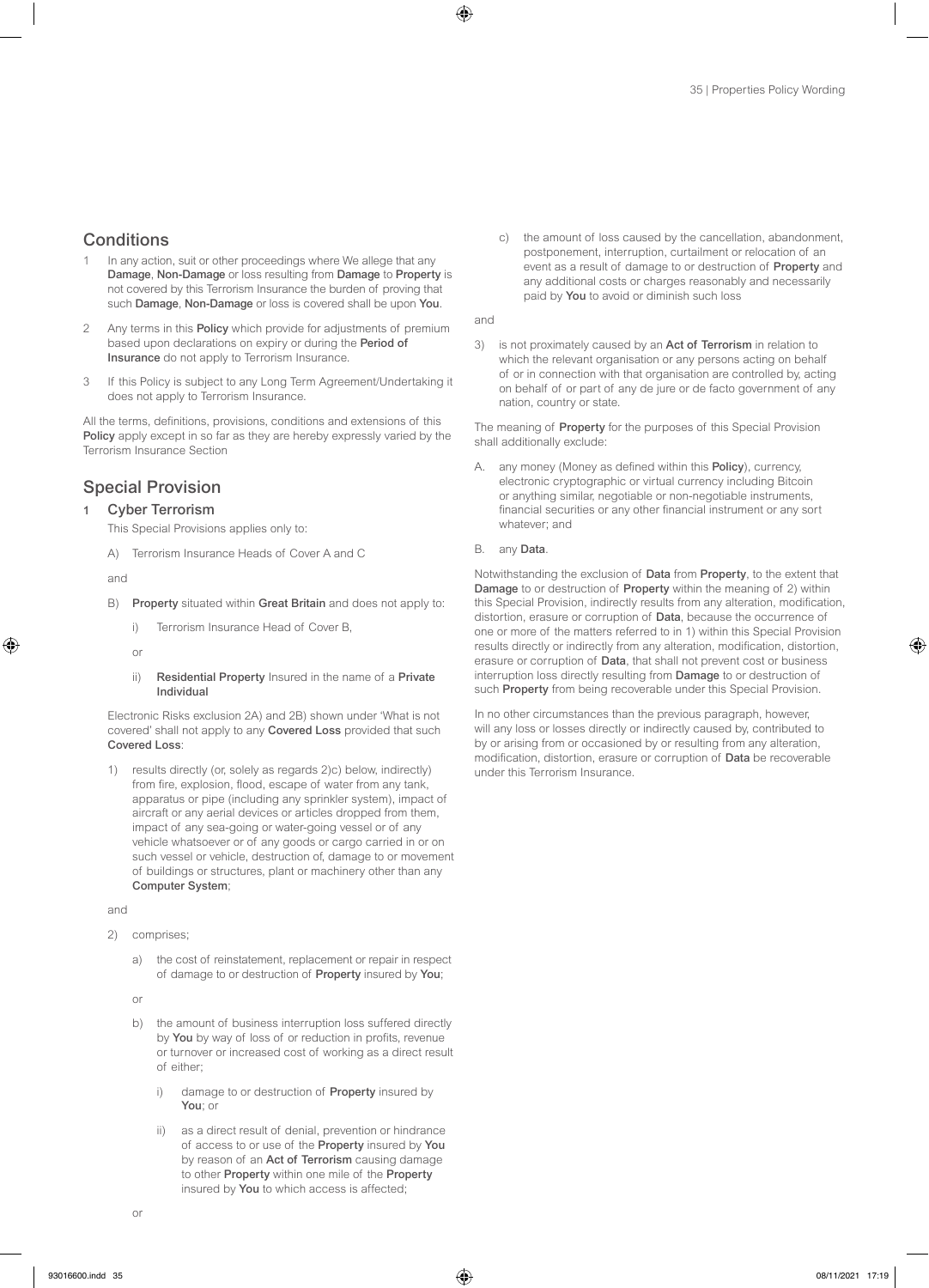## Conditions

1. In any action, suit or other proceedings where We allege that any **Damage**, **Non-Damage** or loss resulting from **Damage** to **Property** is not covered by this Terrorism Insurance the burden of proving that such **Damage**, **Non-Damage** or loss is covered shall be upon **You**.
2. Any terms in this **Policy** which provide for adjustments of premium based upon declarations on expiry or during the **Period of Insurance** do not apply to Terrorism Insurance.
3. If this Policy is subject to any Long Term Agreement/Undertaking it does not apply to Terrorism Insurance.

All the terms, definitions, provisions, conditions and extensions of this **Policy** apply except in so far as they are hereby expressly varied by the Terrorism Insurance Section

## Special Provision

### 1 Cyber Terrorism

This Special Provisions applies only to:

A) Terrorism Insurance Heads of Cover A and C

and

B) **Property** situated within **Great Britain** and does not apply to:

   i) Terrorism Insurance Head of Cover B,

   or

   ii) **Residential Property** Insured in the name of a **Private Individual**

Electronic Risks exclusion 2A) and 2B) shown under 'What is not covered' shall not apply to any **Covered Loss** provided that such **Covered Loss**:

1) results directly (or, solely as regards 2)c) below, indirectly) from fire, explosion, flood, escape of water from any tank, apparatus or pipe (including any sprinkler system), impact of aircraft or any aerial devices or articles dropped from them, impact of any sea-going or water-going vessel or of any vehicle whatsoever or of any goods or cargo carried in or on such vessel or vehicle, destruction of, damage to or movement of buildings or structures, plant or machinery other than any **Computer System**;

and

2) comprises;

   a) the cost of reinstatement, replacement or repair in respect of damage to or destruction of **Property** insured by **You**;

   or

   b) the amount of business interruption loss suffered directly by **You** by way of loss of or reduction in profits, revenue or turnover or increased cost of working as a direct result of either;

      i) damage to or destruction of **Property** insured by **You**; or

      ii) as a direct result of denial, prevention or hindrance of access to or use of the **Property** insured by **You** by reason of an **Act of Terrorism** causing damage to other **Property** within one mile of the **Property** insured by **You** to which access is affected;

   or

   c) the amount of loss caused by the cancellation, abandonment, postponement, interruption, curtailment or relocation of an event as a result of damage to or destruction of **Property** and any additional costs or charges reasonably and necessarily paid by **You** to avoid or diminish such loss

and

3) is not proximately caused by an **Act of Terrorism** in relation to which the relevant organisation or any persons acting on behalf of or in connection with that organisation are controlled by, acting on behalf of or part of any de jure or de facto government of any nation, country or state.

The meaning of **Property** for the purposes of this Special Provision shall additionally exclude:

A. any money (Money as defined within this **Policy**), currency, electronic cryptographic or virtual currency including Bitcoin or anything similar, negotiable or non-negotiable instruments, financial securities or any other financial instrument or any sort whatever; and

B. any **Data**.

Notwithstanding the exclusion of **Data** from **Property**, to the extent that **Damage** to or destruction of **Property** within the meaning of 2) within this Special Provision, indirectly results from any alteration, modification, distortion, erasure or corruption of **Data**, because the occurrence of one or more of the matters referred to in 1) within this Special Provision results directly or indirectly from any alteration, modification, distortion, erasure or corruption of **Data**, that shall not prevent cost or business interruption loss directly resulting from **Damage** to or destruction of such **Property** from being recoverable under this Special Provision.

In no other circumstances than the previous paragraph, however, will any loss or losses directly or indirectly caused by, contributed to by or arising from or occasioned by or resulting from any alteration, modification, distortion, erasure or corruption of **Data** be recoverable under this Terrorism Insurance.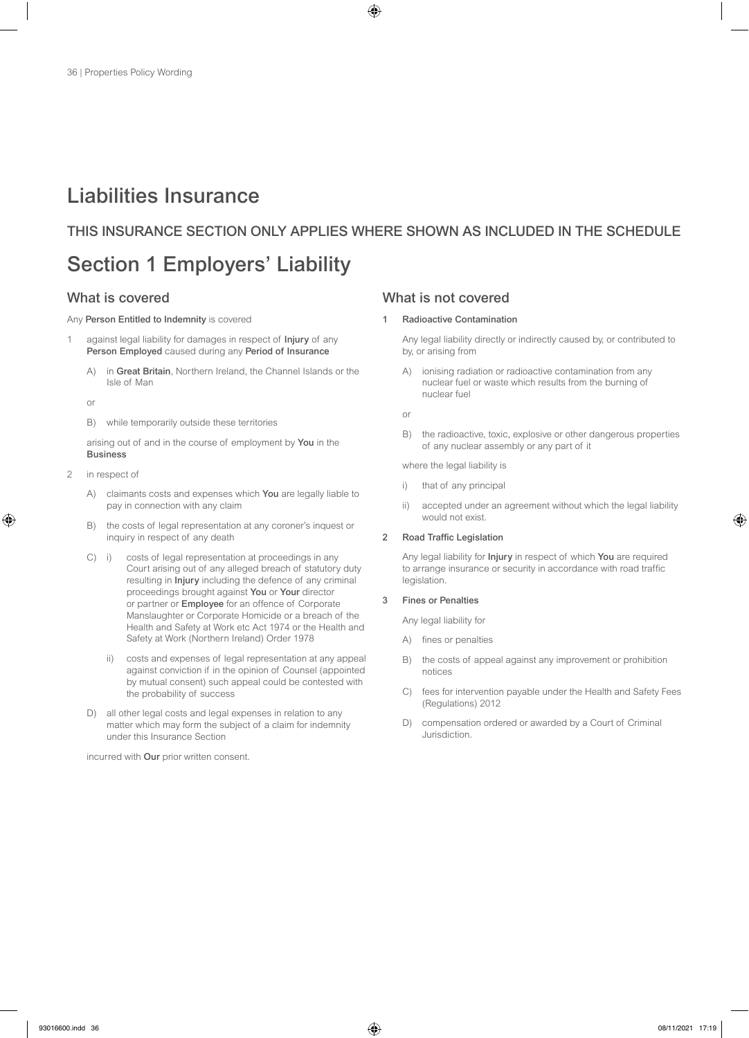# Liabilities Insurance

## THIS INSURANCE SECTION ONLY APPLIES WHERE SHOWN AS INCLUDED IN THE SCHEDULE

# Section 1 Employers' Liability

### What is covered

Any **Person Entitled to Indemnity** is covered

1 against legal liability for damages in respect of **Injury** of any **Person Employed** caused during any **Period of Insurance**

   A) in **Great Britain**, Northern Ireland, the Channel Islands or the Isle of Man

   or

   B) while temporarily outside these territories

   arising out of and in the course of employment by **You** in the **Business**

2 in respect of

   A) claimants costs and expenses which **You** are legally liable to pay in connection with any claim

   B) the costs of legal representation at any coroner's inquest or inquiry in respect of any death

   C) i) costs of legal representation at proceedings in any Court arising out of any alleged breach of statutory duty resulting in **Injury** including the defence of any criminal proceedings brought against **You** or **Your** director or partner or **Employee** for an offence of Corporate Manslaughter or Corporate Homicide or a breach of the Health and Safety at Work etc Act 1974 or the Health and Safety at Work (Northern Ireland) Order 1978

      ii) costs and expenses of legal representation at any appeal against conviction if in the opinion of Counsel (appointed by mutual consent) such appeal could be contested with the probability of success

   D) all other legal costs and legal expenses in relation to any matter which may form the subject of a claim for indemnity under this Insurance Section

   incurred with **Our** prior written consent.

### What is not covered

1 **Radioactive Contamination**

   Any legal liability directly or indirectly caused by, or contributed to by, or arising from

   A) ionising radiation or radioactive contamination from any nuclear fuel or waste which results from the burning of nuclear fuel

   or

   B) the radioactive, toxic, explosive or other dangerous properties of any nuclear assembly or any part of it

   where the legal liability is

   i) that of any principal

   ii) accepted under an agreement without which the legal liability would not exist.

2 **Road Traffic Legislation**

   Any legal liability for **Injury** in respect of which **You** are required to arrange insurance or security in accordance with road traffic legislation.

3 **Fines or Penalties**

   Any legal liability for

   A) fines or penalties

   B) the costs of appeal against any improvement or prohibition notices

   C) fees for intervention payable under the Health and Safety Fees (Regulations) 2012

   D) compensation ordered or awarded by a Court of Criminal Jurisdiction.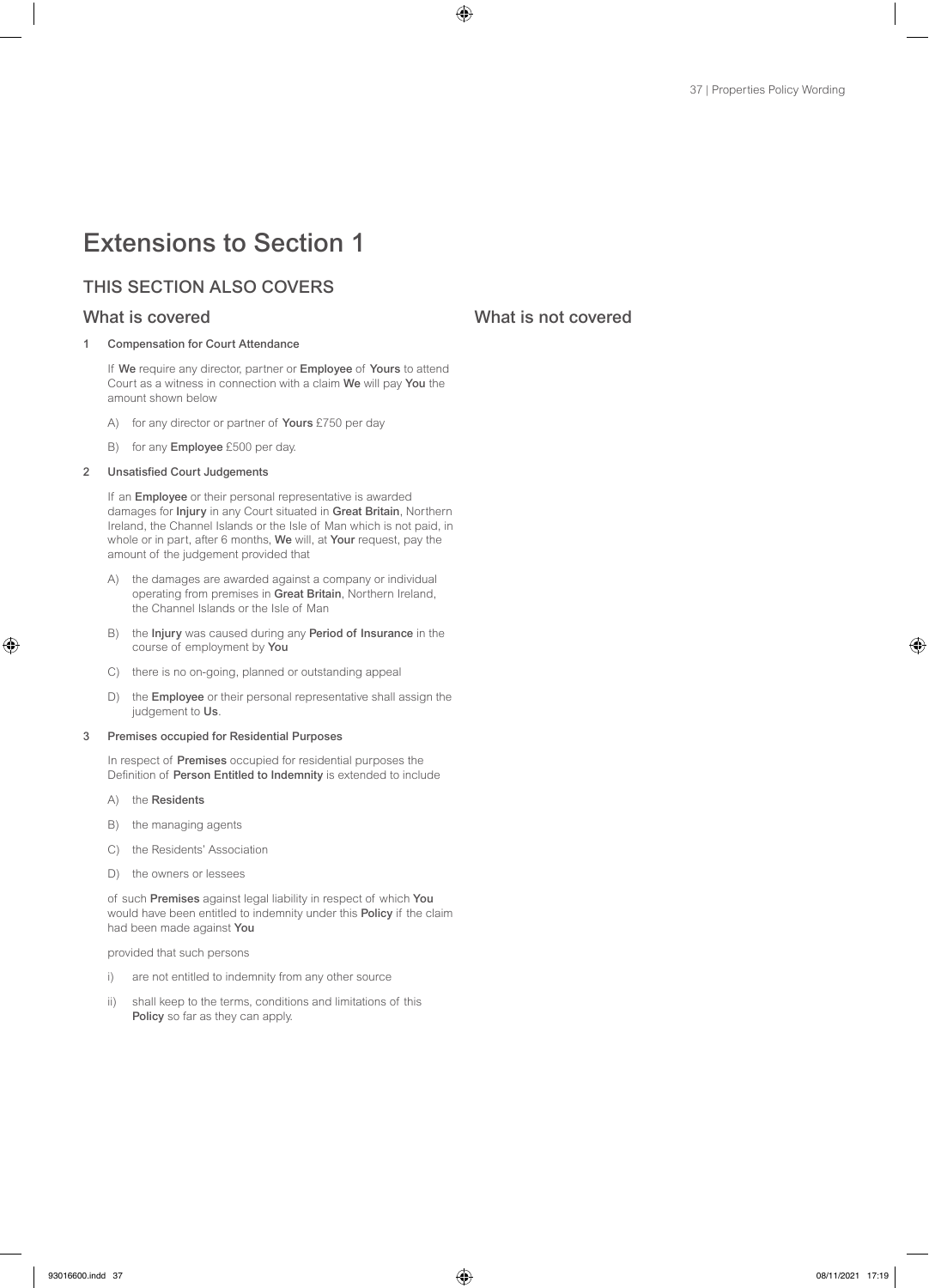# Extensions to Section 1

## THIS SECTION ALSO COVERS

### What is covered

**1 Compensation for Court Attendance**

If **We** require any director, partner or **Employee** of **Yours** to attend Court as a witness in connection with a claim **We** will pay **You** the amount shown below

A) for any director or partner of **Yours** £750 per day

B) for any **Employee** £500 per day.

**2 Unsatisfied Court Judgements**

If an **Employee** or their personal representative is awarded damages for **Injury** in any Court situated in **Great Britain**, Northern Ireland, the Channel Islands or the Isle of Man which is not paid, in whole or in part, after 6 months, **We** will, at **Your** request, pay the amount of the judgement provided that

A) the damages are awarded against a company or individual operating from premises in **Great Britain**, Northern Ireland, the Channel Islands or the Isle of Man

B) the **Injury** was caused during any **Period of Insurance** in the course of employment by **You**

C) there is no on-going, planned or outstanding appeal

D) the **Employee** or their personal representative shall assign the judgement to **Us**.

**3 Premises occupied for Residential Purposes**

In respect of **Premises** occupied for residential purposes the Definition of **Person Entitled to Indemnity** is extended to include

A) the **Residents**

B) the managing agents

C) the Residents' Association

D) the owners or lessees

of such **Premises** against legal liability in respect of which **You** would have been entitled to indemnity under this **Policy** if the claim had been made against **You**

provided that such persons

i) are not entitled to indemnity from any other source

ii) shall keep to the terms, conditions and limitations of this **Policy** so far as they can apply.

### What is not covered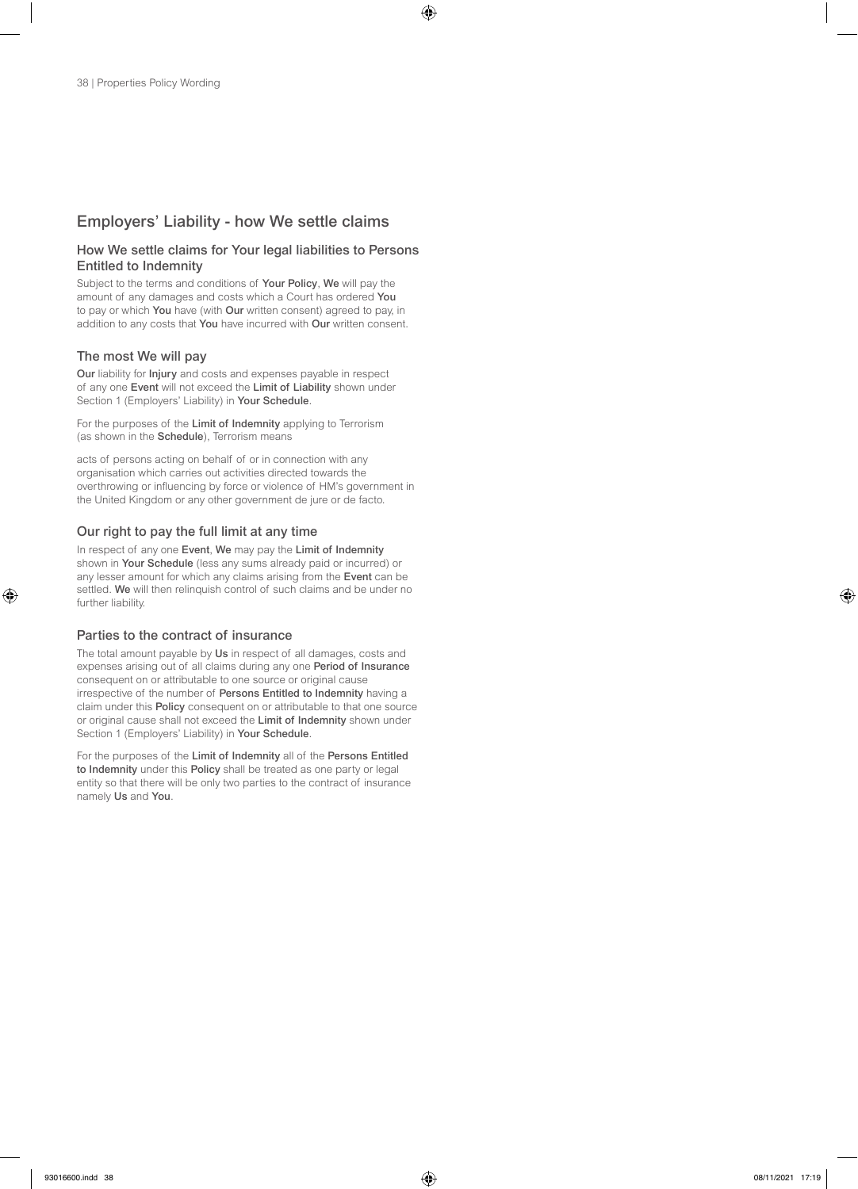# Employers' Liability - how We settle claims

## How We settle claims for Your legal liabilities to Persons Entitled to Indemnity

Subject to the terms and conditions of **Your Policy**, **We** will pay the amount of any damages and costs which a Court has ordered **You** to pay or which **You** have (with **Our** written consent) agreed to pay, in addition to any costs that **You** have incurred with **Our** written consent.

## The most We will pay

**Our** liability for **Injury** and costs and expenses payable in respect of any one **Event** will not exceed the **Limit of Liability** shown under Section 1 (Employers' Liability) in **Your Schedule**.

For the purposes of the **Limit of Indemnity** applying to Terrorism (as shown in the **Schedule**), Terrorism means

acts of persons acting on behalf of or in connection with any organisation which carries out activities directed towards the overthrowing or influencing by force or violence of HM's government in the United Kingdom or any other government de jure or de facto.

## Our right to pay the full limit at any time

In respect of any one **Event**, **We** may pay the **Limit of Indemnity** shown in **Your Schedule** (less any sums already paid or incurred) or any lesser amount for which any claims arising from the **Event** can be settled. **We** will then relinquish control of such claims and be under no further liability.

## Parties to the contract of insurance

The total amount payable by **Us** in respect of all damages, costs and expenses arising out of all claims during any one **Period of Insurance** consequent on or attributable to one source or original cause irrespective of the number of **Persons Entitled to Indemnity** having a claim under this **Policy** consequent on or attributable to that one source or original cause shall not exceed the **Limit of Indemnity** shown under Section 1 (Employers' Liability) in **Your Schedule**.

For the purposes of the **Limit of Indemnity** all of the **Persons Entitled to Indemnity** under this **Policy** shall be treated as one party or legal entity so that there will be only two parties to the contract of insurance namely **Us** and **You**.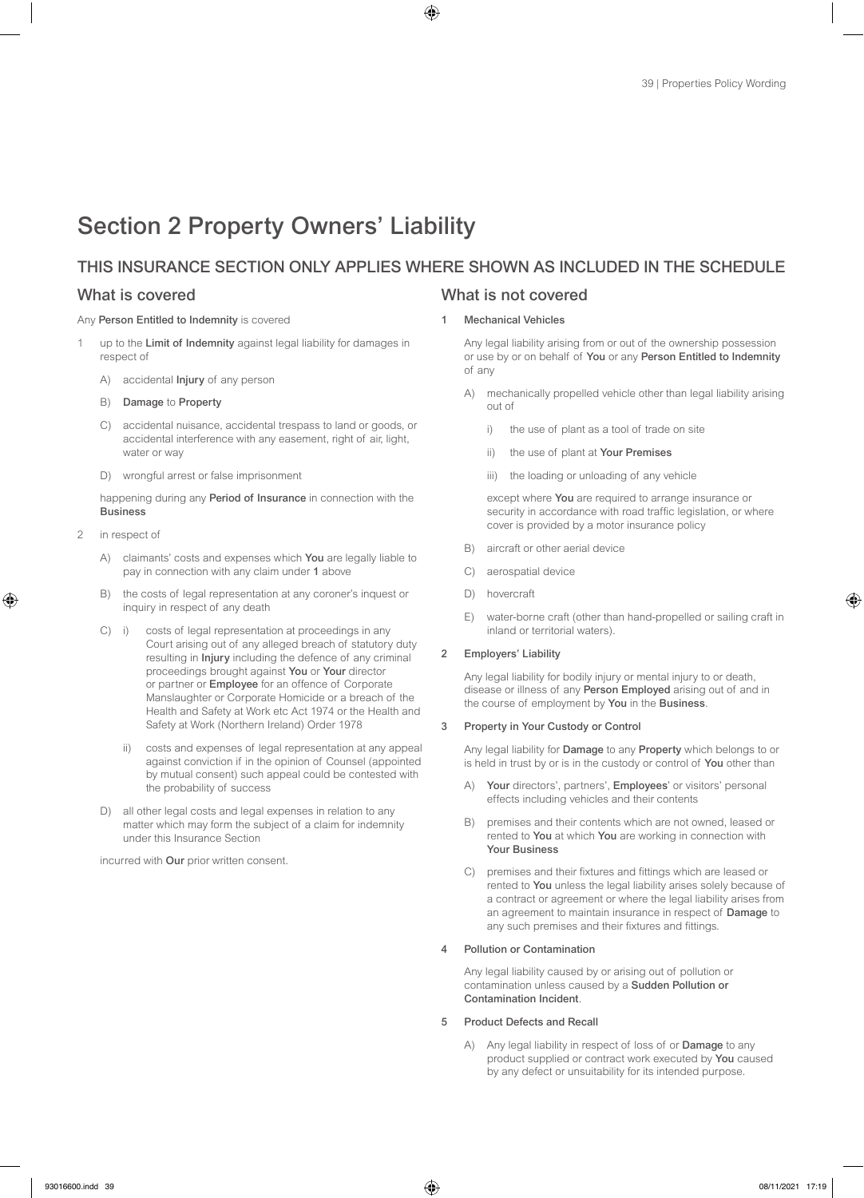# Section 2 Property Owners' Liability

## THIS INSURANCE SECTION ONLY APPLIES WHERE SHOWN AS INCLUDED IN THE SCHEDULE

### What is covered

Any **Person Entitled to Indemnity** is covered

1. up to the **Limit of Indemnity** against legal liability for damages in respect of

   A) accidental **Injury** of any person

   B) **Damage** to **Property**

   C) accidental nuisance, accidental trespass to land or goods, or accidental interference with any easement, right of air, light, water or way

   D) wrongful arrest or false imprisonment

   happening during any **Period of Insurance** in connection with the **Business**

2. in respect of

   A) claimants' costs and expenses which **You** are legally liable to pay in connection with any claim under **1** above

   B) the costs of legal representation at any coroner's inquest or inquiry in respect of any death

   C) i) costs of legal representation at proceedings in any Court arising out of any alleged breach of statutory duty resulting in **Injury** including the defence of any criminal proceedings brought against **You** or **Your** director or partner or **Employee** for an offence of Corporate Manslaughter or Corporate Homicide or a breach of the Health and Safety at Work etc Act 1974 or the Health and Safety at Work (Northern Ireland) Order 1978

   ii) costs and expenses of legal representation at any appeal against conviction if in the opinion of Counsel (appointed by mutual consent) such appeal could be contested with the probability of success

   D) all other legal costs and legal expenses in relation to any matter which may form the subject of a claim for indemnity under this Insurance Section

   incurred with **Our** prior written consent.

### What is not covered

1. **Mechanical Vehicles**

   Any legal liability arising from or out of the ownership possession or use by or on behalf of **You** or any **Person Entitled to Indemnity** of any

   A) mechanically propelled vehicle other than legal liability arising out of

   i) the use of plant as a tool of trade on site

   ii) the use of plant at **Your Premises**

   iii) the loading or unloading of any vehicle

   except where **You** are required to arrange insurance or security in accordance with road traffic legislation, or where cover is provided by a motor insurance policy

   B) aircraft or other aerial device

   C) aerospatial device

   D) hovercraft

   E) water-borne craft (other than hand-propelled or sailing craft in inland or territorial waters).

2. **Employers' Liability**

   Any legal liability for bodily injury or mental injury to or death, disease or illness of any **Person Employed** arising out of and in the course of employment by **You** in the **Business**.

3. **Property in Your Custody or Control**

   Any legal liability for **Damage** to any **Property** which belongs to or is held in trust by or is in the custody or control of **You** other than

   A) **Your** directors', partners', **Employees**' or visitors' personal effects including vehicles and their contents

   B) premises and their contents which are not owned, leased or rented to **You** at which **You** are working in connection with **Your Business**

   C) premises and their fixtures and fittings which are leased or rented to **You** unless the legal liability arises solely because of a contract or agreement or where the legal liability arises from an agreement to maintain insurance in respect of **Damage** to any such premises and their fixtures and fittings.

4. **Pollution or Contamination**

   Any legal liability caused by or arising out of pollution or contamination unless caused by a **Sudden Pollution or Contamination Incident**.

5. **Product Defects and Recall**

   A) Any legal liability in respect of loss of or **Damage** to any product supplied or contract work executed by **You** caused by any defect or unsuitability for its intended purpose.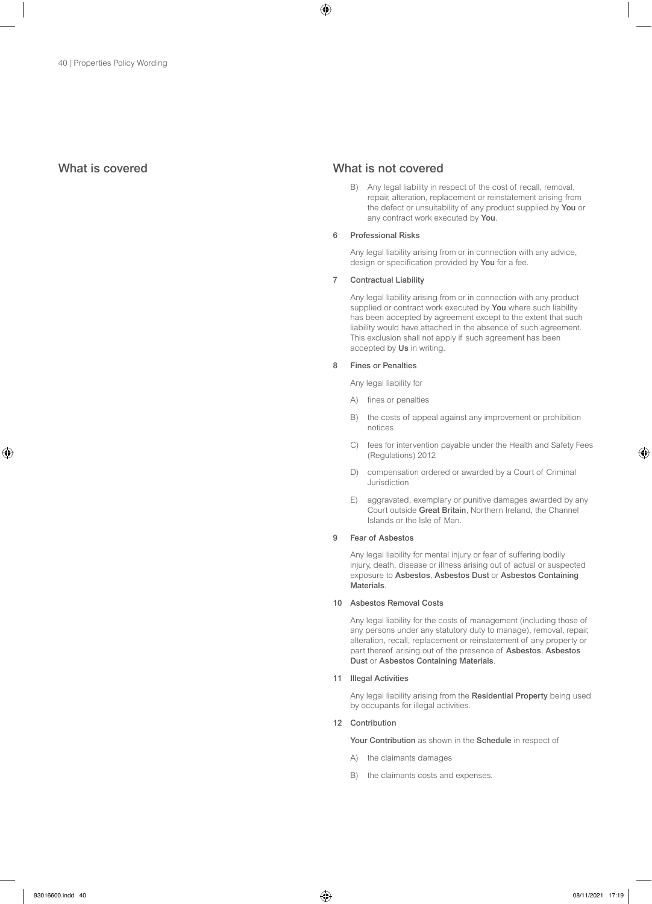## What is covered

## What is not covered

B) Any legal liability in respect of the cost of recall, removal, repair, alteration, replacement or reinstatement arising from the defect or unsuitability of any product supplied by **You** or any contract work executed by **You**.

**6 Professional Risks**

Any legal liability arising from or in connection with any advice, design or specification provided by **You** for a fee.

**7 Contractual Liability**

Any legal liability arising from or in connection with any product supplied or contract work executed by **You** where such liability has been accepted by agreement except to the extent that such liability would have attached in the absence of such agreement. This exclusion shall not apply if such agreement has been accepted by **Us** in writing.

**8 Fines or Penalties**

Any legal liability for

A) fines or penalties

B) the costs of appeal against any improvement or prohibition notices

C) fees for intervention payable under the Health and Safety Fees (Regulations) 2012

D) compensation ordered or awarded by a Court of Criminal Jurisdiction

E) aggravated, exemplary or punitive damages awarded by any Court outside **Great Britain**, Northern Ireland, the Channel Islands or the Isle of Man.

**9 Fear of Asbestos**

Any legal liability for mental injury or fear of suffering bodily injury, death, disease or illness arising out of actual or suspected exposure to **Asbestos**, **Asbestos Dust** or **Asbestos Containing Materials**.

**10 Asbestos Removal Costs**

Any legal liability for the costs of management (including those of any persons under any statutory duty to manage), removal, repair, alteration, recall, replacement or reinstatement of any property or part thereof arising out of the presence of **Asbestos**, **Asbestos Dust** or **Asbestos Containing Materials**.

**11 Illegal Activities**

Any legal liability arising from the **Residential Property** being used by occupants for illegal activities.

**12 Contribution**

**Your Contribution** as shown in the **Schedule** in respect of

A) the claimants damages

B) the claimants costs and expenses.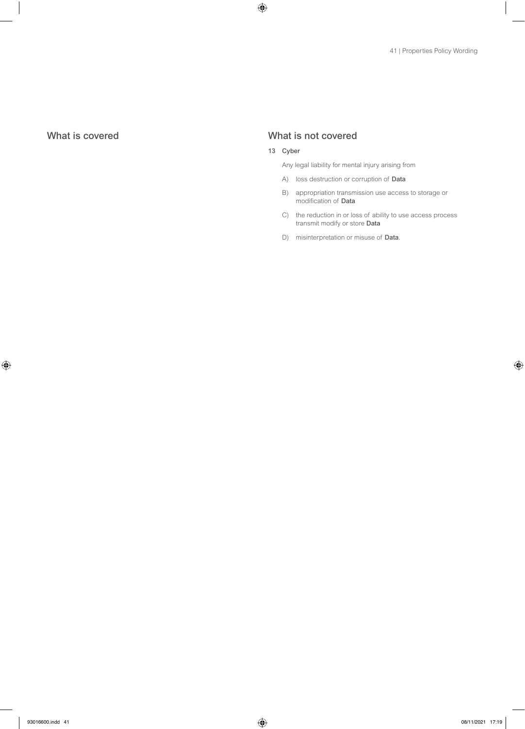## What is covered

## What is not covered

**13 Cyber**

Any legal liability for mental injury arising from

A) loss destruction or corruption of **Data**

B) appropriation transmission use access to storage or modification of **Data**

C) the reduction in or loss of ability to use access process transmit modify or store **Data**

D) misinterpretation or misuse of **Data**.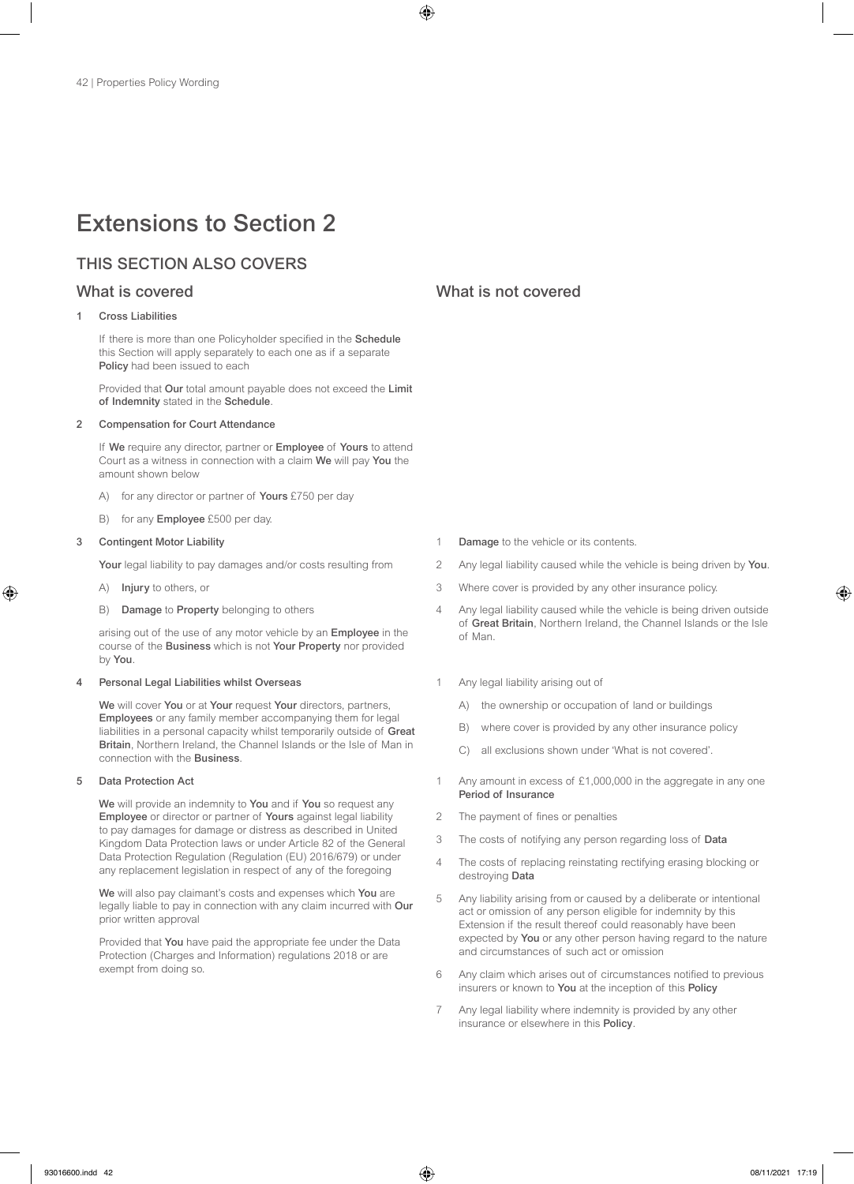# Extensions to Section 2

## THIS SECTION ALSO COVERS

### What is covered

**1 Cross Liabilities**

If there is more than one Policyholder specified in the **Schedule** this Section will apply separately to each one as if a separate **Policy** had been issued to each

Provided that **Our** total amount payable does not exceed the **Limit of Indemnity** stated in the **Schedule**.

**2 Compensation for Court Attendance**

If **We** require any director, partner or **Employee** of **Yours** to attend Court as a witness in connection with a claim **We** will pay **You** the amount shown below

A) for any director or partner of **Yours** £750 per day

B) for any **Employee** £500 per day.

**3 Contingent Motor Liability**

**Your** legal liability to pay damages and/or costs resulting from

A) **Injury** to others, or

B) **Damage** to **Property** belonging to others

arising out of the use of any motor vehicle by an **Employee** in the course of the **Business** which is not **Your Property** nor provided by **You**.

*What is not covered*

1. **Damage** to the vehicle or its contents.
2. Any legal liability caused while the vehicle is being driven by **You**.
3. Where cover is provided by any other insurance policy.
4. Any legal liability caused while the vehicle is being driven outside of **Great Britain**, Northern Ireland, the Channel Islands or the Isle of Man.

**4 Personal Legal Liabilities whilst Overseas**

**We** will cover **You** or at **Your** request **Your** directors, partners, **Employees** or any family member accompanying them for legal liabilities in a personal capacity whilst temporarily outside of **Great Britain**, Northern Ireland, the Channel Islands or the Isle of Man in connection with the **Business**.

*What is not covered*

1. Any legal liability arising out of
   A) the ownership or occupation of land or buildings
   B) where cover is provided by any other insurance policy
   C) all exclusions shown under 'What is not covered'.

**5 Data Protection Act**

**We** will provide an indemnity to **You** and if **You** so request any **Employee** or director or partner of **Yours** against legal liability to pay damages for damage or distress as described in United Kingdom Data Protection laws or under Article 82 of the General Data Protection Regulation (Regulation (EU) 2016/679) or under any replacement legislation in respect of any of the foregoing

**We** will also pay claimant's costs and expenses which **You** are legally liable to pay in connection with any claim incurred with **Our** prior written approval

Provided that **You** have paid the appropriate fee under the Data Protection (Charges and Information) regulations 2018 or are exempt from doing so.

*What is not covered*

1. Any amount in excess of £1,000,000 in the aggregate in any one **Period of Insurance**
2. The payment of fines or penalties
3. The costs of notifying any person regarding loss of **Data**
4. The costs of replacing reinstating rectifying erasing blocking or destroying **Data**
5. Any liability arising from or caused by a deliberate or intentional act or omission of any person eligible for indemnity by this Extension if the result thereof could reasonably have been expected by **You** or any other person having regard to the nature and circumstances of such act or omission
6. Any claim which arises out of circumstances notified to previous insurers or known to **You** at the inception of this **Policy**
7. Any legal liability where indemnity is provided by any other insurance or elsewhere in this **Policy**.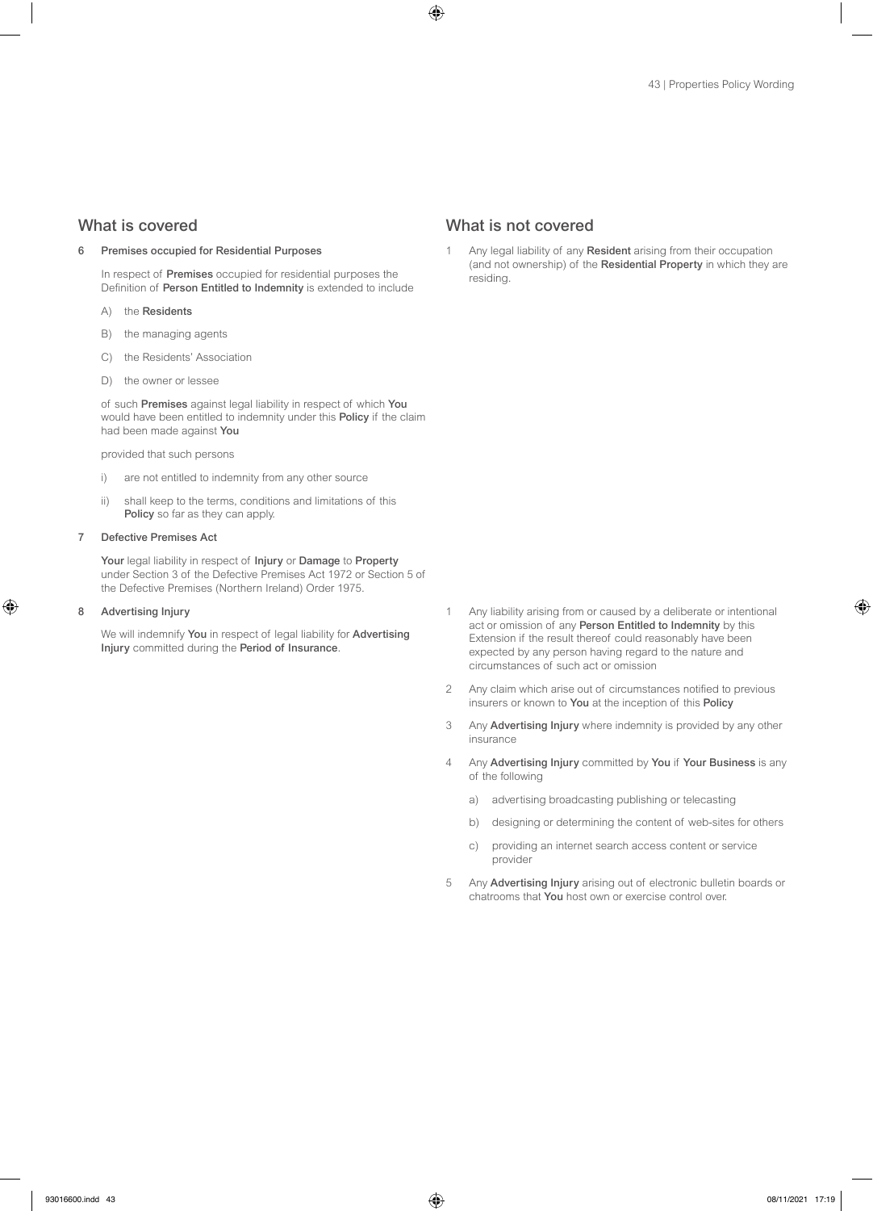## What is covered

### 6 Premises occupied for Residential Purposes

In respect of **Premises** occupied for residential purposes the Definition of **Person Entitled to Indemnity** is extended to include

A) the **Residents**

B) the managing agents

C) the Residents' Association

D) the owner or lessee

of such **Premises** against legal liability in respect of which **You** would have been entitled to indemnity under this **Policy** if the claim had been made against **You**

provided that such persons

i) are not entitled to indemnity from any other source

ii) shall keep to the terms, conditions and limitations of this **Policy** so far as they can apply.

## What is not covered

1 Any legal liability of any **Resident** arising from their occupation (and not ownership) of the **Residential Property** in which they are residing.

## What is covered

### 7 Defective Premises Act

**Your** legal liability in respect of **Injury** or **Damage** to **Property** under Section 3 of the Defective Premises Act 1972 or Section 5 of the Defective Premises (Northern Ireland) Order 1975.

### 8 Advertising Injury

We will indemnify **You** in respect of legal liability for **Advertising Injury** committed during the **Period of Insurance**.

## What is not covered

1 Any liability arising from or caused by a deliberate or intentional act or omission of any **Person Entitled to Indemnity** by this Extension if the result thereof could reasonably have been expected by any person having regard to the nature and circumstances of such act or omission

2 Any claim which arise out of circumstances notified to previous insurers or known to **You** at the inception of this **Policy**

3 Any **Advertising Injury** where indemnity is provided by any other insurance

4 Any **Advertising Injury** committed by **You** if **Your Business** is any of the following

a) advertising broadcasting publishing or telecasting

b) designing or determining the content of web-sites for others

c) providing an internet search access content or service provider

5 Any **Advertising Injury** arising out of electronic bulletin boards or chatrooms that **You** host own or exercise control over.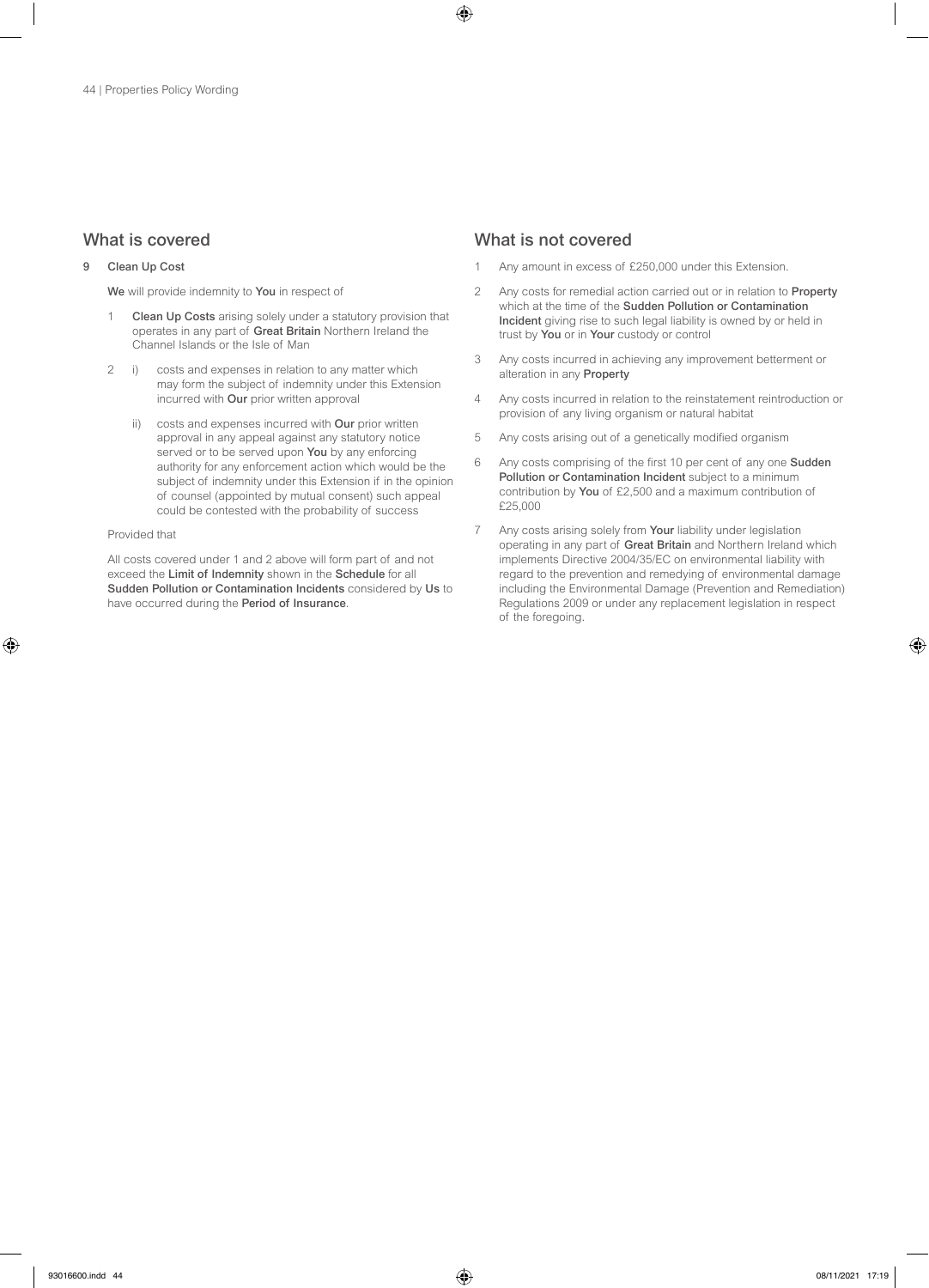## What is covered

**9 Clean Up Cost**

**We** will provide indemnity to **You** in respect of

1. **Clean Up Costs** arising solely under a statutory provision that operates in any part of **Great Britain** Northern Ireland the Channel Islands or the Isle of Man

2. i) costs and expenses in relation to any matter which may form the subject of indemnity under this Extension incurred with **Our** prior written approval

   ii) costs and expenses incurred with **Our** prior written approval in any appeal against any statutory notice served or to be served upon **You** by any enforcing authority for any enforcement action which would be the subject of indemnity under this Extension if in the opinion of counsel (appointed by mutual consent) such appeal could be contested with the probability of success

Provided that

All costs covered under 1 and 2 above will form part of and not exceed the **Limit of Indemnity** shown in the **Schedule** for all **Sudden Pollution or Contamination Incidents** considered by **Us** to have occurred during the **Period of Insurance**.

## What is not covered

1. Any amount in excess of £250,000 under this Extension.
2. Any costs for remedial action carried out or in relation to **Property** which at the time of the **Sudden Pollution or Contamination Incident** giving rise to such legal liability is owned by or held in trust by **You** or in **Your** custody or control
3. Any costs incurred in achieving any improvement betterment or alteration in any **Property**
4. Any costs incurred in relation to the reinstatement reintroduction or provision of any living organism or natural habitat
5. Any costs arising out of a genetically modified organism
6. Any costs comprising of the first 10 per cent of any one **Sudden Pollution or Contamination Incident** subject to a minimum contribution by **You** of £2,500 and a maximum contribution of £25,000
7. Any costs arising solely from **Your** liability under legislation operating in any part of **Great Britain** and Northern Ireland which implements Directive 2004/35/EC on environmental liability with regard to the prevention and remedying of environmental damage including the Environmental Damage (Prevention and Remediation) Regulations 2009 or under any replacement legislation in respect of the foregoing.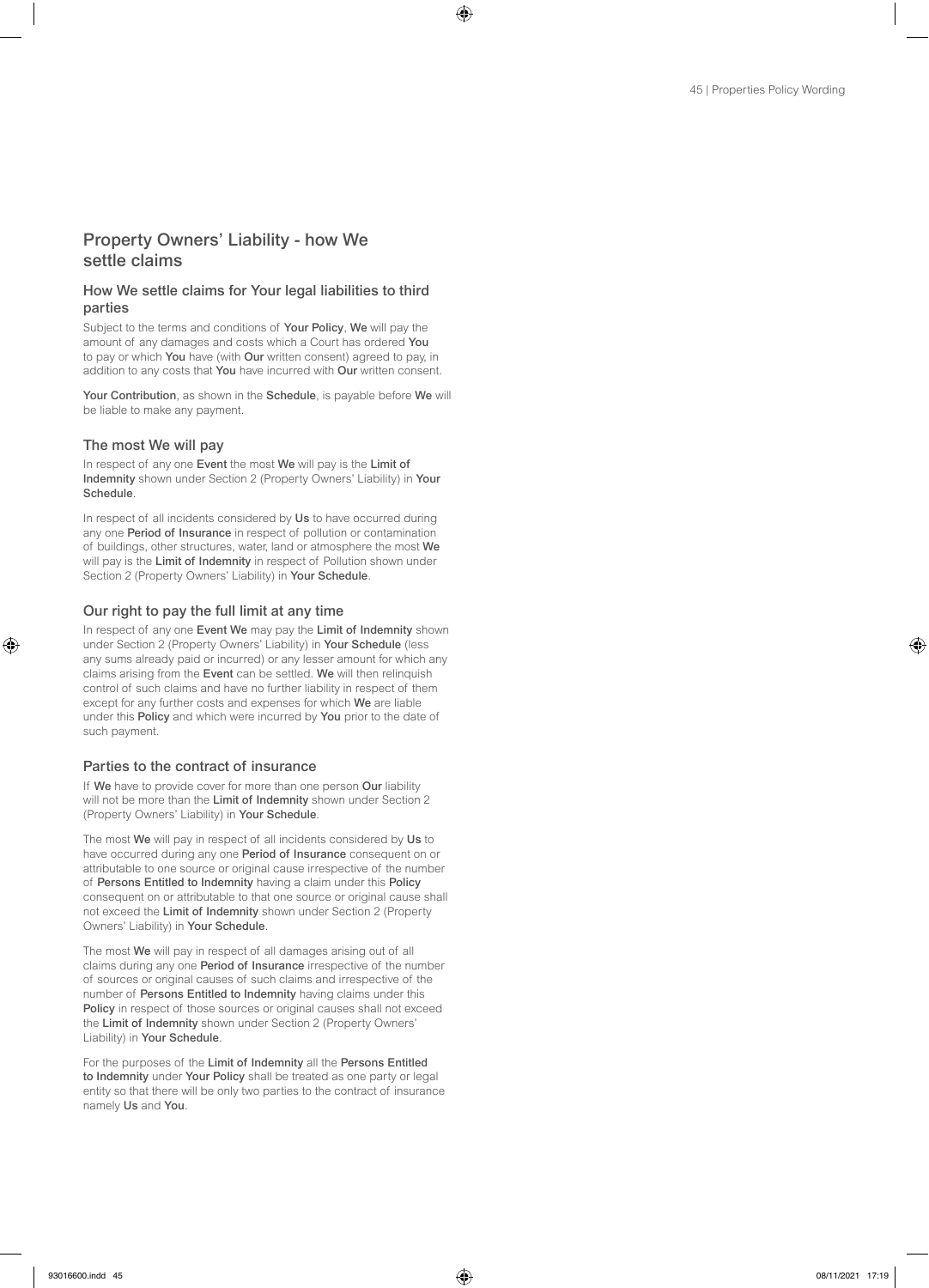## Property Owners' Liability - how We settle claims

### How We settle claims for Your legal liabilities to third parties

Subject to the terms and conditions of **Your Policy**, **We** will pay the amount of any damages and costs which a Court has ordered **You** to pay or which **You** have (with **Our** written consent) agreed to pay, in addition to any costs that **You** have incurred with **Our** written consent.

**Your Contribution**, as shown in the **Schedule**, is payable before **We** will be liable to make any payment.

### The most We will pay

In respect of any one **Event** the most **We** will pay is the **Limit of Indemnity** shown under Section 2 (Property Owners' Liability) in **Your Schedule**.

In respect of all incidents considered by **Us** to have occurred during any one **Period of Insurance** in respect of pollution or contamination of buildings, other structures, water, land or atmosphere the most **We** will pay is the **Limit of Indemnity** in respect of Pollution shown under Section 2 (Property Owners' Liability) in **Your Schedule**.

### Our right to pay the full limit at any time

In respect of any one **Event We** may pay the **Limit of Indemnity** shown under Section 2 (Property Owners' Liability) in **Your Schedule** (less any sums already paid or incurred) or any lesser amount for which any claims arising from the **Event** can be settled. **We** will then relinquish control of such claims and have no further liability in respect of them except for any further costs and expenses for which **We** are liable under this **Policy** and which were incurred by **You** prior to the date of such payment.

### Parties to the contract of insurance

If **We** have to provide cover for more than one person **Our** liability will not be more than the **Limit of Indemnity** shown under Section 2 (Property Owners' Liability) in **Your Schedule**.

The most **We** will pay in respect of all incidents considered by **Us** to have occurred during any one **Period of Insurance** consequent on or attributable to one source or original cause irrespective of the number of **Persons Entitled to Indemnity** having a claim under this **Policy** consequent on or attributable to that one source or original cause shall not exceed the **Limit of Indemnity** shown under Section 2 (Property Owners' Liability) in **Your Schedule**.

The most **We** will pay in respect of all damages arising out of all claims during any one **Period of Insurance** irrespective of the number of sources or original causes of such claims and irrespective of the number of **Persons Entitled to Indemnity** having claims under this **Policy** in respect of those sources or original causes shall not exceed the **Limit of Indemnity** shown under Section 2 (Property Owners' Liability) in **Your Schedule**.

For the purposes of the **Limit of Indemnity** all the **Persons Entitled to Indemnity** under **Your Policy** shall be treated as one party or legal entity so that there will be only two parties to the contract of insurance namely **Us** and **You**.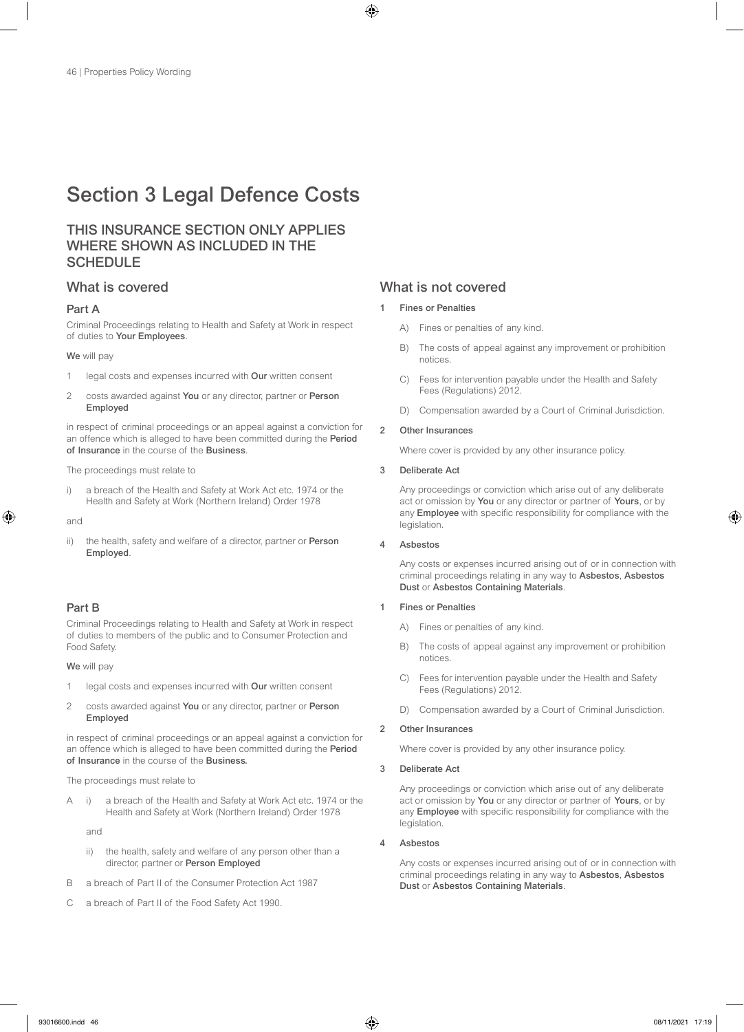# Section 3 Legal Defence Costs

## THIS INSURANCE SECTION ONLY APPLIES WHERE SHOWN AS INCLUDED IN THE SCHEDULE

## What is covered

### Part A

Criminal Proceedings relating to Health and Safety at Work in respect of duties to **Your Employees**.

**We** will pay

1. legal costs and expenses incurred with **Our** written consent
2. costs awarded against **You** or any director, partner or **Person Employed**

in respect of criminal proceedings or an appeal against a conviction for an offence which is alleged to have been committed during the **Period of Insurance** in the course of the **Business**.

The proceedings must relate to

i) a breach of the Health and Safety at Work Act etc. 1974 or the Health and Safety at Work (Northern Ireland) Order 1978

and

ii) the health, safety and welfare of a director, partner or **Person Employed**.

### Part B

Criminal Proceedings relating to Health and Safety at Work in respect of duties to members of the public and to Consumer Protection and Food Safety.

**We** will pay

1. legal costs and expenses incurred with **Our** written consent
2. costs awarded against **You** or any director, partner or **Person Employed**

in respect of criminal proceedings or an appeal against a conviction for an offence which is alleged to have been committed during the **Period of Insurance** in the course of the **Business.**

The proceedings must relate to

A i) a breach of the Health and Safety at Work Act etc. 1974 or the Health and Safety at Work (Northern Ireland) Order 1978

and

ii) the health, safety and welfare of any person other than a director, partner or **Person Employed**

B a breach of Part II of the Consumer Protection Act 1987

C a breach of Part II of the Food Safety Act 1990.

## What is not covered

**1 Fines or Penalties**

A) Fines or penalties of any kind.

B) The costs of appeal against any improvement or prohibition notices.

C) Fees for intervention payable under the Health and Safety Fees (Regulations) 2012.

D) Compensation awarded by a Court of Criminal Jurisdiction.

**2 Other Insurances**

Where cover is provided by any other insurance policy.

**3 Deliberate Act**

Any proceedings or conviction which arise out of any deliberate act or omission by **You** or any director or partner of **Yours**, or by any **Employee** with specific responsibility for compliance with the legislation.

**4 Asbestos**

Any costs or expenses incurred arising out of or in connection with criminal proceedings relating in any way to **Asbestos**, **Asbestos Dust** or **Asbestos Containing Materials**.

**1 Fines or Penalties**

A) Fines or penalties of any kind.

B) The costs of appeal against any improvement or prohibition notices.

C) Fees for intervention payable under the Health and Safety Fees (Regulations) 2012.

D) Compensation awarded by a Court of Criminal Jurisdiction.

**2 Other Insurances**

Where cover is provided by any other insurance policy.

**3 Deliberate Act**

Any proceedings or conviction which arise out of any deliberate act or omission by **You** or any director or partner of **Yours**, or by any **Employee** with specific responsibility for compliance with the legislation.

**4 Asbestos**

Any costs or expenses incurred arising out of or in connection with criminal proceedings relating in any way to **Asbestos**, **Asbestos Dust** or **Asbestos Containing Materials**.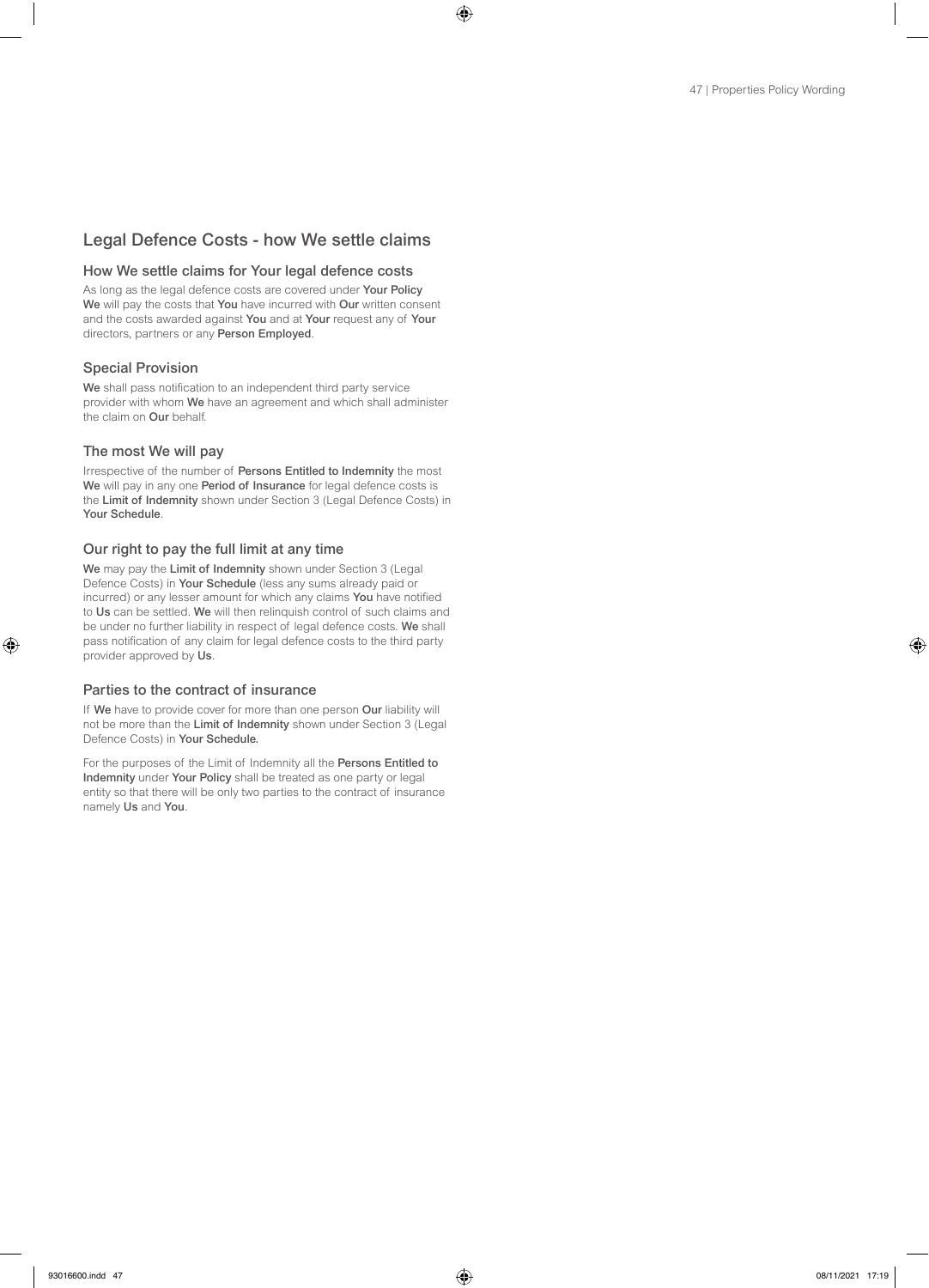## Legal Defence Costs - how We settle claims

### How We settle claims for Your legal defence costs

As long as the legal defence costs are covered under **Your Policy** **We** will pay the costs that **You** have incurred with **Our** written consent and the costs awarded against **You** and at **Your** request any of **Your** directors, partners or any **Person Employed**.

### Special Provision

**We** shall pass notification to an independent third party service provider with whom **We** have an agreement and which shall administer the claim on **Our** behalf.

### The most We will pay

Irrespective of the number of **Persons Entitled to Indemnity** the most **We** will pay in any one **Period of Insurance** for legal defence costs is the **Limit of Indemnity** shown under Section 3 (Legal Defence Costs) in **Your Schedule**.

### Our right to pay the full limit at any time

**We** may pay the **Limit of Indemnity** shown under Section 3 (Legal Defence Costs) in **Your Schedule** (less any sums already paid or incurred) or any lesser amount for which any claims **You** have notified to **Us** can be settled. **We** will then relinquish control of such claims and be under no further liability in respect of legal defence costs. **We** shall pass notification of any claim for legal defence costs to the third party provider approved by **Us**.

### Parties to the contract of insurance

If **We** have to provide cover for more than one person **Our** liability will not be more than the **Limit of Indemnity** shown under Section 3 (Legal Defence Costs) in **Your Schedule.**

For the purposes of the Limit of Indemnity all the **Persons Entitled to Indemnity** under **Your Policy** shall be treated as one party or legal entity so that there will be only two parties to the contract of insurance namely **Us** and **You**.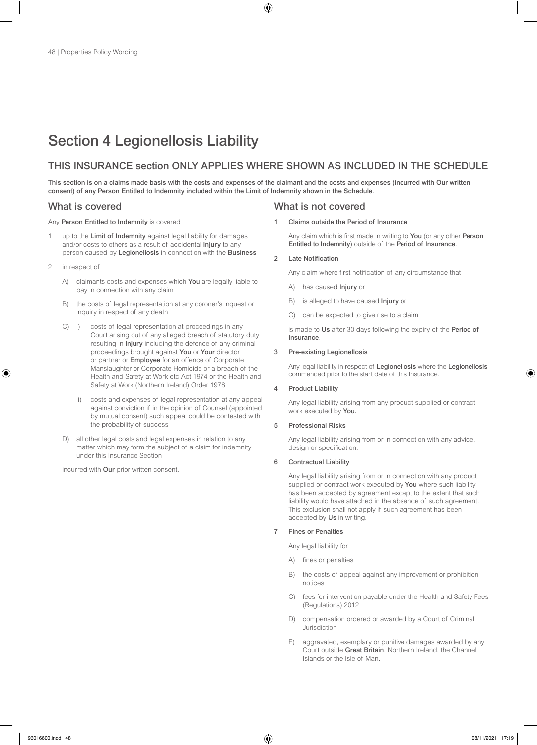# Section 4 Legionellosis Liability

## THIS INSURANCE section ONLY APPLIES WHERE SHOWN AS INCLUDED IN THE SCHEDULE

**This section is on a claims made basis with the costs and expenses of the claimant and the costs and expenses (incurred with Our written consent) of any Person Entitled to Indemnity included within the Limit of Indemnity shown in the Schedule.**

### What is covered

Any **Person Entitled to Indemnity** is covered

1 up to the **Limit of Indemnity** against legal liability for damages and/or costs to others as a result of accidental **Injury** to any person caused by **Legionellosis** in connection with the **Business**

2 in respect of

A) claimants costs and expenses which **You** are legally liable to pay in connection with any claim

B) the costs of legal representation at any coroner's inquest or inquiry in respect of any death

C) i) costs of legal representation at proceedings in any Court arising out of any alleged breach of statutory duty resulting in **Injury** including the defence of any criminal proceedings brought against **You** or **Your** director or partner or **Employee** for an offence of Corporate Manslaughter or Corporate Homicide or a breach of the Health and Safety at Work etc Act 1974 or the Health and Safety at Work (Northern Ireland) Order 1978

ii) costs and expenses of legal representation at any appeal against conviction if in the opinion of Counsel (appointed by mutual consent) such appeal could be contested with the probability of success

D) all other legal costs and legal expenses in relation to any matter which may form the subject of a claim for indemnity under this Insurance Section

incurred with **Our** prior written consent.

### What is not covered

**1 Claims outside the Period of Insurance**

Any claim which is first made in writing to **You** (or any other **Person Entitled to Indemnity**) outside of the **Period of Insurance**.

**2 Late Notification**

Any claim where first notification of any circumstance that

A) has caused **Injury** or

B) is alleged to have caused **Injury** or

C) can be expected to give rise to a claim

is made to **Us** after 30 days following the expiry of the **Period of Insurance**.

**3 Pre-existing Legionellosis**

Any legal liability in respect of **Legionellosis** where the **Legionellosis** commenced prior to the start date of this Insurance.

**4 Product Liability**

Any legal liability arising from any product supplied or contract work executed by **You.**

**5 Professional Risks**

Any legal liability arising from or in connection with any advice, design or specification.

**6 Contractual Liability**

Any legal liability arising from or in connection with any product supplied or contract work executed by **You** where such liability has been accepted by agreement except to the extent that such liability would have attached in the absence of such agreement. This exclusion shall not apply if such agreement has been accepted by **Us** in writing.

**7 Fines or Penalties**

Any legal liability for

A) fines or penalties

B) the costs of appeal against any improvement or prohibition notices

C) fees for intervention payable under the Health and Safety Fees (Regulations) 2012

D) compensation ordered or awarded by a Court of Criminal Jurisdiction

E) aggravated, exemplary or punitive damages awarded by any Court outside **Great Britain**, Northern Ireland, the Channel Islands or the Isle of Man.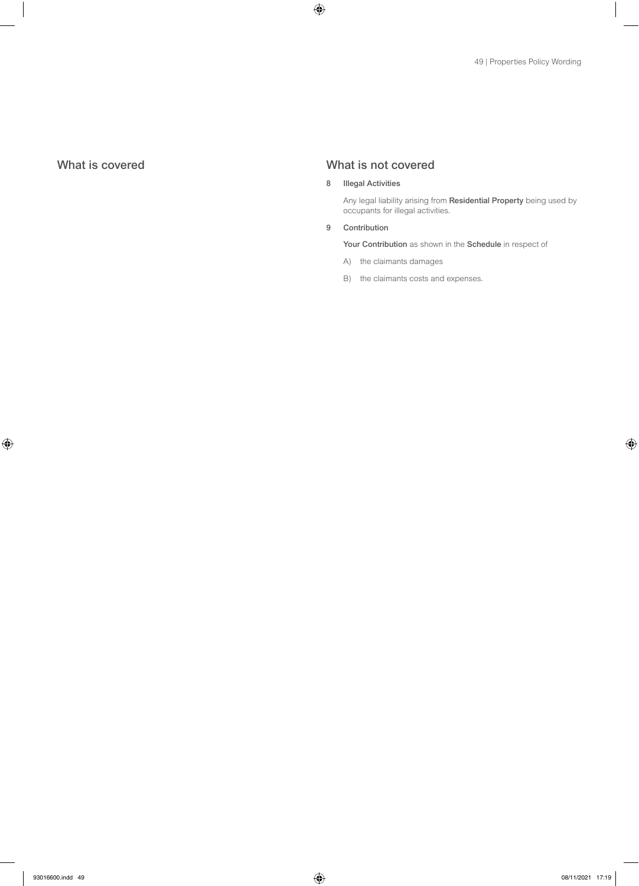## What is covered

## What is not covered

**8 Illegal Activities**

Any legal liability arising from **Residential Property** being used by occupants for illegal activities.

**9 Contribution**

**Your Contribution** as shown in the **Schedule** in respect of

A) the claimants damages

B) the claimants costs and expenses.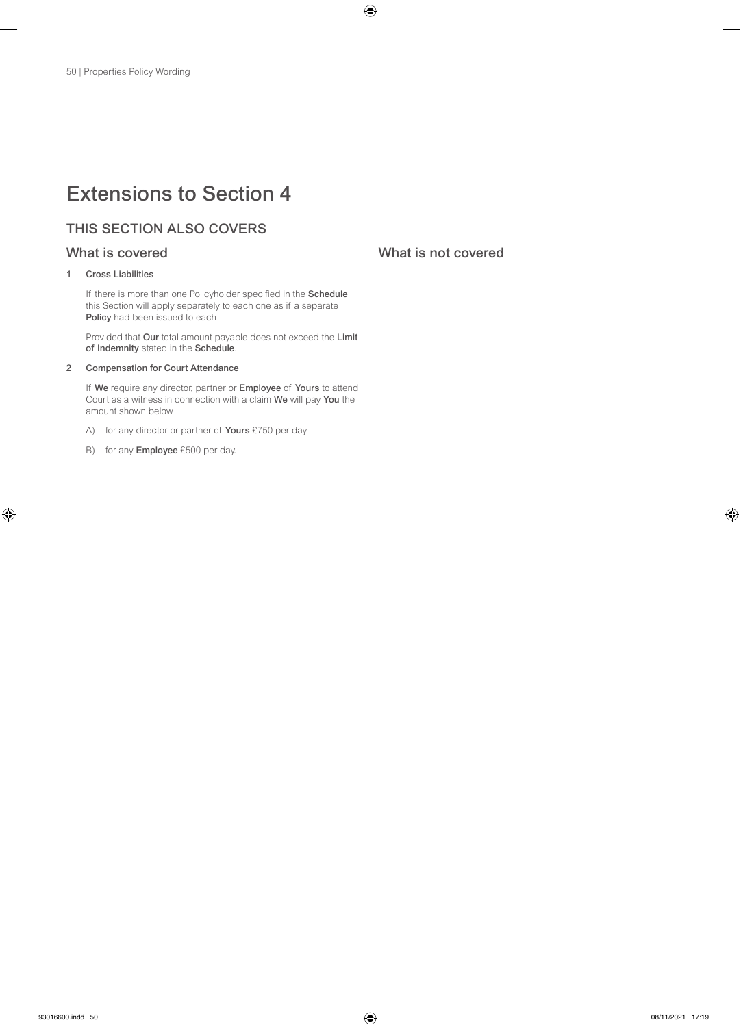# Extensions to Section 4

## THIS SECTION ALSO COVERS

### What is covered

**1 Cross Liabilities**

If there is more than one Policyholder specified in the **Schedule** this Section will apply separately to each one as if a separate **Policy** had been issued to each

Provided that **Our** total amount payable does not exceed the **Limit of Indemnity** stated in the **Schedule**.

**2 Compensation for Court Attendance**

If **We** require any director, partner or **Employee** of **Yours** to attend Court as a witness in connection with a claim **We** will pay **You** the amount shown below

A) for any director or partner of **Yours** £750 per day

B) for any **Employee** £500 per day.

### What is not covered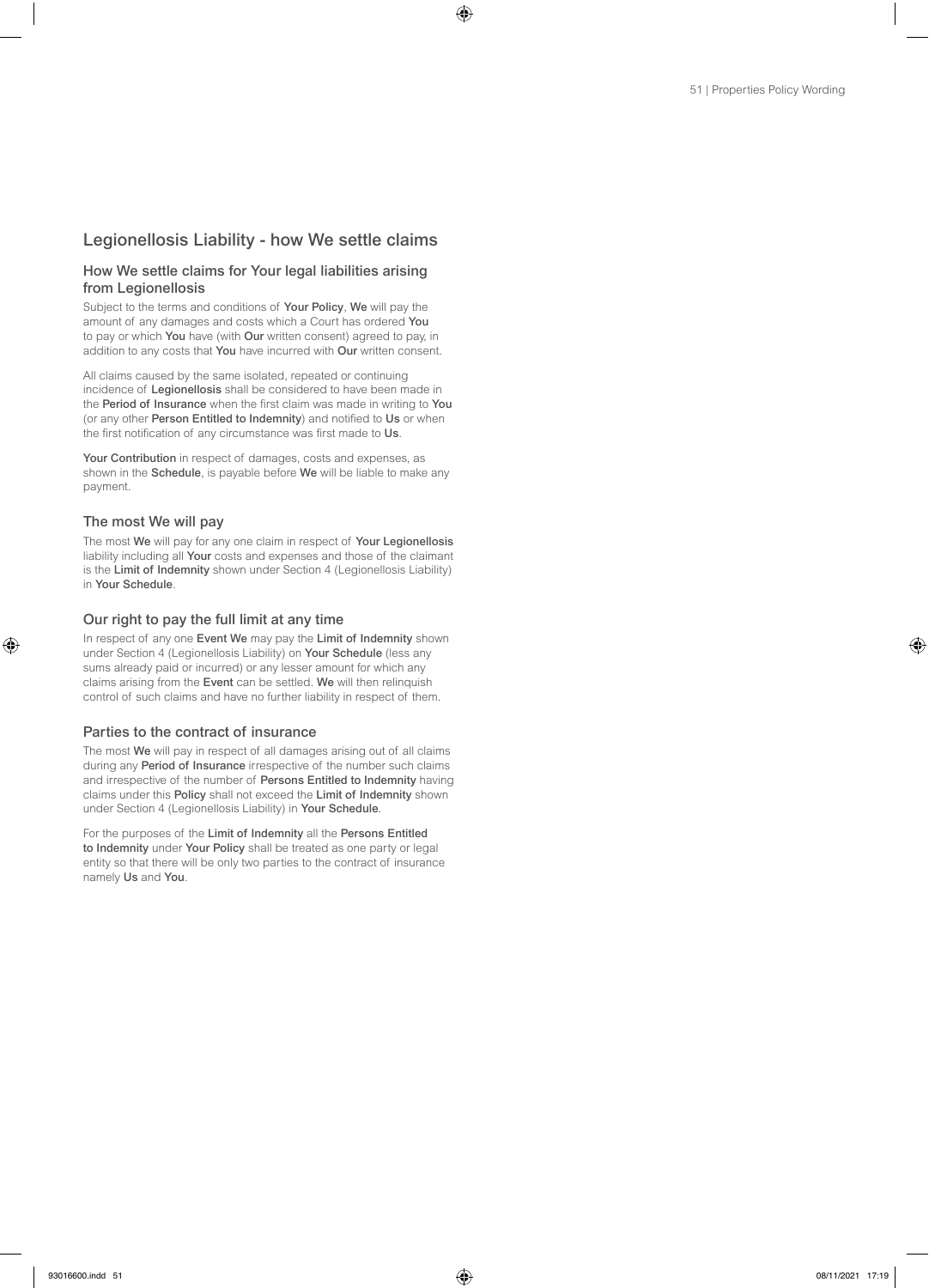## Legionellosis Liability - how We settle claims

### How We settle claims for Your legal liabilities arising from Legionellosis

Subject to the terms and conditions of **Your Policy**, **We** will pay the amount of any damages and costs which a Court has ordered **You** to pay or which **You** have (with **Our** written consent) agreed to pay, in addition to any costs that **You** have incurred with **Our** written consent.

All claims caused by the same isolated, repeated or continuing incidence of **Legionellosis** shall be considered to have been made in the **Period of Insurance** when the first claim was made in writing to **You** (or any other **Person Entitled to Indemnity**) and notified to **Us** or when the first notification of any circumstance was first made to **Us**.

**Your Contribution** in respect of damages, costs and expenses, as shown in the **Schedule**, is payable before **We** will be liable to make any payment.

### The most We will pay

The most **We** will pay for any one claim in respect of **Your Legionellosis** liability including all **Your** costs and expenses and those of the claimant is the **Limit of Indemnity** shown under Section 4 (Legionellosis Liability) in **Your Schedule**.

### Our right to pay the full limit at any time

In respect of any one **Event We** may pay the **Limit of Indemnity** shown under Section 4 (Legionellosis Liability) on **Your Schedule** (less any sums already paid or incurred) or any lesser amount for which any claims arising from the **Event** can be settled. **We** will then relinquish control of such claims and have no further liability in respect of them.

### Parties to the contract of insurance

The most **We** will pay in respect of all damages arising out of all claims during any **Period of Insurance** irrespective of the number such claims and irrespective of the number of **Persons Entitled to Indemnity** having claims under this **Policy** shall not exceed the **Limit of Indemnity** shown under Section 4 (Legionellosis Liability) in **Your Schedule**.

For the purposes of the **Limit of Indemnity** all the **Persons Entitled to Indemnity** under **Your Policy** shall be treated as one party or legal entity so that there will be only two parties to the contract of insurance namely **Us** and **You**.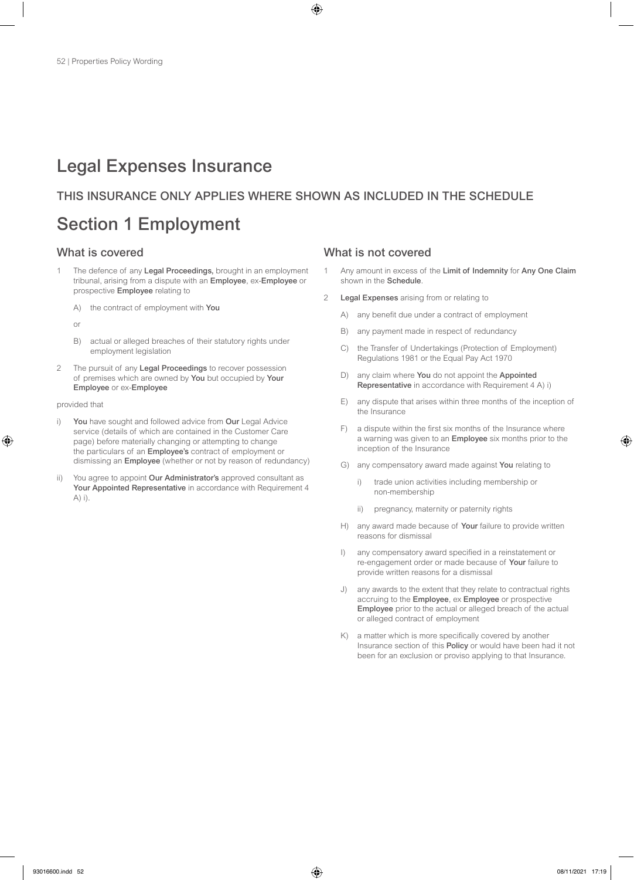# Legal Expenses Insurance

## THIS INSURANCE ONLY APPLIES WHERE SHOWN AS INCLUDED IN THE SCHEDULE

# Section 1 Employment

### What is covered

1. The defence of any **Legal Proceedings,** brought in an employment tribunal, arising from a dispute with an **Employee**, ex-**Employee** or prospective **Employee** relating to

   A) the contract of employment with **You**

   or

   B) actual or alleged breaches of their statutory rights under employment legislation

2. The pursuit of any **Legal Proceedings** to recover possession of premises which are owned by **You** but occupied by **Your Employee** or ex-**Employee**

provided that

i) **You** have sought and followed advice from **Our** Legal Advice service (details of which are contained in the Customer Care page) before materially changing or attempting to change the particulars of an **Employee's** contract of employment or dismissing an **Employee** (whether or not by reason of redundancy)

ii) You agree to appoint **Our Administrator's** approved consultant as **Your Appointed Representative** in accordance with Requirement 4 A) i).

### What is not covered

1. Any amount in excess of the **Limit of Indemnity** for **Any One Claim** shown in the **Schedule**.

2. **Legal Expenses** arising from or relating to

   A) any benefit due under a contract of employment

   B) any payment made in respect of redundancy

   C) the Transfer of Undertakings (Protection of Employment) Regulations 1981 or the Equal Pay Act 1970

   D) any claim where **You** do not appoint the **Appointed Representative** in accordance with Requirement 4 A) i)

   E) any dispute that arises within three months of the inception of the Insurance

   F) a dispute within the first six months of the Insurance where a warning was given to an **Employee** six months prior to the inception of the Insurance

   G) any compensatory award made against **You** relating to

      i) trade union activities including membership or non-membership

      ii) pregnancy, maternity or paternity rights

   H) any award made because of **Your** failure to provide written reasons for dismissal

   I) any compensatory award specified in a reinstatement or re-engagement order or made because of **Your** failure to provide written reasons for a dismissal

   J) any awards to the extent that they relate to contractual rights accruing to the **Employee**, ex **Employee** or prospective **Employee** prior to the actual or alleged breach of the actual or alleged contract of employment

   K) a matter which is more specifically covered by another Insurance section of this **Policy** or would have been had it not been for an exclusion or proviso applying to that Insurance.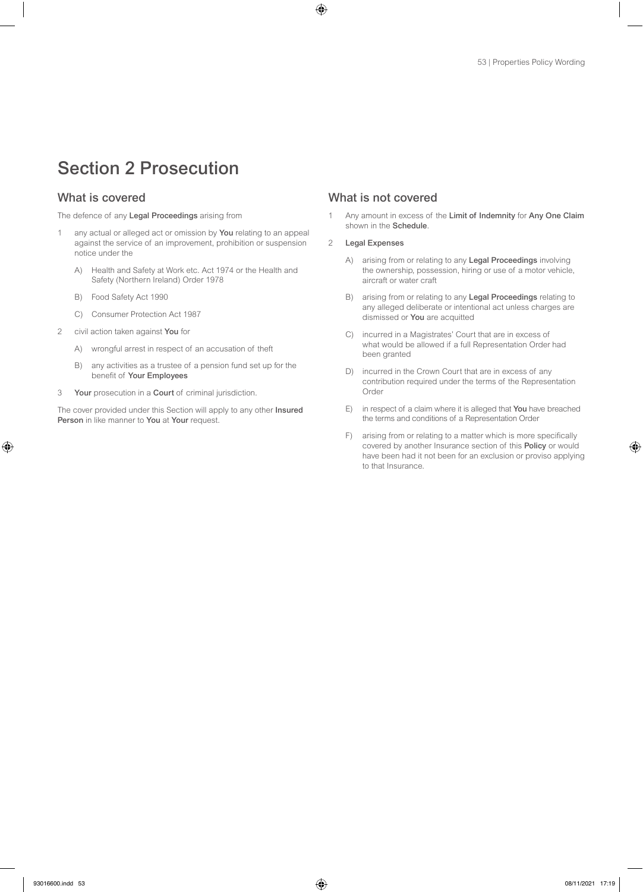# Section 2 Prosecution

## What is covered

The defence of any **Legal Proceedings** arising from

1. any actual or alleged act or omission by **You** relating to an appeal against the service of an improvement, prohibition or suspension notice under the
   - A) Health and Safety at Work etc. Act 1974 or the Health and Safety (Northern Ireland) Order 1978
   - B) Food Safety Act 1990
   - C) Consumer Protection Act 1987
2. civil action taken against **You** for
   - A) wrongful arrest in respect of an accusation of theft
   - B) any activities as a trustee of a pension fund set up for the benefit of **Your Employees**
3. **Your** prosecution in a **Court** of criminal jurisdiction.

The cover provided under this Section will apply to any other **Insured Person** in like manner to **You** at **Your** request.

## What is not covered

1. Any amount in excess of the **Limit of Indemnity** for **Any One Claim** shown in the **Schedule**.
2. **Legal Expenses**
   - A) arising from or relating to any **Legal Proceedings** involving the ownership, possession, hiring or use of a motor vehicle, aircraft or water craft
   - B) arising from or relating to any **Legal Proceedings** relating to any alleged deliberate or intentional act unless charges are dismissed or **You** are acquitted
   - C) incurred in a Magistrates' Court that are in excess of what would be allowed if a full Representation Order had been granted
   - D) incurred in the Crown Court that are in excess of any contribution required under the terms of the Representation Order
   - E) in respect of a claim where it is alleged that **You** have breached the terms and conditions of a Representation Order
   - F) arising from or relating to a matter which is more specifically covered by another Insurance section of this **Policy** or would have been had it not been for an exclusion or proviso applying to that Insurance.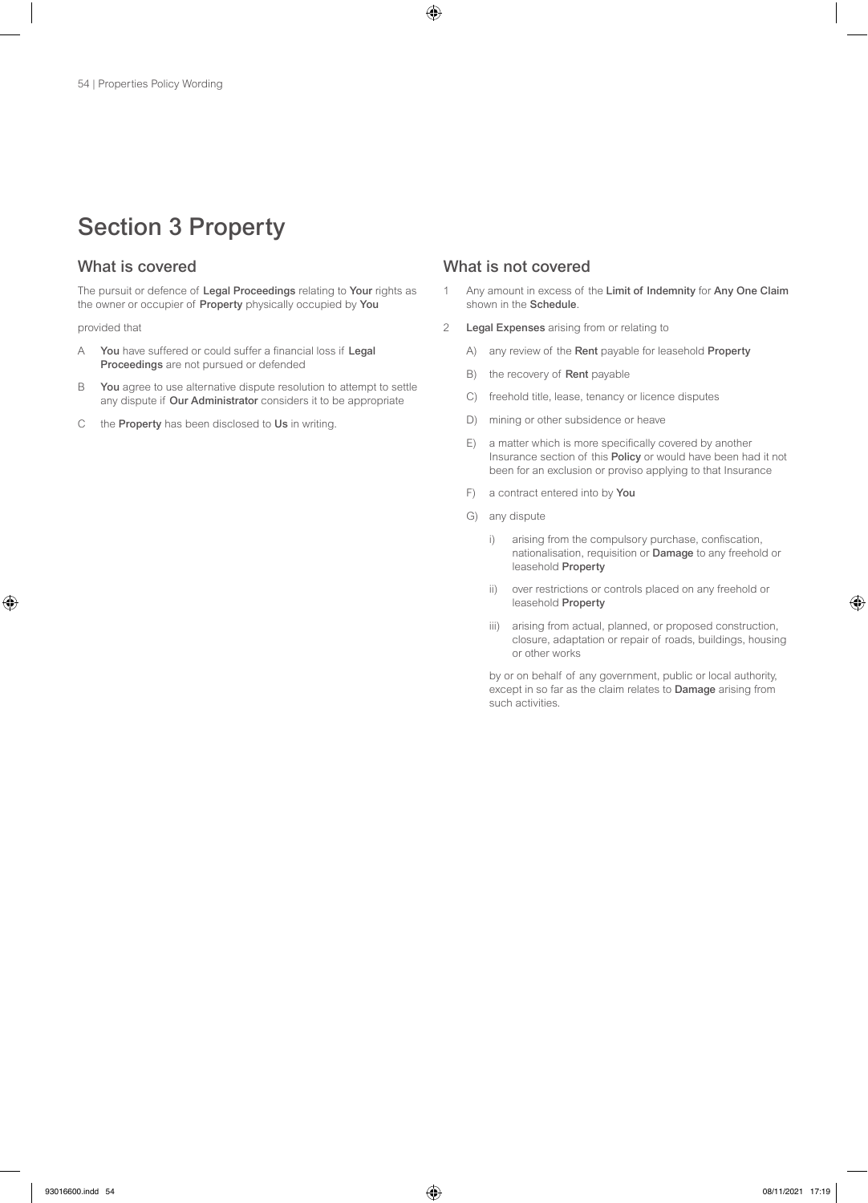# Section 3 Property

## What is covered

The pursuit or defence of **Legal Proceedings** relating to **Your** rights as the owner or occupier of **Property** physically occupied by **You**

provided that

A **You** have suffered or could suffer a financial loss if **Legal Proceedings** are not pursued or defended

B **You** agree to use alternative dispute resolution to attempt to settle any dispute if **Our Administrator** considers it to be appropriate

C the **Property** has been disclosed to **Us** in writing.

## What is not covered

1 Any amount in excess of the **Limit of Indemnity** for **Any One Claim** shown in the **Schedule**.

2 **Legal Expenses** arising from or relating to

A) any review of the **Rent** payable for leasehold **Property**

B) the recovery of **Rent** payable

C) freehold title, lease, tenancy or licence disputes

D) mining or other subsidence or heave

E) a matter which is more specifically covered by another Insurance section of this **Policy** or would have been had it not been for an exclusion or proviso applying to that Insurance

F) a contract entered into by **You**

G) any dispute

i) arising from the compulsory purchase, confiscation, nationalisation, requisition or **Damage** to any freehold or leasehold **Property**

ii) over restrictions or controls placed on any freehold or leasehold **Property**

iii) arising from actual, planned, or proposed construction, closure, adaptation or repair of roads, buildings, housing or other works

by or on behalf of any government, public or local authority, except in so far as the claim relates to **Damage** arising from such activities.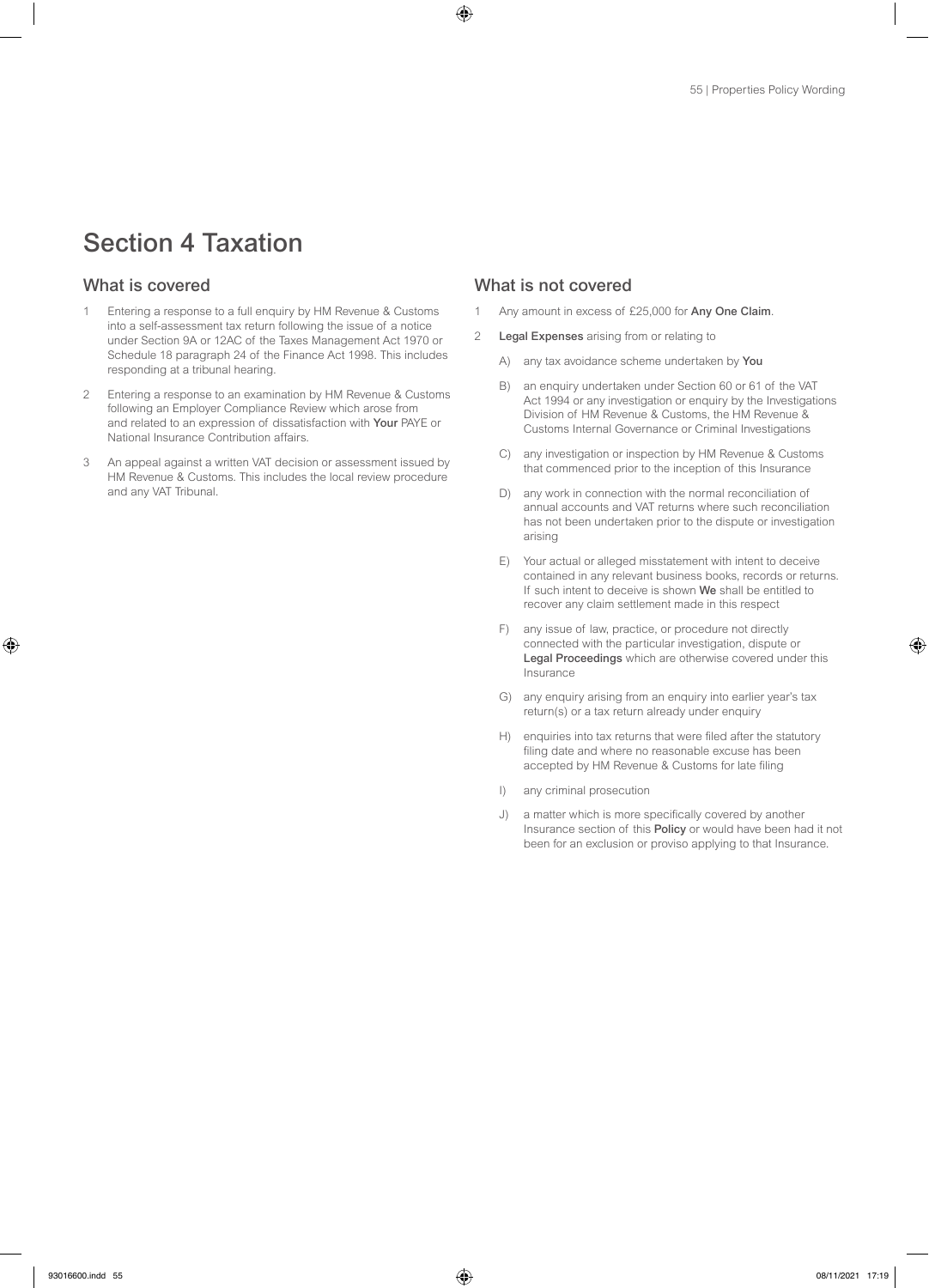# Section 4 Taxation

## What is covered

1. Entering a response to a full enquiry by HM Revenue & Customs into a self-assessment tax return following the issue of a notice under Section 9A or 12AC of the Taxes Management Act 1970 or Schedule 18 paragraph 24 of the Finance Act 1998. This includes responding at a tribunal hearing.
2. Entering a response to an examination by HM Revenue & Customs following an Employer Compliance Review which arose from and related to an expression of dissatisfaction with **Your** PAYE or National Insurance Contribution affairs.
3. An appeal against a written VAT decision or assessment issued by HM Revenue & Customs. This includes the local review procedure and any VAT Tribunal.

## What is not covered

1. Any amount in excess of £25,000 for **Any One Claim**.
2. **Legal Expenses** arising from or relating to
   - A) any tax avoidance scheme undertaken by **You**
   - B) an enquiry undertaken under Section 60 or 61 of the VAT Act 1994 or any investigation or enquiry by the Investigations Division of HM Revenue & Customs, the HM Revenue & Customs Internal Governance or Criminal Investigations
   - C) any investigation or inspection by HM Revenue & Customs that commenced prior to the inception of this Insurance
   - D) any work in connection with the normal reconciliation of annual accounts and VAT returns where such reconciliation has not been undertaken prior to the dispute or investigation arising
   - E) Your actual or alleged misstatement with intent to deceive contained in any relevant business books, records or returns. If such intent to deceive is shown **We** shall be entitled to recover any claim settlement made in this respect
   - F) any issue of law, practice, or procedure not directly connected with the particular investigation, dispute or **Legal Proceedings** which are otherwise covered under this Insurance
   - G) any enquiry arising from an enquiry into earlier year's tax return(s) or a tax return already under enquiry
   - H) enquiries into tax returns that were filed after the statutory filing date and where no reasonable excuse has been accepted by HM Revenue & Customs for late filing
   - I) any criminal prosecution
   - J) a matter which is more specifically covered by another Insurance section of this **Policy** or would have been had it not been for an exclusion or proviso applying to that Insurance.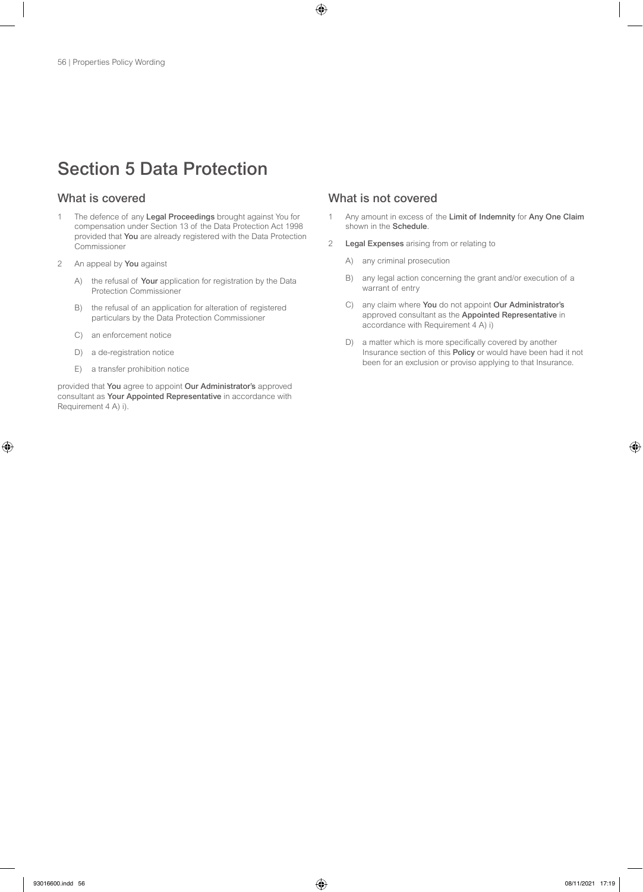# Section 5 Data Protection

## What is covered

1. The defence of any **Legal Proceedings** brought against You for compensation under Section 13 of the Data Protection Act 1998 provided that **You** are already registered with the Data Protection Commissioner

2. An appeal by **You** against

   A) the refusal of **Your** application for registration by the Data Protection Commissioner

   B) the refusal of an application for alteration of registered particulars by the Data Protection Commissioner

   C) an enforcement notice

   D) a de-registration notice

   E) a transfer prohibition notice

provided that **You** agree to appoint **Our Administrator's** approved consultant as **Your Appointed Representative** in accordance with Requirement 4 A) i).

## What is not covered

1. Any amount in excess of the **Limit of Indemnity** for **Any One Claim** shown in the **Schedule**.

2. **Legal Expenses** arising from or relating to

   A) any criminal prosecution

   B) any legal action concerning the grant and/or execution of a warrant of entry

   C) any claim where **You** do not appoint **Our Administrator's** approved consultant as the **Appointed Representative** in accordance with Requirement 4 A) i)

   D) a matter which is more specifically covered by another Insurance section of this **Policy** or would have been had it not been for an exclusion or proviso applying to that Insurance.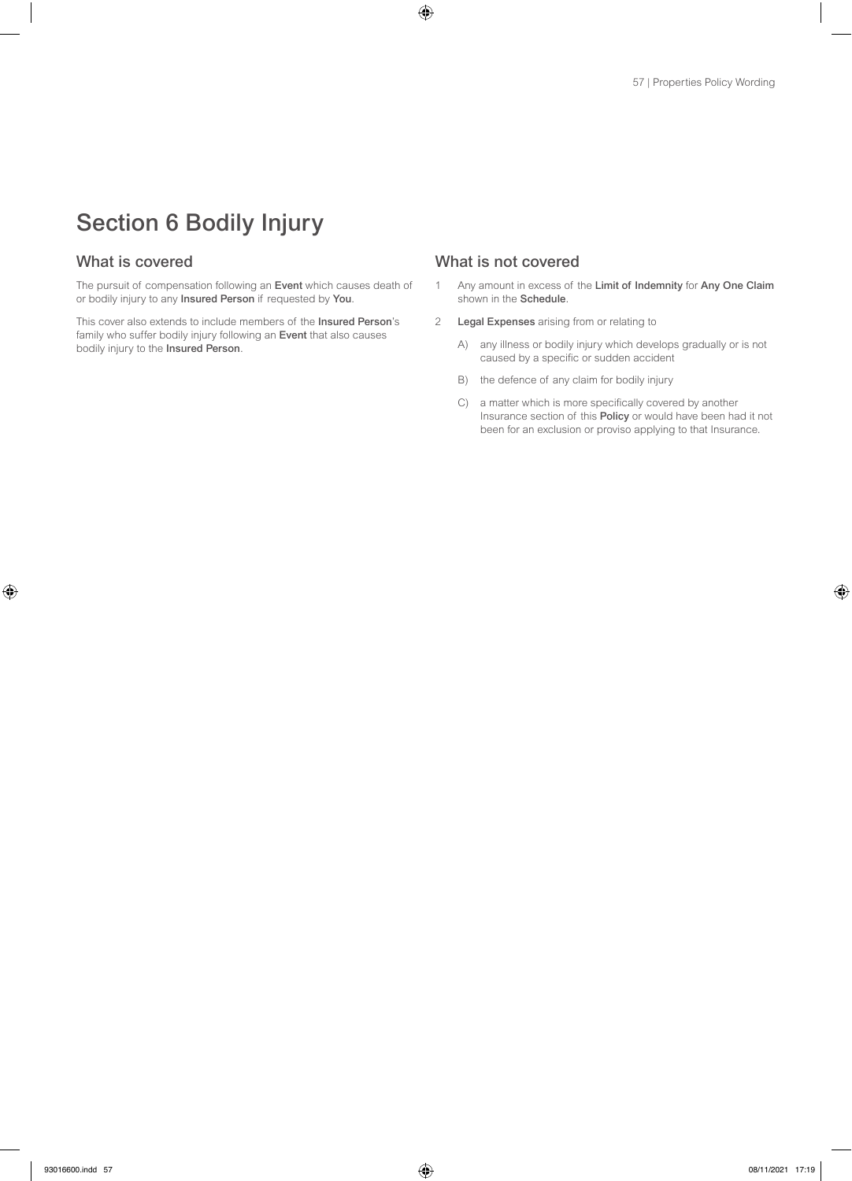# Section 6 Bodily Injury

## What is covered

The pursuit of compensation following an **Event** which causes death of or bodily injury to any **Insured Person** if requested by **You**.

This cover also extends to include members of the **Insured Person**'s family who suffer bodily injury following an **Event** that also causes bodily injury to the **Insured Person**.

## What is not covered

1. Any amount in excess of the **Limit of Indemnity** for **Any One Claim** shown in the **Schedule**.
2. **Legal Expenses** arising from or relating to
   - A) any illness or bodily injury which develops gradually or is not caused by a specific or sudden accident
   - B) the defence of any claim for bodily injury
   - C) a matter which is more specifically covered by another Insurance section of this **Policy** or would have been had it not been for an exclusion or proviso applying to that Insurance.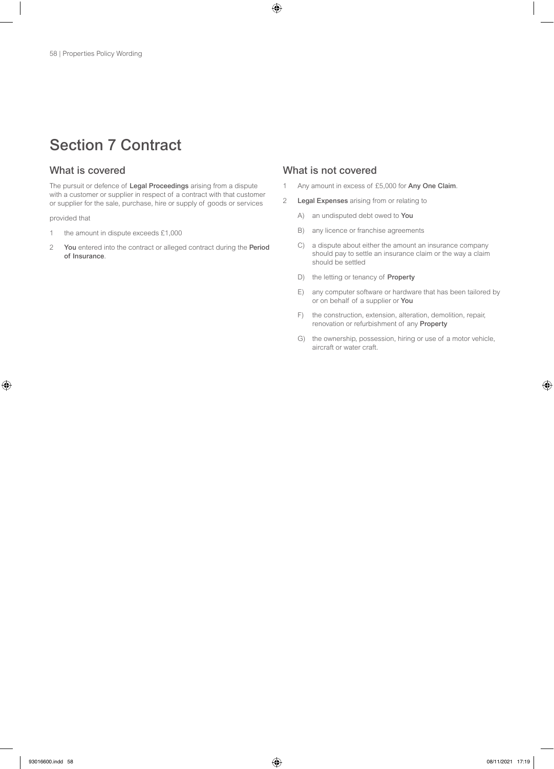# Section 7 Contract

## What is covered

The pursuit or defence of **Legal Proceedings** arising from a dispute with a customer or supplier in respect of a contract with that customer or supplier for the sale, purchase, hire or supply of goods or services

provided that

1. the amount in dispute exceeds £1,000
2. **You** entered into the contract or alleged contract during the **Period of Insurance**.

## What is not covered

1. Any amount in excess of £5,000 for **Any One Claim**.
2. **Legal Expenses** arising from or relating to
   - A) an undisputed debt owed to **You**
   - B) any licence or franchise agreements
   - C) a dispute about either the amount an insurance company should pay to settle an insurance claim or the way a claim should be settled
   - D) the letting or tenancy of **Property**
   - E) any computer software or hardware that has been tailored by or on behalf of a supplier or **You**
   - F) the construction, extension, alteration, demolition, repair, renovation or refurbishment of any **Property**
   - G) the ownership, possession, hiring or use of a motor vehicle, aircraft or water craft.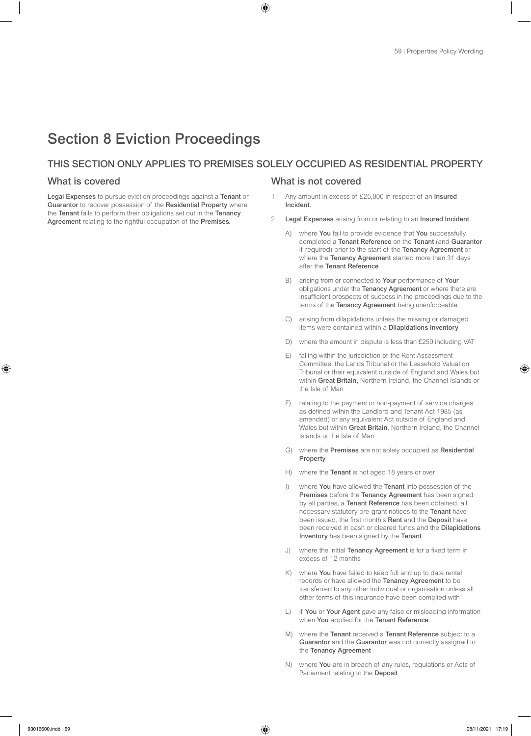# Section 8 Eviction Proceedings

## THIS SECTION ONLY APPLIES TO PREMISES SOLELY OCCUPIED AS RESIDENTIAL PROPERTY

### What is covered

**Legal Expenses** to pursue eviction proceedings against a **Tenant** or **Guarantor** to recover possession of the **Residential Property** where the **Tenant** fails to perform their obligations set out in the **Tenancy Agreement** relating to the rightful occupation of the **Premises.**

### What is not covered

1. Any amount in excess of £25,000 in respect of an **Insured Incident**.
2. **Legal Expenses** arising from or relating to an **Insured Incident**
   - A) where **You** fail to provide evidence that **You** successfully completed a **Tenant Reference** on the **Tenant** (and **Guarantor** if required) prior to the start of the **Tenancy Agreement** or where the **Tenancy Agreement** started more than 31 days after the **Tenant Reference**
   - B) arising from or connected to **Your** performance of **Your** obligations under the **Tenancy Agreement** or where there are insufficient prospects of success in the proceedings due to the terms of the **Tenancy Agreement** being unenforceable
   - C) arising from dilapidations unless the missing or damaged items were contained within a **Dilapidations Inventory**
   - D) where the amount in dispute is less than £250 including VAT
   - E) falling within the jurisdiction of the Rent Assessment Committee, the Lands Tribunal or the Leasehold Valuation Tribunal or their equivalent outside of England and Wales but within **Great Britain,** Northern Ireland, the Channel Islands or the Isle of Man
   - F) relating to the payment or non-payment of service charges as defined within the Landlord and Tenant Act 1985 (as amended) or any equivalent Act outside of England and Wales but within **Great Britain**, Northern Ireland, the Channel Islands or the Isle of Man
   - G) where the **Premises** are not solely occupied as **Residential Property**
   - H) where the **Tenant** is not aged 18 years or over
   - I) where **You** have allowed the **Tenant** into possession of the **Premises** before the **Tenancy Agreement** has been signed by all parties, a **Tenant Reference** has been obtained, all necessary statutory pre-grant notices to the **Tenant** have been issued, the first month's **Rent** and the **Deposit** have been received in cash or cleared funds and the **Dilapidations Inventory** has been signed by the **Tenant**
   - J) where the initial **Tenancy Agreement** is for a fixed term in excess of 12 months
   - K) where **You** have failed to keep full and up to date rental records or have allowed the **Tenancy Agreement** to be transferred to any other individual or organisation unless all other terms of this insurance have been complied with
   - L) if **You** or **Your Agent** gave any false or misleading information when **You** applied for the **Tenant Reference**
   - M) where the **Tenant** received a **Tenant Reference** subject to a **Guarantor** and the **Guarantor** was not correctly assigned to the **Tenancy Agreement**
   - N) where **You** are in breach of any rules, regulations or Acts of Parliament relating to the **Deposit**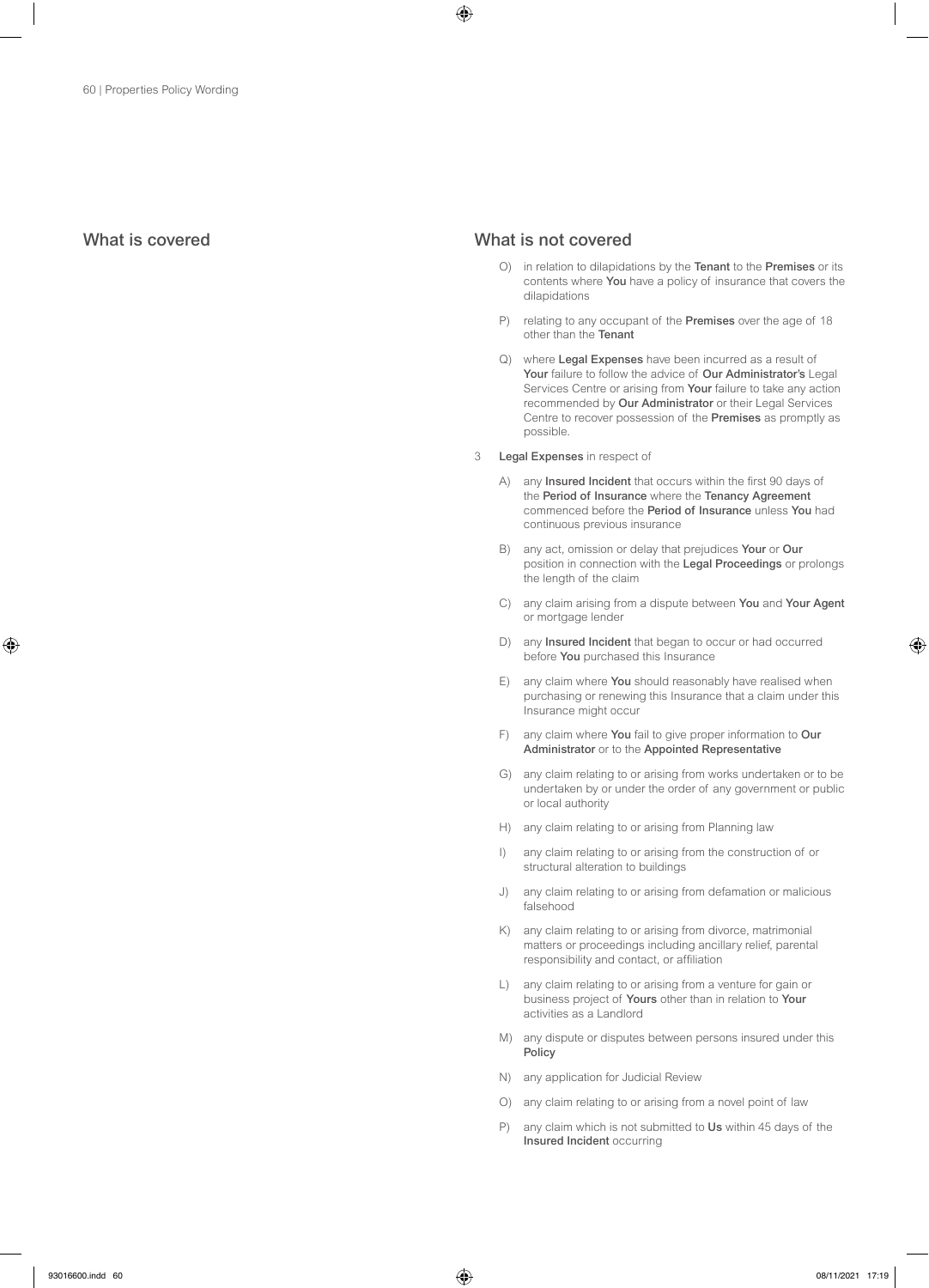## What is covered

## What is not covered

O) in relation to dilapidations by the **Tenant** to the **Premises** or its contents where **You** have a policy of insurance that covers the dilapidations

P) relating to any occupant of the **Premises** over the age of 18 other than the **Tenant**

Q) where **Legal Expenses** have been incurred as a result of **Your** failure to follow the advice of **Our Administrator's** Legal Services Centre or arising from **Your** failure to take any action recommended by **Our Administrator** or their Legal Services Centre to recover possession of the **Premises** as promptly as possible.

3 **Legal Expenses** in respect of

A) any **Insured Incident** that occurs within the first 90 days of the **Period of Insurance** where the **Tenancy Agreement** commenced before the **Period of Insurance** unless **You** had continuous previous insurance

B) any act, omission or delay that prejudices **Your** or **Our** position in connection with the **Legal Proceedings** or prolongs the length of the claim

C) any claim arising from a dispute between **You** and **Your Agent** or mortgage lender

D) any **Insured Incident** that began to occur or had occurred before **You** purchased this Insurance

E) any claim where **You** should reasonably have realised when purchasing or renewing this Insurance that a claim under this Insurance might occur

F) any claim where **You** fail to give proper information to **Our Administrator** or to the **Appointed Representative**

G) any claim relating to or arising from works undertaken or to be undertaken by or under the order of any government or public or local authority

H) any claim relating to or arising from Planning law

I) any claim relating to or arising from the construction of or structural alteration to buildings

J) any claim relating to or arising from defamation or malicious falsehood

K) any claim relating to or arising from divorce, matrimonial matters or proceedings including ancillary relief, parental responsibility and contact, or affiliation

L) any claim relating to or arising from a venture for gain or business project of **Yours** other than in relation to **Your** activities as a Landlord

M) any dispute or disputes between persons insured under this **Policy**

N) any application for Judicial Review

O) any claim relating to or arising from a novel point of law

P) any claim which is not submitted to **Us** within 45 days of the **Insured Incident** occurring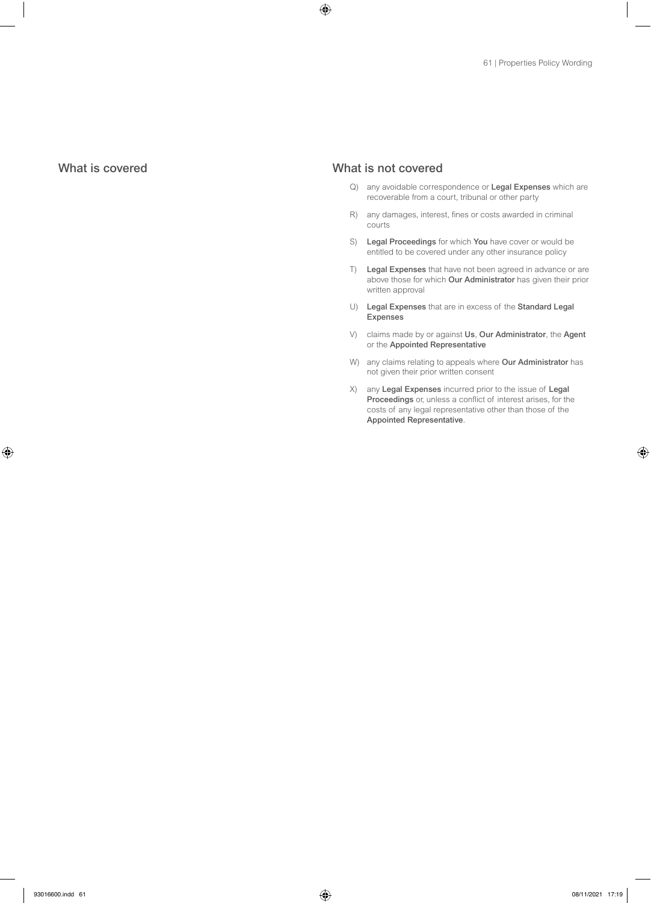## What is covered

## What is not covered

Q) any avoidable correspondence or **Legal Expenses** which are recoverable from a court, tribunal or other party

R) any damages, interest, fines or costs awarded in criminal courts

S) **Legal Proceedings** for which **You** have cover or would be entitled to be covered under any other insurance policy

T) **Legal Expenses** that have not been agreed in advance or are above those for which **Our Administrator** has given their prior written approval

U) **Legal Expenses** that are in excess of the **Standard Legal Expenses**

V) claims made by or against **Us**, **Our Administrator**, the **Agent** or the **Appointed Representative**

W) any claims relating to appeals where **Our Administrator** has not given their prior written consent

X) any **Legal Expenses** incurred prior to the issue of **Legal Proceedings** or, unless a conflict of interest arises, for the costs of any legal representative other than those of the **Appointed Representative**.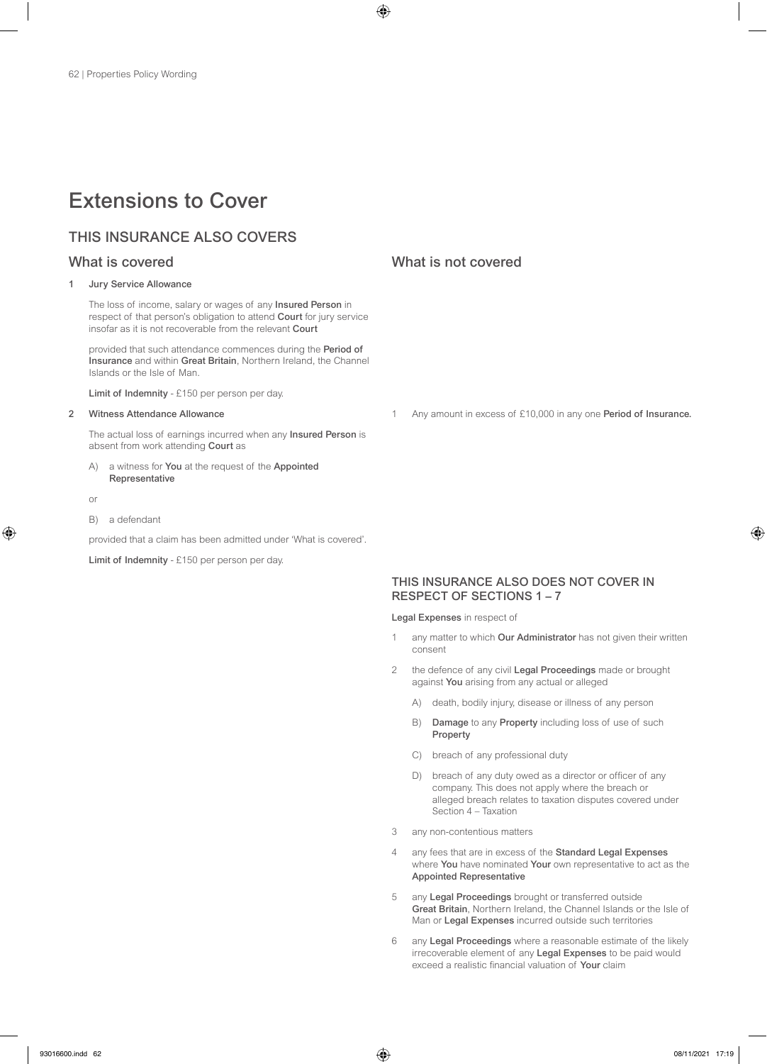# Extensions to Cover

## THIS INSURANCE ALSO COVERS

### What is covered

**1 Jury Service Allowance**

The loss of income, salary or wages of any **Insured Person** in respect of that person's obligation to attend **Court** for jury service insofar as it is not recoverable from the relevant **Court**

provided that such attendance commences during the **Period of Insurance** and within **Great Britain**, Northern Ireland, the Channel Islands or the Isle of Man.

**Limit of Indemnity** - £150 per person per day.

**2 Witness Attendance Allowance**

The actual loss of earnings incurred when any **Insured Person** is absent from work attending **Court** as

A) a witness for **You** at the request of the **Appointed Representative**

or

B) a defendant

provided that a claim has been admitted under 'What is covered'.

**Limit of Indemnity** - £150 per person per day.

### What is not covered

1 Any amount in excess of £10,000 in any one **Period of Insurance.**

## THIS INSURANCE ALSO DOES NOT COVER IN RESPECT OF SECTIONS 1 – 7

**Legal Expenses** in respect of

1 any matter to which **Our Administrator** has not given their written consent

2 the defence of any civil **Legal Proceedings** made or brought against **You** arising from any actual or alleged

   A) death, bodily injury, disease or illness of any person

   B) **Damage** to any **Property** including loss of use of such **Property**

   C) breach of any professional duty

   D) breach of any duty owed as a director or officer of any company. This does not apply where the breach or alleged breach relates to taxation disputes covered under Section 4 – Taxation

3 any non-contentious matters

4 any fees that are in excess of the **Standard Legal Expenses** where **You** have nominated **Your** own representative to act as the **Appointed Representative**

5 any **Legal Proceedings** brought or transferred outside **Great Britain**, Northern Ireland, the Channel Islands or the Isle of Man or **Legal Expenses** incurred outside such territories

6 any **Legal Proceedings** where a reasonable estimate of the likely irrecoverable element of any **Legal Expenses** to be paid would exceed a realistic financial valuation of **Your** claim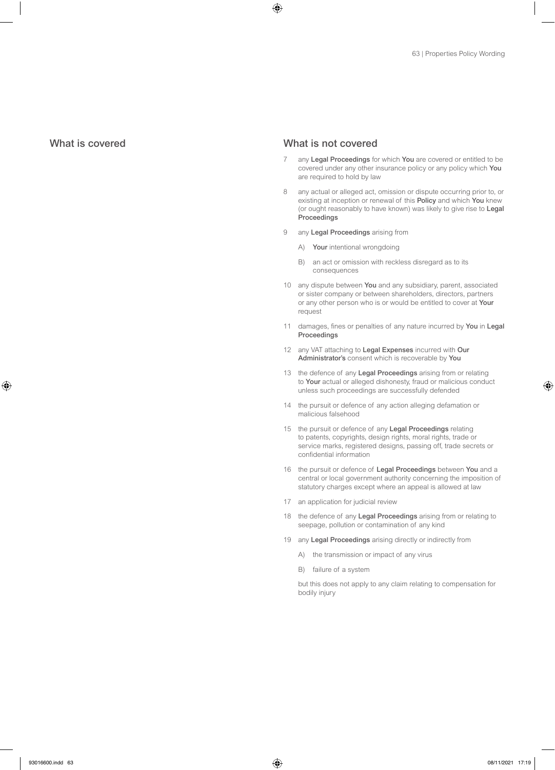## What is covered

## What is not covered

7 any **Legal Proceedings** for which **You** are covered or entitled to be covered under any other insurance policy or any policy which **You** are required to hold by law

8 any actual or alleged act, omission or dispute occurring prior to, or existing at inception or renewal of this **Policy** and which **You** knew (or ought reasonably to have known) was likely to give rise to **Legal Proceedings**

9 any **Legal Proceedings** arising from

- A) **Your** intentional wrongdoing
- B) an act or omission with reckless disregard as to its consequences

10 any dispute between **You** and any subsidiary, parent, associated or sister company or between shareholders, directors, partners or any other person who is or would be entitled to cover at **Your** request

11 damages, fines or penalties of any nature incurred by **You** in **Legal Proceedings**

12 any VAT attaching to **Legal Expenses** incurred with **Our Administrator's** consent which is recoverable by **You**

13 the defence of any **Legal Proceedings** arising from or relating to **Your** actual or alleged dishonesty, fraud or malicious conduct unless such proceedings are successfully defended

14 the pursuit or defence of any action alleging defamation or malicious falsehood

15 the pursuit or defence of any **Legal Proceedings** relating to patents, copyrights, design rights, moral rights, trade or service marks, registered designs, passing off, trade secrets or confidential information

16 the pursuit or defence of **Legal Proceedings** between **You** and a central or local government authority concerning the imposition of statutory charges except where an appeal is allowed at law

17 an application for judicial review

18 the defence of any **Legal Proceedings** arising from or relating to seepage, pollution or contamination of any kind

19 any **Legal Proceedings** arising directly or indirectly from

- A) the transmission or impact of any virus
- B) failure of a system

but this does not apply to any claim relating to compensation for bodily injury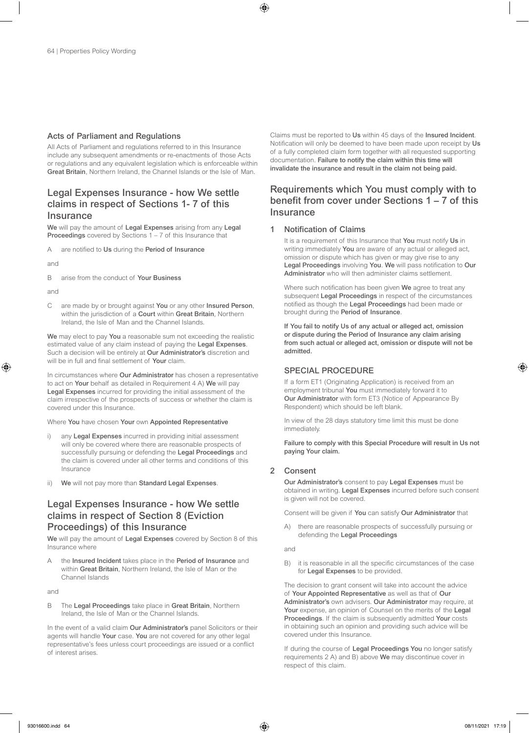### Acts of Parliament and Regulations

All Acts of Parliament and regulations referred to in this Insurance include any subsequent amendments or re-enactments of those Acts or regulations and any equivalent legislation which is enforceable within **Great Britain**, Northern Ireland, the Channel Islands or the Isle of Man.

## Legal Expenses Insurance - how We settle claims in respect of Sections 1- 7 of this Insurance

**We** will pay the amount of **Legal Expenses** arising from any **Legal Proceedings** covered by Sections 1 – 7 of this Insurance that

A are notified to **Us** during the **Period of Insurance**

and

B arise from the conduct of **Your Business**

and

C are made by or brought against **You** or any other **Insured Person**, within the jurisdiction of a **Court** within **Great Britain**, Northern Ireland, the Isle of Man and the Channel Islands.

**We** may elect to pay **You** a reasonable sum not exceeding the realistic estimated value of any claim instead of paying the **Legal Expenses**. Such a decision will be entirely at **Our Administrator's** discretion and will be in full and final settlement of **Your** claim.

In circumstances where **Our Administrator** has chosen a representative to act on **Your** behalf as detailed in Requirement 4 A) **We** will pay **Legal Expenses** incurred for providing the initial assessment of the claim irrespective of the prospects of success or whether the claim is covered under this Insurance.

Where **You** have chosen **Your** own **Appointed Representative**

i) any **Legal Expenses** incurred in providing initial assessment will only be covered where there are reasonable prospects of successfully pursuing or defending the **Legal Proceedings** and the claim is covered under all other terms and conditions of this Insurance

ii) **We** will not pay more than **Standard Legal Expenses**.

## Legal Expenses Insurance - how We settle claims in respect of Section 8 (Eviction Proceedings) of this Insurance

**We** will pay the amount of **Legal Expenses** covered by Section 8 of this Insurance where

A the **Insured Incident** takes place in the **Period of Insurance** and within **Great Britain**, Northern Ireland, the Isle of Man or the Channel Islands

and

B The **Legal Proceedings** take place in **Great Britain**, Northern Ireland, the Isle of Man or the Channel Islands.

In the event of a valid claim **Our Administrator's** panel Solicitors or their agents will handle **Your** case. **You** are not covered for any other legal representative's fees unless court proceedings are issued or a conflict of interest arises.

Claims must be reported to **Us** within 45 days of the **Insured Incident**. Notification will only be deemed to have been made upon receipt by **Us** of a fully completed claim form together with all requested supporting documentation. **Failure to notify the claim within this time will invalidate the insurance and result in the claim not being paid.**

## Requirements which You must comply with to benefit from cover under Sections 1 – 7 of this Insurance

### 1 Notification of Claims

It is a requirement of this Insurance that **You** must notify **Us** in writing immediately **You** are aware of any actual or alleged act, omission or dispute which has given or may give rise to any **Legal Proceedings** involving **You**. **We** will pass notification to **Our Administrator** who will then administer claims settlement.

Where such notification has been given **We** agree to treat any subsequent **Legal Proceedings** in respect of the circumstances notified as though the **Legal Proceedings** had been made or brought during the **Period of Insurance**.

**If You fail to notify Us of any actual or alleged act, omission or dispute during the Period of Insurance any claim arising from such actual or alleged act, omission or dispute will not be admitted.**

#### SPECIAL PROCEDURE

If a form ET1 (Originating Application) is received from an employment tribunal **You** must immediately forward it to **Our Administrator** with form ET3 (Notice of Appearance By Respondent) which should be left blank.

In view of the 28 days statutory time limit this must be done immediately.

**Failure to comply with this Special Procedure will result in Us not paying Your claim.**

### 2 Consent

**Our Administrator's** consent to pay **Legal Expenses** must be obtained in writing. **Legal Expenses** incurred before such consent is given will not be covered.

Consent will be given if **You** can satisfy **Our Administrator** that

A) there are reasonable prospects of successfully pursuing or defending the **Legal Proceedings**

and

B) it is reasonable in all the specific circumstances of the case for **Legal Expenses** to be provided.

The decision to grant consent will take into account the advice of **Your Appointed Representative** as well as that of **Our Administrator's** own advisers. **Our Administrator** may require, at **Your** expense, an opinion of Counsel on the merits of the **Legal Proceedings**. If the claim is subsequently admitted **Your** costs in obtaining such an opinion and providing such advice will be covered under this Insurance.

If during the course of **Legal Proceedings You** no longer satisfy requirements 2 A) and B) above **We** may discontinue cover in respect of this claim.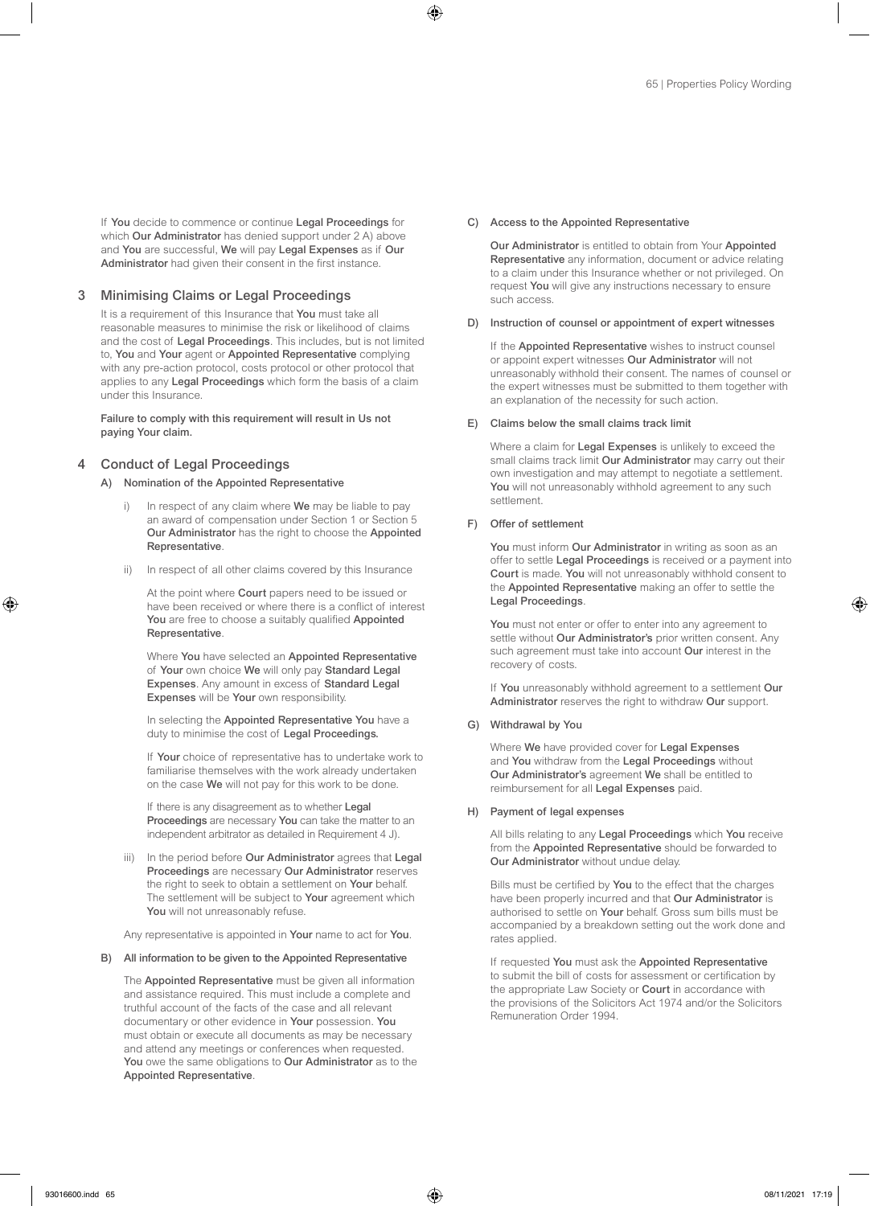If **You** decide to commence or continue **Legal Proceedings** for which **Our Administrator** has denied support under 2 A) above and **You** are successful, **We** will pay **Legal Expenses** as if **Our Administrator** had given their consent in the first instance.

## 3 Minimising Claims or Legal Proceedings

It is a requirement of this Insurance that **You** must take all reasonable measures to minimise the risk or likelihood of claims and the cost of **Legal Proceedings**. This includes, but is not limited to, **You** and **Your** agent or **Appointed Representative** complying with any pre-action protocol, costs protocol or other protocol that applies to any **Legal Proceedings** which form the basis of a claim under this Insurance.

**Failure to comply with this requirement will result in Us not paying Your claim.**

## 4 Conduct of Legal Proceedings

### A) Nomination of the Appointed Representative

i) In respect of any claim where **We** may be liable to pay an award of compensation under Section 1 or Section 5 **Our Administrator** has the right to choose the **Appointed Representative**.

ii) In respect of all other claims covered by this Insurance

At the point where **Court** papers need to be issued or have been received or where there is a conflict of interest **You** are free to choose a suitably qualified **Appointed Representative**.

Where **You** have selected an **Appointed Representative** of **Your** own choice **We** will only pay **Standard Legal Expenses**. Any amount in excess of **Standard Legal Expenses** will be **Your** own responsibility.

In selecting the **Appointed Representative You** have a duty to minimise the cost of **Legal Proceedings.**

If **Your** choice of representative has to undertake work to familiarise themselves with the work already undertaken on the case **We** will not pay for this work to be done.

If there is any disagreement as to whether **Legal Proceedings** are necessary **You** can take the matter to an independent arbitrator as detailed in Requirement 4 J).

iii) In the period before **Our Administrator** agrees that **Legal Proceedings** are necessary **Our Administrator** reserves the right to seek to obtain a settlement on **Your** behalf. The settlement will be subject to **Your** agreement which **You** will not unreasonably refuse.

Any representative is appointed in **Your** name to act for **You**.

### B) All information to be given to the Appointed Representative

The **Appointed Representative** must be given all information and assistance required. This must include a complete and truthful account of the facts of the case and all relevant documentary or other evidence in **Your** possession. **You** must obtain or execute all documents as may be necessary and attend any meetings or conferences when requested. **You** owe the same obligations to **Our Administrator** as to the **Appointed Representative**.

### C) Access to the Appointed Representative

**Our Administrator** is entitled to obtain from Your **Appointed Representative** any information, document or advice relating to a claim under this Insurance whether or not privileged. On request **You** will give any instructions necessary to ensure such access.

### D) Instruction of counsel or appointment of expert witnesses

If the **Appointed Representative** wishes to instruct counsel or appoint expert witnesses **Our Administrator** will not unreasonably withhold their consent. The names of counsel or the expert witnesses must be submitted to them together with an explanation of the necessity for such action.

### E) Claims below the small claims track limit

Where a claim for **Legal Expenses** is unlikely to exceed the small claims track limit **Our Administrator** may carry out their own investigation and may attempt to negotiate a settlement. **You** will not unreasonably withhold agreement to any such settlement.

### F) Offer of settlement

**You** must inform **Our Administrator** in writing as soon as an offer to settle **Legal Proceedings** is received or a payment into **Court** is made. **You** will not unreasonably withhold consent to the **Appointed Representative** making an offer to settle the **Legal Proceedings**.

**You** must not enter or offer to enter into any agreement to settle without **Our Administrator's** prior written consent. Any such agreement must take into account **Our** interest in the recovery of costs.

If **You** unreasonably withhold agreement to a settlement **Our Administrator** reserves the right to withdraw **Our** support.

### G) Withdrawal by You

Where **We** have provided cover for **Legal Expenses** and **You** withdraw from the **Legal Proceedings** without **Our Administrator's** agreement **We** shall be entitled to reimbursement for all **Legal Expenses** paid.

### H) Payment of legal expenses

All bills relating to any **Legal Proceedings** which **You** receive from the **Appointed Representative** should be forwarded to **Our Administrator** without undue delay.

Bills must be certified by **You** to the effect that the charges have been properly incurred and that **Our Administrator** is authorised to settle on **Your** behalf. Gross sum bills must be accompanied by a breakdown setting out the work done and rates applied.

If requested **You** must ask the **Appointed Representative** to submit the bill of costs for assessment or certification by the appropriate Law Society or **Court** in accordance with the provisions of the Solicitors Act 1974 and/or the Solicitors Remuneration Order 1994.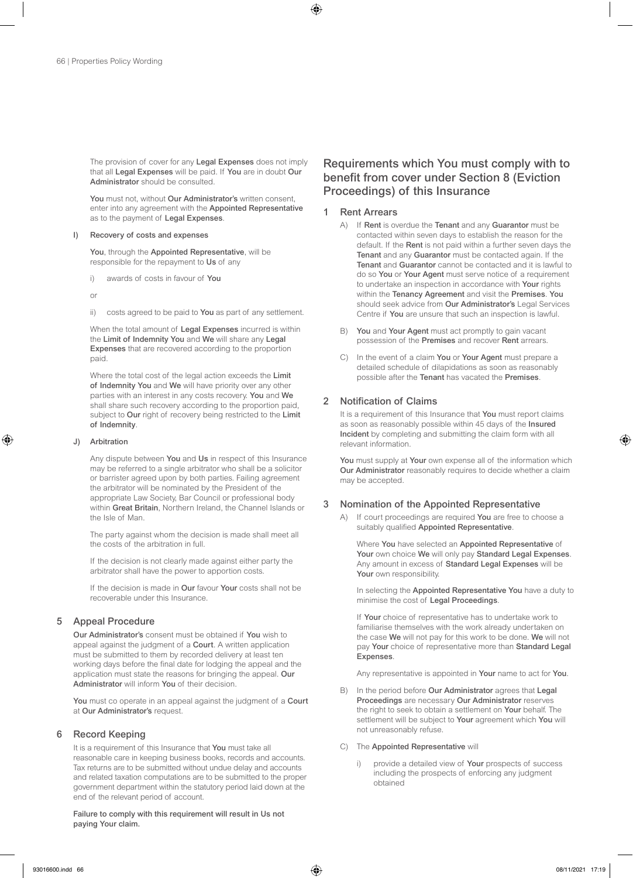The provision of cover for any **Legal Expenses** does not imply that all **Legal Expenses** will be paid. If **You** are in doubt **Our Administrator** should be consulted.

**You** must not, without **Our Administrator's** written consent, enter into any agreement with the **Appointed Representative** as to the payment of **Legal Expenses**.

I) **Recovery of costs and expenses**

**You**, through the **Appointed Representative**, will be responsible for the repayment to **Us** of any

i) awards of costs in favour of **You**

or

ii) costs agreed to be paid to **You** as part of any settlement.

When the total amount of **Legal Expenses** incurred is within the **Limit of Indemnity You** and **We** will share any **Legal Expenses** that are recovered according to the proportion paid.

Where the total cost of the legal action exceeds the **Limit of Indemnity You** and **We** will have priority over any other parties with an interest in any costs recovery. **You** and **We** shall share such recovery according to the proportion paid, subject to **Our** right of recovery being restricted to the **Limit of Indemnity**.

J) **Arbitration**

Any dispute between **You** and **Us** in respect of this Insurance may be referred to a single arbitrator who shall be a solicitor or barrister agreed upon by both parties. Failing agreement the arbitrator will be nominated by the President of the appropriate Law Society, Bar Council or professional body within **Great Britain**, Northern Ireland, the Channel Islands or the Isle of Man.

The party against whom the decision is made shall meet all the costs of the arbitration in full.

If the decision is not clearly made against either party the arbitrator shall have the power to apportion costs.

If the decision is made in **Our** favour **Your** costs shall not be recoverable under this Insurance.

## 5 Appeal Procedure

**Our Administrator's** consent must be obtained if **You** wish to appeal against the judgment of a **Court**. A written application must be submitted to them by recorded delivery at least ten working days before the final date for lodging the appeal and the application must state the reasons for bringing the appeal. **Our Administrator** will inform **You** of their decision.

**You** must co operate in an appeal against the judgment of a **Court** at **Our Administrator's** request.

## 6 Record Keeping

It is a requirement of this Insurance that **You** must take all reasonable care in keeping business books, records and accounts. Tax returns are to be submitted without undue delay and accounts and related taxation computations are to be submitted to the proper government department within the statutory period laid down at the end of the relevant period of account.

**Failure to comply with this requirement will result in Us not paying Your claim.**

# Requirements which You must comply with to benefit from cover under Section 8 (Eviction Proceedings) of this Insurance

## 1 Rent Arrears

A) If **Rent** is overdue the **Tenant** and any **Guarantor** must be contacted within seven days to establish the reason for the default. If the **Rent** is not paid within a further seven days the **Tenant** and any **Guarantor** must be contacted again. If the **Tenant** and **Guarantor** cannot be contacted and it is lawful to do so **You** or **Your Agent** must serve notice of a requirement to undertake an inspection in accordance with **Your** rights within the **Tenancy Agreement** and visit the **Premises**. **You** should seek advice from **Our Administrator's** Legal Services Centre if **You** are unsure that such an inspection is lawful.

B) **You** and **Your Agent** must act promptly to gain vacant possession of the **Premises** and recover **Rent** arrears.

C) In the event of a claim **You** or **Your Agent** must prepare a detailed schedule of dilapidations as soon as reasonably possible after the **Tenant** has vacated the **Premises**.

## 2 Notification of Claims

It is a requirement of this Insurance that **You** must report claims as soon as reasonably possible within 45 days of the **Insured Incident** by completing and submitting the claim form with all relevant information.

**You** must supply at **Your** own expense all of the information which **Our Administrator** reasonably requires to decide whether a claim may be accepted.

## 3 Nomination of the Appointed Representative

A) If court proceedings are required **You** are free to choose a suitably qualified **Appointed Representative**.

Where **You** have selected an **Appointed Representative** of **Your** own choice **We** will only pay **Standard Legal Expenses**. Any amount in excess of **Standard Legal Expenses** will be **Your** own responsibility.

In selecting the **Appointed Representative You** have a duty to minimise the cost of **Legal Proceedings**.

If **Your** choice of representative has to undertake work to familiarise themselves with the work already undertaken on the case **We** will not pay for this work to be done. **We** will not pay **Your** choice of representative more than **Standard Legal Expenses**.

Any representative is appointed in **Your** name to act for **You**.

B) In the period before **Our Administrator** agrees that **Legal Proceedings** are necessary **Our Administrator** reserves the right to seek to obtain a settlement on **Your** behalf. The settlement will be subject to **Your** agreement which **You** will not unreasonably refuse.

C) The **Appointed Representative** will

i) provide a detailed view of **Your** prospects of success including the prospects of enforcing any judgment obtained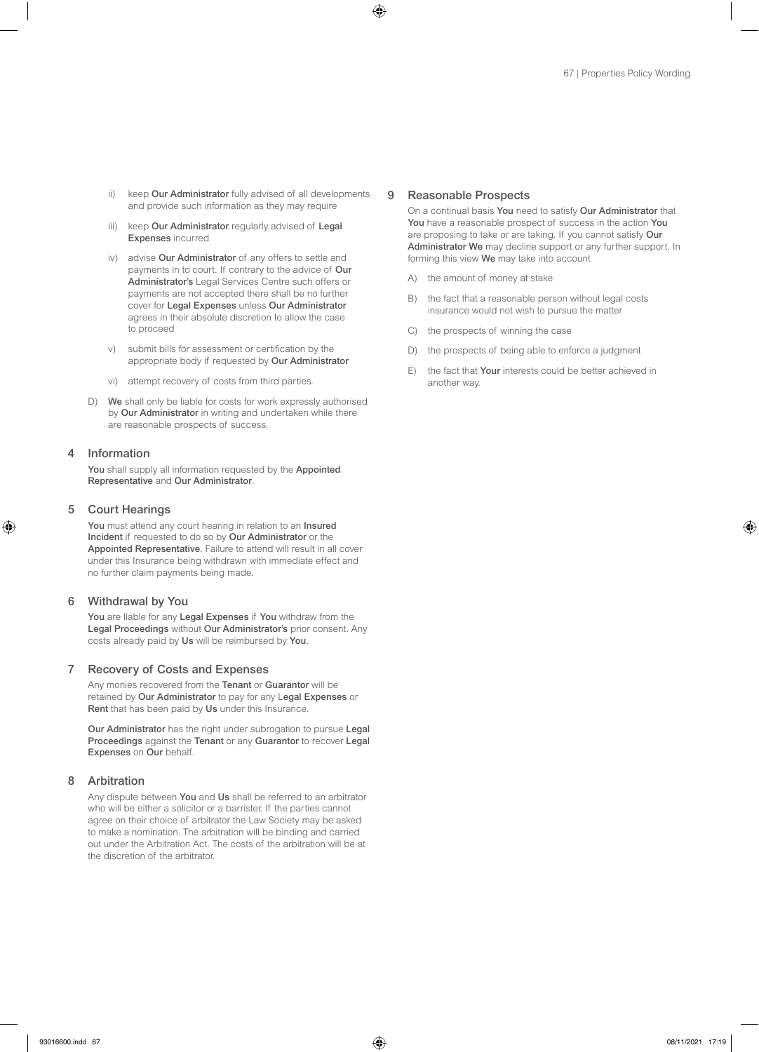ii) keep **Our Administrator** fully advised of all developments and provide such information as they may require

iii) keep **Our Administrator** regularly advised of **Legal Expenses** incurred

iv) advise **Our Administrator** of any offers to settle and payments in to court. If contrary to the advice of **Our Administrator's** Legal Services Centre such offers or payments are not accepted there shall be no further cover for **Legal Expenses** unless **Our Administrator** agrees in their absolute discretion to allow the case to proceed

v) submit bills for assessment or certification by the appropriate body if requested by **Our Administrator**

vi) attempt recovery of costs from third parties.

D) **We** shall only be liable for costs for work expressly authorised by **Our Administrator** in writing and undertaken while there are reasonable prospects of success.

## 4 Information

**You** shall supply all information requested by the **Appointed Representative** and **Our Administrator**.

## 5 Court Hearings

**You** must attend any court hearing in relation to an **Insured Incident** if requested to do so by **Our Administrator** or the **Appointed Representative**. Failure to attend will result in all cover under this Insurance being withdrawn with immediate effect and no further claim payments being made.

## 6 Withdrawal by You

**You** are liable for any **Legal Expenses** if **You** withdraw from the **Legal Proceedings** without **Our Administrator's** prior consent. Any costs already paid by **Us** will be reimbursed by **You**.

## 7 Recovery of Costs and Expenses

Any monies recovered from the **Tenant** or **Guarantor** will be retained by **Our Administrator** to pay for any **Legal Expenses** or **Rent** that has been paid by **Us** under this Insurance.

**Our Administrator** has the right under subrogation to pursue **Legal Proceedings** against the **Tenant** or any **Guarantor** to recover **Legal Expenses** on **Our** behalf.

## 8 Arbitration

Any dispute between **You** and **Us** shall be referred to an arbitrator who will be either a solicitor or a barrister. If the parties cannot agree on their choice of arbitrator the Law Society may be asked to make a nomination. The arbitration will be binding and carried out under the Arbitration Act. The costs of the arbitration will be at the discretion of the arbitrator.

## 9 Reasonable Prospects

On a continual basis **You** need to satisfy **Our Administrator** that **You** have a reasonable prospect of success in the action **You** are proposing to take or are taking. If you cannot satisfy **Our Administrator We** may decline support or any further support. In forming this view **We** may take into account

A) the amount of money at stake

B) the fact that a reasonable person without legal costs insurance would not wish to pursue the matter

C) the prospects of winning the case

D) the prospects of being able to enforce a judgment

E) the fact that **Your** interests could be better achieved in another way.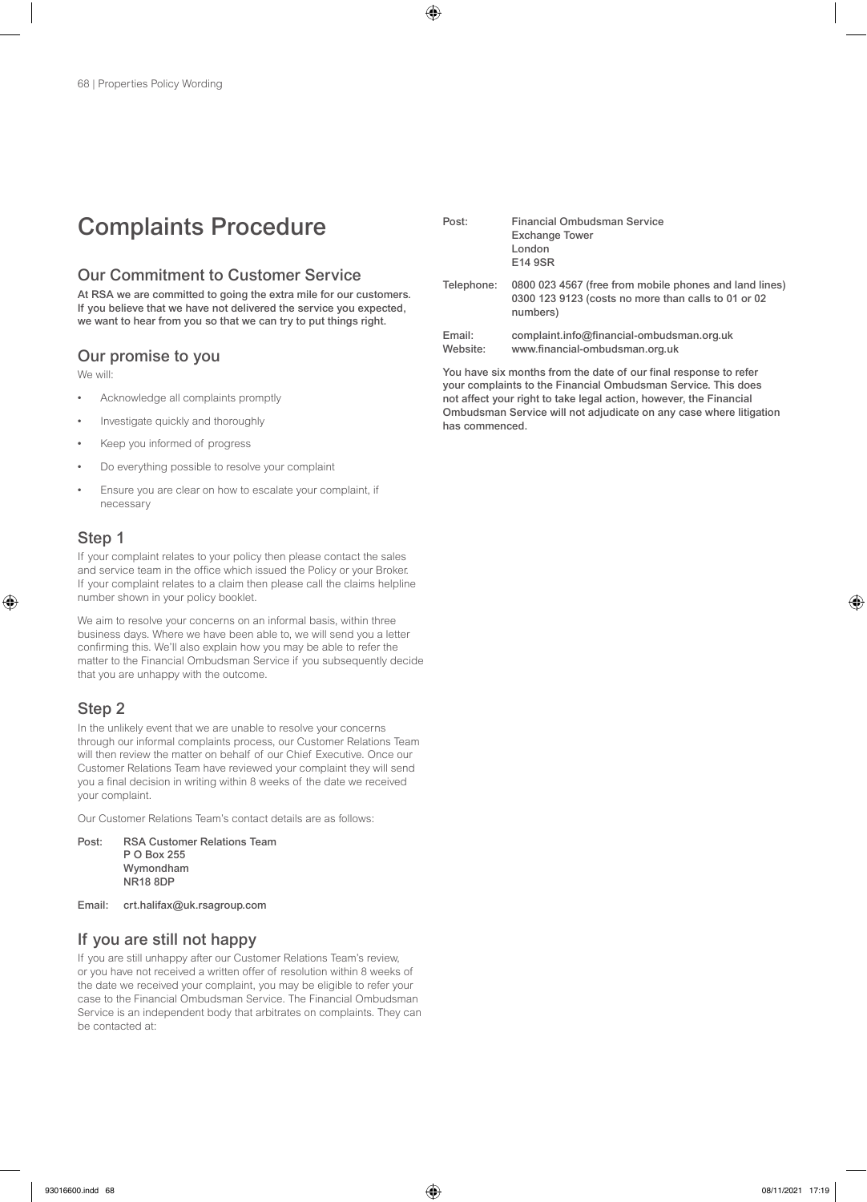# Complaints Procedure

## Our Commitment to Customer Service

**At RSA we are committed to going the extra mile for our customers. If you believe that we have not delivered the service you expected, we want to hear from you so that we can try to put things right.**

## Our promise to you

We will:

- Acknowledge all complaints promptly
- Investigate quickly and thoroughly
- Keep you informed of progress
- Do everything possible to resolve your complaint
- Ensure you are clear on how to escalate your complaint, if necessary

## Step 1

If your complaint relates to your policy then please contact the sales and service team in the office which issued the Policy or your Broker. If your complaint relates to a claim then please call the claims helpline number shown in your policy booklet.

We aim to resolve your concerns on an informal basis, within three business days. Where we have been able to, we will send you a letter confirming this. We'll also explain how you may be able to refer the matter to the Financial Ombudsman Service if you subsequently decide that you are unhappy with the outcome.

## Step 2

In the unlikely event that we are unable to resolve your concerns through our informal complaints process, our Customer Relations Team will then review the matter on behalf of our Chief Executive. Once our Customer Relations Team have reviewed your complaint they will send you a final decision in writing within 8 weeks of the date we received your complaint.

Our Customer Relations Team's contact details are as follows:

**Post:** **RSA Customer Relations Team**
**P O Box 255**
**Wymondham**
**NR18 8DP**

**Email:** **crt.halifax@uk.rsagroup.com**

## If you are still not happy

If you are still unhappy after our Customer Relations Team's review, or you have not received a written offer of resolution within 8 weeks of the date we received your complaint, you may be eligible to refer your case to the Financial Ombudsman Service. The Financial Ombudsman Service is an independent body that arbitrates on complaints. They can be contacted at:

**Post:** **Financial Ombudsman Service**
**Exchange Tower**
**London**
**E14 9SR**

**Telephone:** **0800 023 4567 (free from mobile phones and land lines)**
**0300 123 9123 (costs no more than calls to 01 or 02 numbers)**

**Email:** **complaint.info@financial-ombudsman.org.uk**
**Website:** **www.financial-ombudsman.org.uk**

**You have six months from the date of our final response to refer your complaints to the Financial Ombudsman Service. This does not affect your right to take legal action, however, the Financial Ombudsman Service will not adjudicate on any case where litigation has commenced.**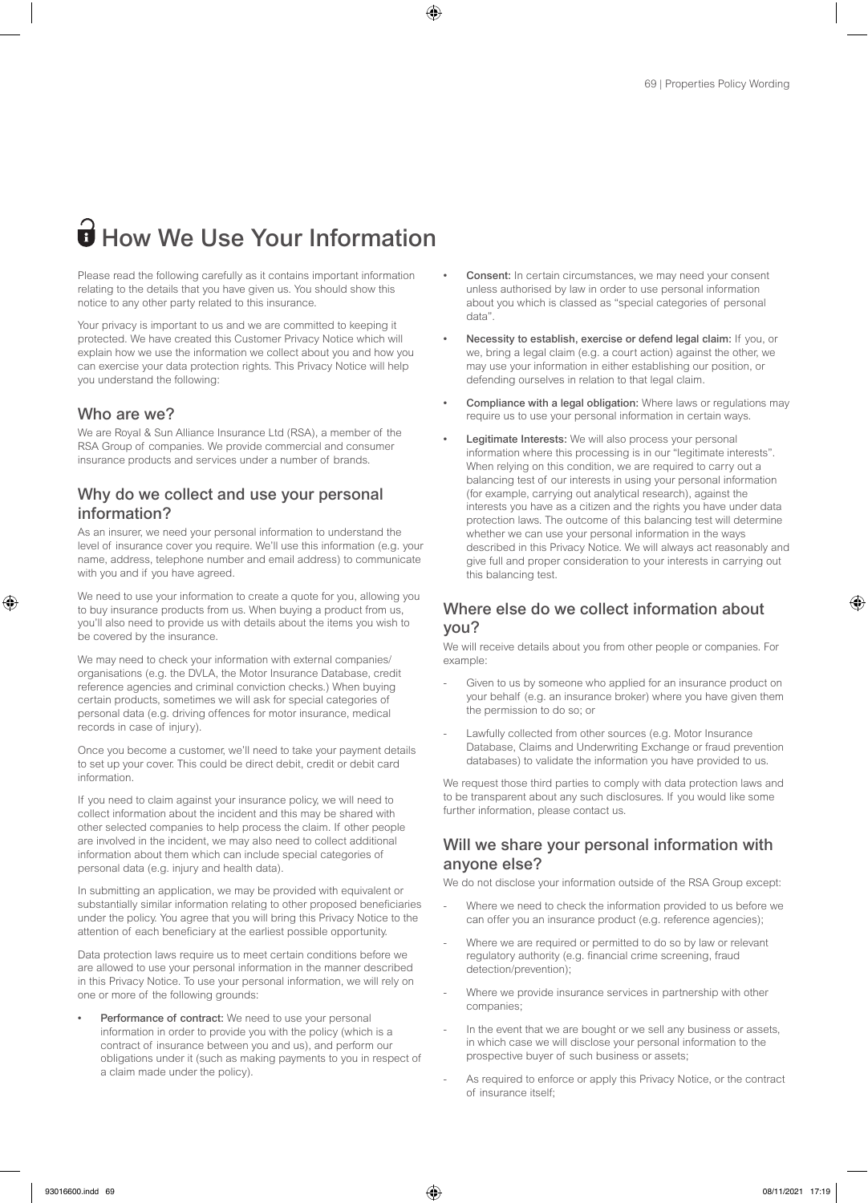# How We Use Your Information

Please read the following carefully as it contains important information relating to the details that you have given us. You should show this notice to any other party related to this insurance.

Your privacy is important to us and we are committed to keeping it protected. We have created this Customer Privacy Notice which will explain how we use the information we collect about you and how you can exercise your data protection rights. This Privacy Notice will help you understand the following:

## Who are we?

We are Royal & Sun Alliance Insurance Ltd (RSA), a member of the RSA Group of companies. We provide commercial and consumer insurance products and services under a number of brands.

## Why do we collect and use your personal information?

As an insurer, we need your personal information to understand the level of insurance cover you require. We'll use this information (e.g. your name, address, telephone number and email address) to communicate with you and if you have agreed.

We need to use your information to create a quote for you, allowing you to buy insurance products from us. When buying a product from us, you'll also need to provide us with details about the items you wish to be covered by the insurance.

We may need to check your information with external companies/ organisations (e.g. the DVLA, the Motor Insurance Database, credit reference agencies and criminal conviction checks.) When buying certain products, sometimes we will ask for special categories of personal data (e.g. driving offences for motor insurance, medical records in case of injury).

Once you become a customer, we'll need to take your payment details to set up your cover. This could be direct debit, credit or debit card information.

If you need to claim against your insurance policy, we will need to collect information about the incident and this may be shared with other selected companies to help process the claim. If other people are involved in the incident, we may also need to collect additional information about them which can include special categories of personal data (e.g. injury and health data).

In submitting an application, we may be provided with equivalent or substantially similar information relating to other proposed beneficiaries under the policy. You agree that you will bring this Privacy Notice to the attention of each beneficiary at the earliest possible opportunity.

Data protection laws require us to meet certain conditions before we are allowed to use your personal information in the manner described in this Privacy Notice. To use your personal information, we will rely on one or more of the following grounds:

- **Performance of contract:** We need to use your personal information in order to provide you with the policy (which is a contract of insurance between you and us), and perform our obligations under it (such as making payments to you in respect of a claim made under the policy).
- **Consent:** In certain circumstances, we may need your consent unless authorised by law in order to use personal information about you which is classed as "special categories of personal data".
- **Necessity to establish, exercise or defend legal claim:** If you, or we, bring a legal claim (e.g. a court action) against the other, we may use your information in either establishing our position, or defending ourselves in relation to that legal claim.
- **Compliance with a legal obligation:** Where laws or regulations may require us to use your personal information in certain ways.
- **Legitimate Interests:** We will also process your personal information where this processing is in our "legitimate interests". When relying on this condition, we are required to carry out a balancing test of our interests in using your personal information (for example, carrying out analytical research), against the interests you have as a citizen and the rights you have under data protection laws. The outcome of this balancing test will determine whether we can use your personal information in the ways described in this Privacy Notice. We will always act reasonably and give full and proper consideration to your interests in carrying out this balancing test.

## Where else do we collect information about you?

We will receive details about you from other people or companies. For example:

- Given to us by someone who applied for an insurance product on your behalf (e.g. an insurance broker) where you have given them the permission to do so; or
- Lawfully collected from other sources (e.g. Motor Insurance Database, Claims and Underwriting Exchange or fraud prevention databases) to validate the information you have provided to us.

We request those third parties to comply with data protection laws and to be transparent about any such disclosures. If you would like some further information, please contact us.

## Will we share your personal information with anyone else?

We do not disclose your information outside of the RSA Group except:

- Where we need to check the information provided to us before we can offer you an insurance product (e.g. reference agencies);
- Where we are required or permitted to do so by law or relevant regulatory authority (e.g. financial crime screening, fraud detection/prevention);
- Where we provide insurance services in partnership with other companies;
- In the event that we are bought or we sell any business or assets, in which case we will disclose your personal information to the prospective buyer of such business or assets;
- As required to enforce or apply this Privacy Notice, or the contract of insurance itself;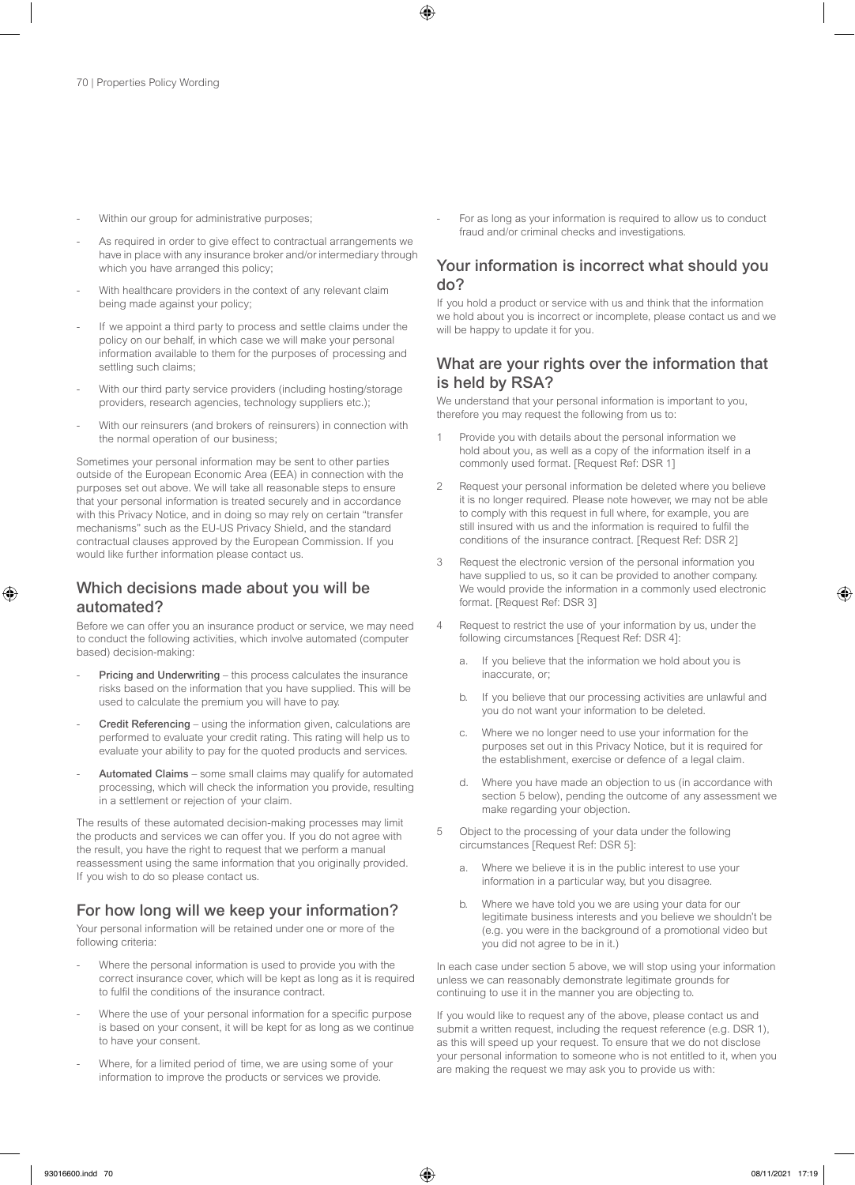- Within our group for administrative purposes;
- As required in order to give effect to contractual arrangements we have in place with any insurance broker and/or intermediary through which you have arranged this policy;
- With healthcare providers in the context of any relevant claim being made against your policy;
- If we appoint a third party to process and settle claims under the policy on our behalf, in which case we will make your personal information available to them for the purposes of processing and settling such claims;
- With our third party service providers (including hosting/storage providers, research agencies, technology suppliers etc.);
- With our reinsurers (and brokers of reinsurers) in connection with the normal operation of our business;

Sometimes your personal information may be sent to other parties outside of the European Economic Area (EEA) in connection with the purposes set out above. We will take all reasonable steps to ensure that your personal information is treated securely and in accordance with this Privacy Notice, and in doing so may rely on certain "transfer mechanisms" such as the EU-US Privacy Shield, and the standard contractual clauses approved by the European Commission. If you would like further information please contact us.

## Which decisions made about you will be automated?

Before we can offer you an insurance product or service, we may need to conduct the following activities, which involve automated (computer based) decision-making:

- **Pricing and Underwriting** – this process calculates the insurance risks based on the information that you have supplied. This will be used to calculate the premium you will have to pay.
- **Credit Referencing** – using the information given, calculations are performed to evaluate your credit rating. This rating will help us to evaluate your ability to pay for the quoted products and services.
- **Automated Claims** – some small claims may qualify for automated processing, which will check the information you provide, resulting in a settlement or rejection of your claim.

The results of these automated decision-making processes may limit the products and services we can offer you. If you do not agree with the result, you have the right to request that we perform a manual reassessment using the same information that you originally provided. If you wish to do so please contact us.

## For how long will we keep your information?

Your personal information will be retained under one or more of the following criteria:

- Where the personal information is used to provide you with the correct insurance cover, which will be kept as long as it is required to fulfil the conditions of the insurance contract.
- Where the use of your personal information for a specific purpose is based on your consent, it will be kept for as long as we continue to have your consent.
- Where, for a limited period of time, we are using some of your information to improve the products or services we provide.
- For as long as your information is required to allow us to conduct fraud and/or criminal checks and investigations.

## Your information is incorrect what should you do?

If you hold a product or service with us and think that the information we hold about you is incorrect or incomplete, please contact us and we will be happy to update it for you.

## What are your rights over the information that is held by RSA?

We understand that your personal information is important to you, therefore you may request the following from us to:

1. Provide you with details about the personal information we hold about you, as well as a copy of the information itself in a commonly used format. [Request Ref: DSR 1]
2. Request your personal information be deleted where you believe it is no longer required. Please note however, we may not be able to comply with this request in full where, for example, you are still insured with us and the information is required to fulfil the conditions of the insurance contract. [Request Ref: DSR 2]
3. Request the electronic version of the personal information you have supplied to us, so it can be provided to another company. We would provide the information in a commonly used electronic format. [Request Ref: DSR 3]
4. Request to restrict the use of your information by us, under the following circumstances [Request Ref: DSR 4]:
   a. If you believe that the information we hold about you is inaccurate, or;
   b. If you believe that our processing activities are unlawful and you do not want your information to be deleted.
   c. Where we no longer need to use your information for the purposes set out in this Privacy Notice, but it is required for the establishment, exercise or defence of a legal claim.
   d. Where you have made an objection to us (in accordance with section 5 below), pending the outcome of any assessment we make regarding your objection.
5. Object to the processing of your data under the following circumstances [Request Ref: DSR 5]:
   a. Where we believe it is in the public interest to use your information in a particular way, but you disagree.
   b. Where we have told you we are using your data for our legitimate business interests and you believe we shouldn't be (e.g. you were in the background of a promotional video but you did not agree to be in it.)

In each case under section 5 above, we will stop using your information unless we can reasonably demonstrate legitimate grounds for continuing to use it in the manner you are objecting to.

If you would like to request any of the above, please contact us and submit a written request, including the request reference (e.g. DSR 1), as this will speed up your request. To ensure that we do not disclose your personal information to someone who is not entitled to it, when you are making the request we may ask you to provide us with: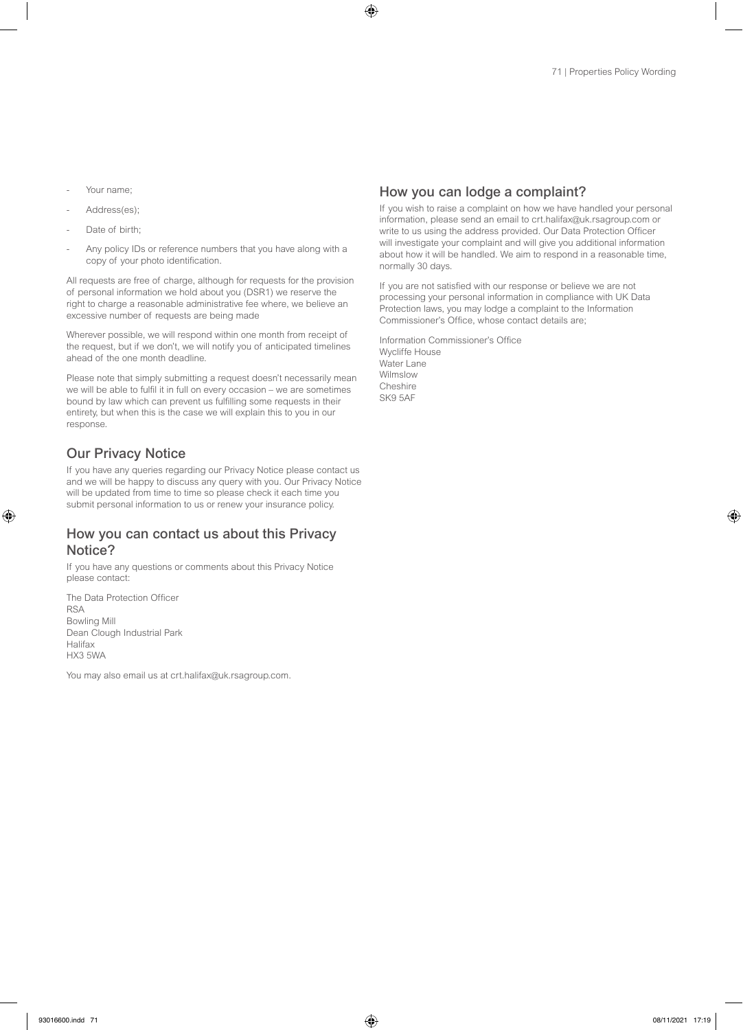- Your name;
- Address(es);
- Date of birth;
- Any policy IDs or reference numbers that you have along with a copy of your photo identification.

All requests are free of charge, although for requests for the provision of personal information we hold about you (DSR1) we reserve the right to charge a reasonable administrative fee where, we believe an excessive number of requests are being made

Wherever possible, we will respond within one month from receipt of the request, but if we don't, we will notify you of anticipated timelines ahead of the one month deadline.

Please note that simply submitting a request doesn't necessarily mean we will be able to fulfil it in full on every occasion – we are sometimes bound by law which can prevent us fulfilling some requests in their entirety, but when this is the case we will explain this to you in our response.

## Our Privacy Notice

If you have any queries regarding our Privacy Notice please contact us and we will be happy to discuss any query with you. Our Privacy Notice will be updated from time to time so please check it each time you submit personal information to us or renew your insurance policy.

## How you can contact us about this Privacy Notice?

If you have any questions or comments about this Privacy Notice please contact:

The Data Protection Officer
RSA
Bowling Mill
Dean Clough Industrial Park
Halifax
HX3 5WA

You may also email us at crt.halifax@uk.rsagroup.com.

## How you can lodge a complaint?

If you wish to raise a complaint on how we have handled your personal information, please send an email to crt.halifax@uk.rsagroup.com or write to us using the address provided. Our Data Protection Officer will investigate your complaint and will give you additional information about how it will be handled. We aim to respond in a reasonable time, normally 30 days.

If you are not satisfied with our response or believe we are not processing your personal information in compliance with UK Data Protection laws, you may lodge a complaint to the Information Commissioner's Office, whose contact details are;

Information Commissioner's Office
Wycliffe House
Water Lane
Wilmslow
Cheshire
SK9 5AF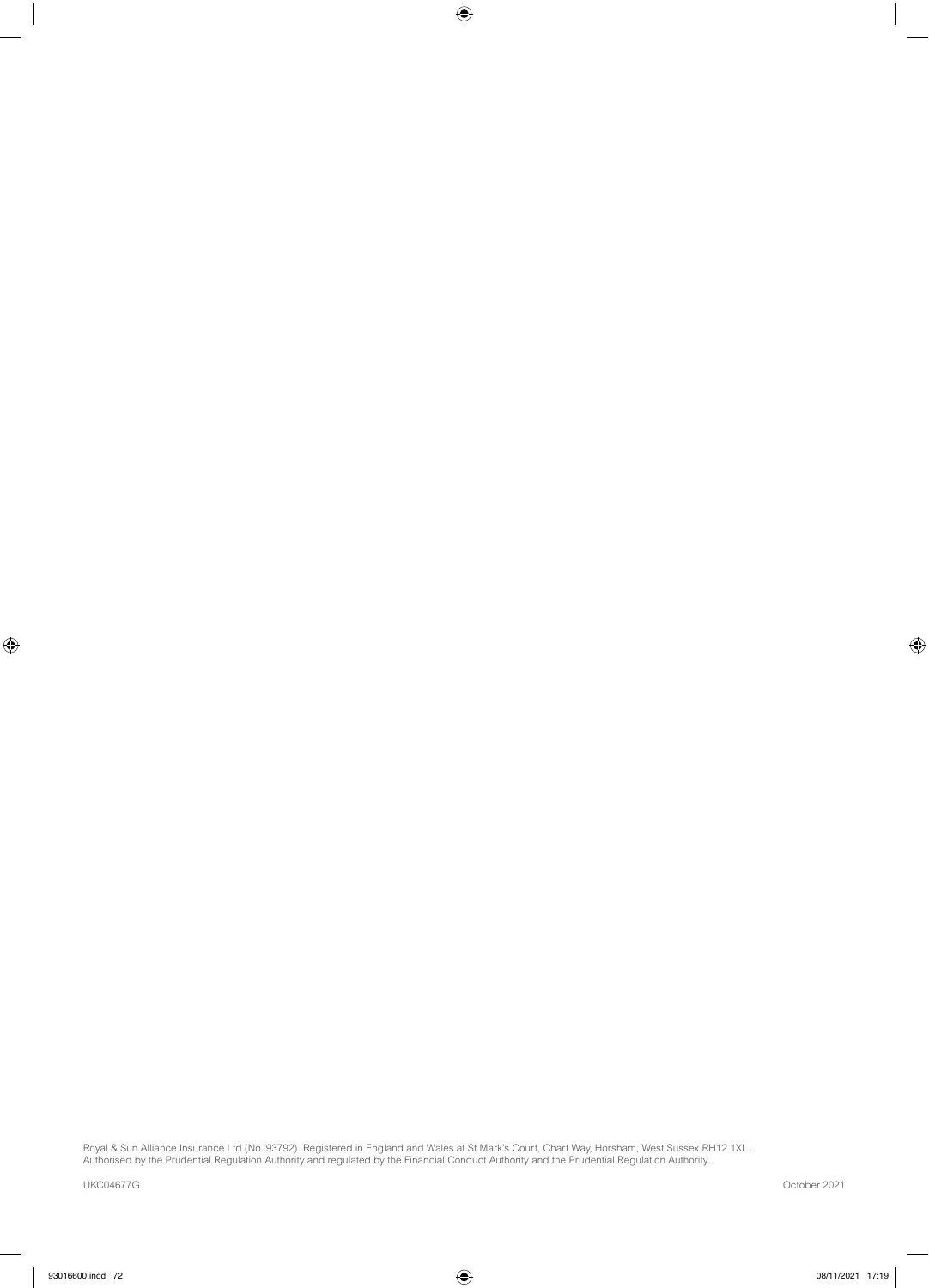Royal & Sun Alliance Insurance Ltd (No. 93792). Registered in England and Wales at St Mark's Court, Chart Way, Horsham, West Sussex RH12 1XL.
Authorised by the Prudential Regulation Authority and regulated by the Financial Conduct Authority and the Prudential Regulation Authority.

UKC04677G

October 2021